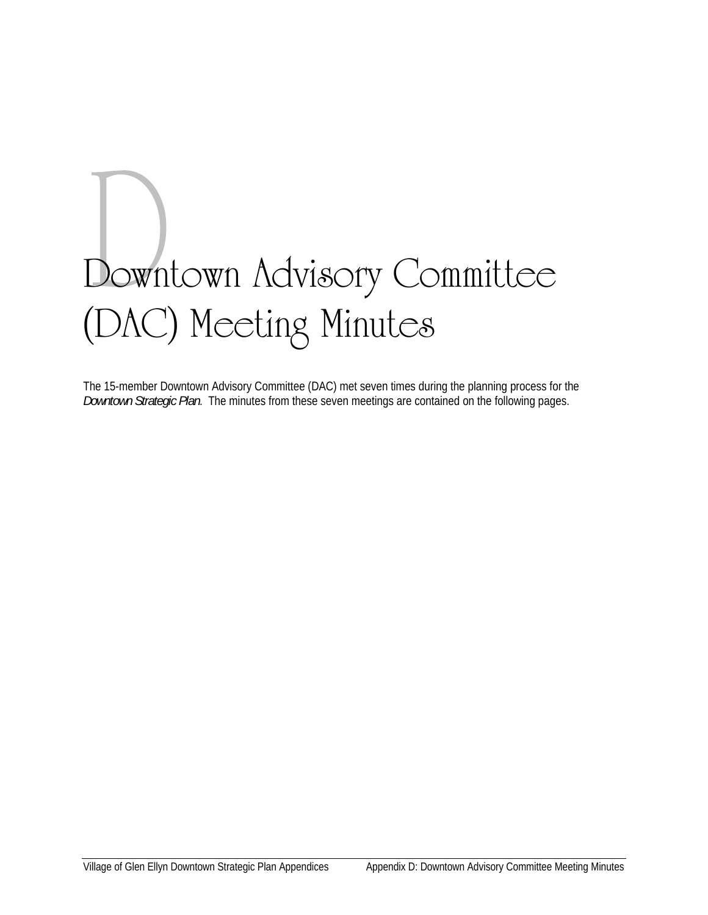# Downtown Advisory Committee (DAC) Meeting Minutes

The 15-member Downtown Advisory Committee (DAC) met seven times during the planning process for the *Downtown Strategic Plan*. The minutes from these seven meetings are contained on the following pages.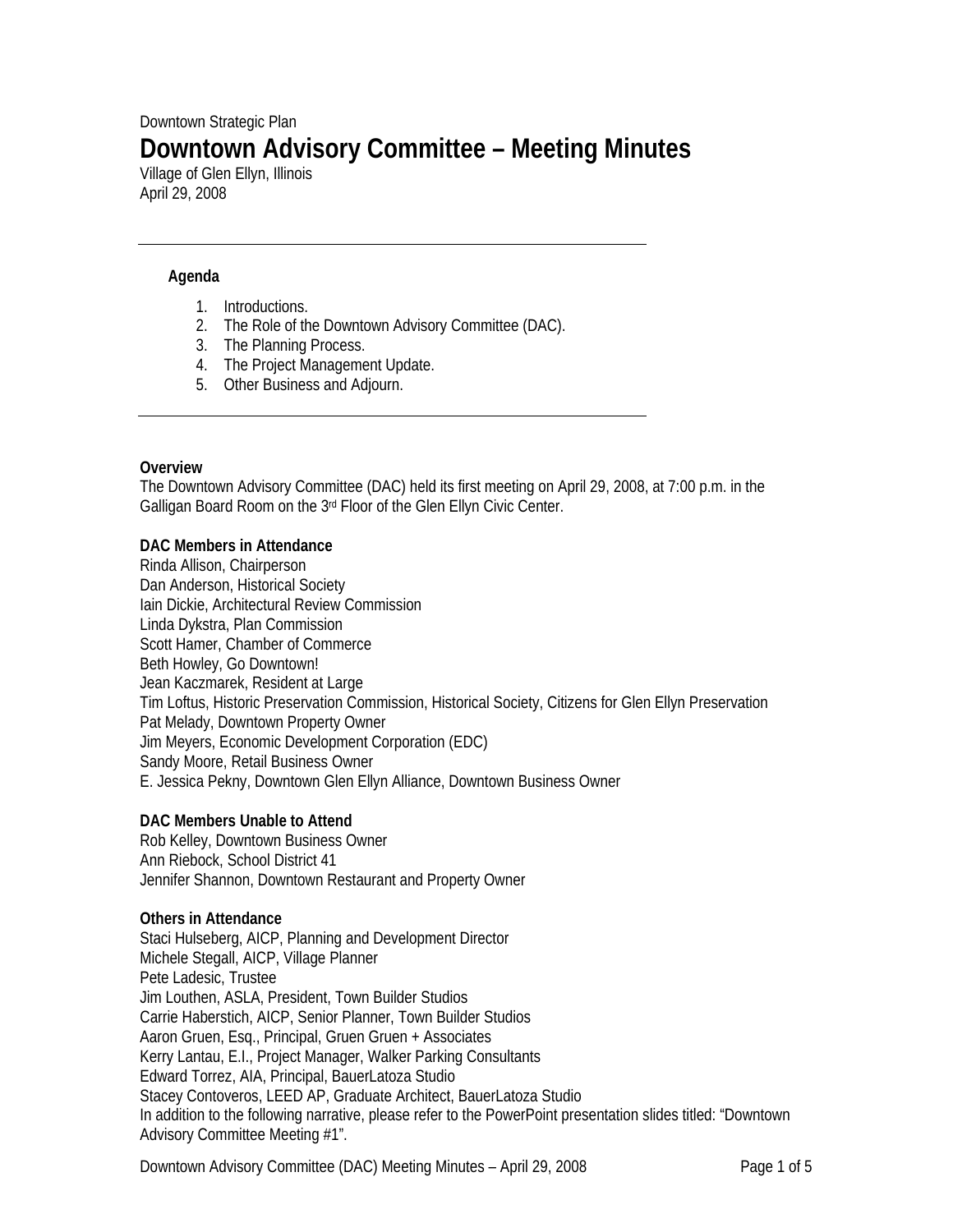Downtown Strategic Plan

# Downtown Advisory Committee – Meeting Minutes

Village of Glen Ellyn, Illinois
April 29, 2008

---

**Agenda**

1. Introductions.
2. The Role of the Downtown Advisory Committee (DAC).
3. The Planning Process.
4. The Project Management Update.
5. Other Business and Adjourn.

---

**Overview**

The Downtown Advisory Committee (DAC) held its first meeting on April 29, 2008, at 7:00 p.m. in the Galligan Board Room on the 3rd Floor of the Glen Ellyn Civic Center.

**DAC Members in Attendance**

Rinda Allison, Chairperson
Dan Anderson, Historical Society
Iain Dickie, Architectural Review Commission
Linda Dykstra, Plan Commission
Scott Hamer, Chamber of Commerce
Beth Howley, Go Downtown!
Jean Kaczmarek, Resident at Large
Tim Loftus, Historic Preservation Commission, Historical Society, Citizens for Glen Ellyn Preservation
Pat Melady, Downtown Property Owner
Jim Meyers, Economic Development Corporation (EDC)
Sandy Moore, Retail Business Owner
E. Jessica Pekny, Downtown Glen Ellyn Alliance, Downtown Business Owner

**DAC Members Unable to Attend**

Rob Kelley, Downtown Business Owner
Ann Riebock, School District 41
Jennifer Shannon, Downtown Restaurant and Property Owner

**Others in Attendance**

Staci Hulseberg, AICP, Planning and Development Director
Michele Stegall, AICP, Village Planner
Pete Ladesic, Trustee
Jim Louthen, ASLA, President, Town Builder Studios
Carrie Haberstich, AICP, Senior Planner, Town Builder Studios
Aaron Gruen, Esq., Principal, Gruen Gruen + Associates
Kerry Lantau, E.I., Project Manager, Walker Parking Consultants
Edward Torrez, AIA, Principal, BauerLatoza Studio
Stacey Contoveros, LEED AP, Graduate Architect, BauerLatoza Studio

In addition to the following narrative, please refer to the PowerPoint presentation slides titled: "Downtown Advisory Committee Meeting #1".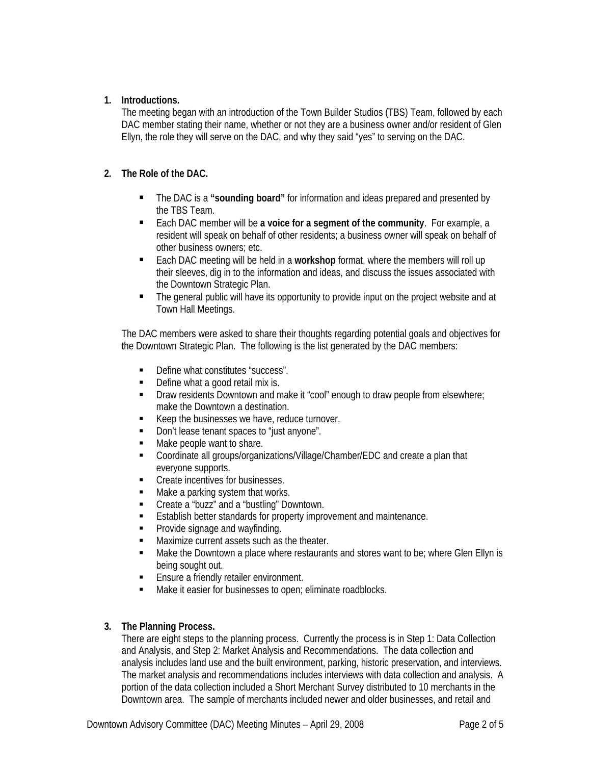1. **Introductions.**
   The meeting began with an introduction of the Town Builder Studios (TBS) Team, followed by each DAC member stating their name, whether or not they are a business owner and/or resident of Glen Ellyn, the role they will serve on the DAC, and why they said "yes" to serving on the DAC.

2. **The Role of the DAC.**

   - The DAC is a **"sounding board"** for information and ideas prepared and presented by the TBS Team.
   - Each DAC member will be **a voice for a segment of the community**. For example, a resident will speak on behalf of other residents; a business owner will speak on behalf of other business owners; etc.
   - Each DAC meeting will be held in a **workshop** format, where the members will roll up their sleeves, dig in to the information and ideas, and discuss the issues associated with the Downtown Strategic Plan.
   - The general public will have its opportunity to provide input on the project website and at Town Hall Meetings.

   The DAC members were asked to share their thoughts regarding potential goals and objectives for the Downtown Strategic Plan. The following is the list generated by the DAC members:

   - Define what constitutes "success".
   - Define what a good retail mix is.
   - Draw residents Downtown and make it "cool" enough to draw people from elsewhere; make the Downtown a destination.
   - Keep the businesses we have, reduce turnover.
   - Don't lease tenant spaces to "just anyone".
   - Make people want to share.
   - Coordinate all groups/organizations/Village/Chamber/EDC and create a plan that everyone supports.
   - Create incentives for businesses.
   - Make a parking system that works.
   - Create a "buzz" and a "bustling" Downtown.
   - Establish better standards for property improvement and maintenance.
   - Provide signage and wayfinding.
   - Maximize current assets such as the theater.
   - Make the Downtown a place where restaurants and stores want to be; where Glen Ellyn is being sought out.
   - Ensure a friendly retailer environment.
   - Make it easier for businesses to open; eliminate roadblocks.

3. **The Planning Process.**
   There are eight steps to the planning process. Currently the process is in Step 1: Data Collection and Analysis, and Step 2: Market Analysis and Recommendations. The data collection and analysis includes land use and the built environment, parking, historic preservation, and interviews. The market analysis and recommendations includes interviews with data collection and analysis. A portion of the data collection included a Short Merchant Survey distributed to 10 merchants in the Downtown area. The sample of merchants included newer and older businesses, and retail and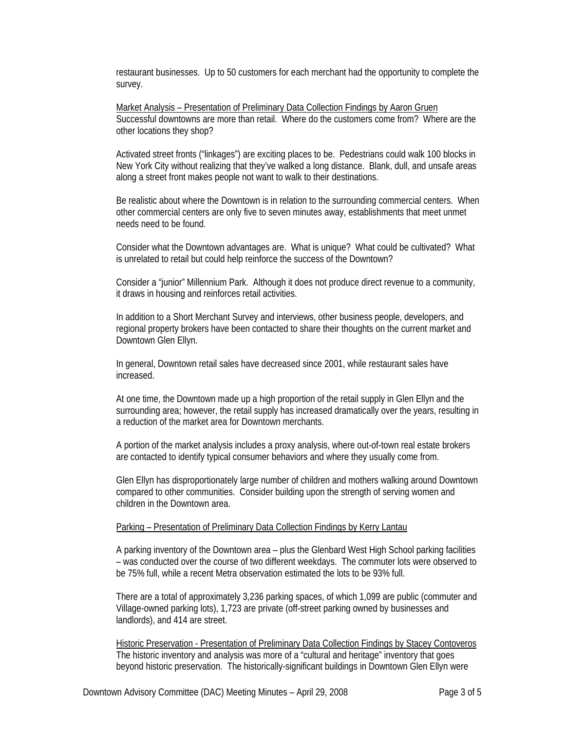restaurant businesses. Up to 50 customers for each merchant had the opportunity to complete the survey.

<u>Market Analysis – Presentation of Preliminary Data Collection Findings by Aaron Gruen</u>
Successful downtowns are more than retail. Where do the customers come from? Where are the other locations they shop?

Activated street fronts ("linkages") are exciting places to be. Pedestrians could walk 100 blocks in New York City without realizing that they've walked a long distance. Blank, dull, and unsafe areas along a street front makes people not want to walk to their destinations.

Be realistic about where the Downtown is in relation to the surrounding commercial centers. When other commercial centers are only five to seven minutes away, establishments that meet unmet needs need to be found.

Consider what the Downtown advantages are. What is unique? What could be cultivated? What is unrelated to retail but could help reinforce the success of the Downtown?

Consider a "junior" Millennium Park. Although it does not produce direct revenue to a community, it draws in housing and reinforces retail activities.

In addition to a Short Merchant Survey and interviews, other business people, developers, and regional property brokers have been contacted to share their thoughts on the current market and Downtown Glen Ellyn.

In general, Downtown retail sales have decreased since 2001, while restaurant sales have increased.

At one time, the Downtown made up a high proportion of the retail supply in Glen Ellyn and the surrounding area; however, the retail supply has increased dramatically over the years, resulting in a reduction of the market area for Downtown merchants.

A portion of the market analysis includes a proxy analysis, where out-of-town real estate brokers are contacted to identify typical consumer behaviors and where they usually come from.

Glen Ellyn has disproportionately large number of children and mothers walking around Downtown compared to other communities. Consider building upon the strength of serving women and children in the Downtown area.

<u>Parking – Presentation of Preliminary Data Collection Findings by Kerry Lantau</u>

A parking inventory of the Downtown area – plus the Glenbard West High School parking facilities – was conducted over the course of two different weekdays. The commuter lots were observed to be 75% full, while a recent Metra observation estimated the lots to be 93% full.

There are a total of approximately 3,236 parking spaces, of which 1,099 are public (commuter and Village-owned parking lots), 1,723 are private (off-street parking owned by businesses and landlords), and 414 are street.

<u>Historic Preservation - Presentation of Preliminary Data Collection Findings by Stacey Contoveros</u>
The historic inventory and analysis was more of a "cultural and heritage" inventory that goes beyond historic preservation. The historically-significant buildings in Downtown Glen Ellyn were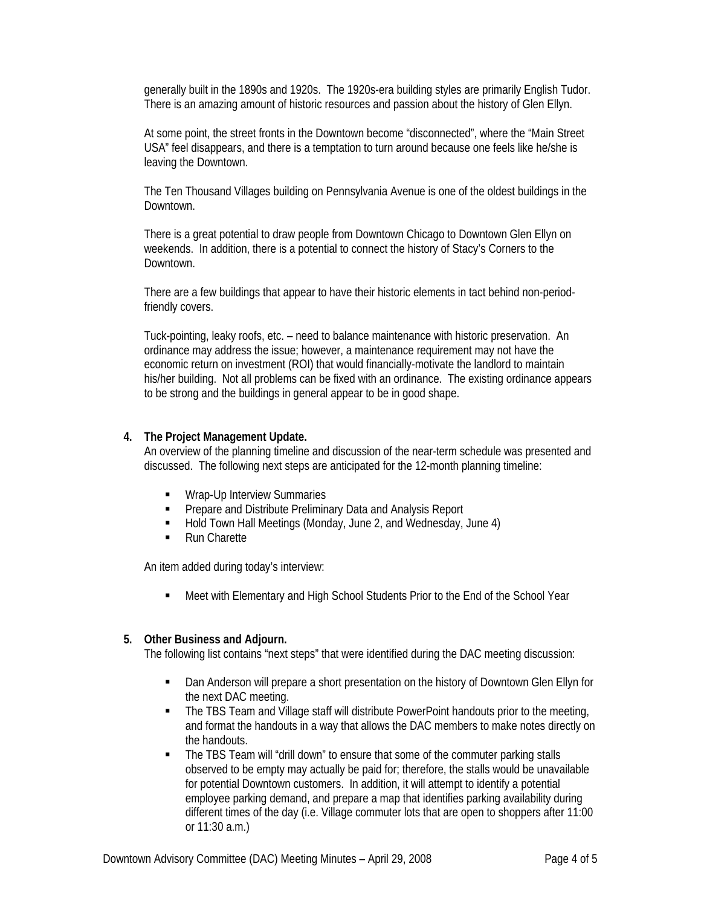generally built in the 1890s and 1920s. The 1920s-era building styles are primarily English Tudor. There is an amazing amount of historic resources and passion about the history of Glen Ellyn.

At some point, the street fronts in the Downtown become "disconnected", where the "Main Street USA" feel disappears, and there is a temptation to turn around because one feels like he/she is leaving the Downtown.

The Ten Thousand Villages building on Pennsylvania Avenue is one of the oldest buildings in the Downtown.

There is a great potential to draw people from Downtown Chicago to Downtown Glen Ellyn on weekends. In addition, there is a potential to connect the history of Stacy's Corners to the Downtown.

There are a few buildings that appear to have their historic elements in tact behind non-period-friendly covers.

Tuck-pointing, leaky roofs, etc. – need to balance maintenance with historic preservation. An ordinance may address the issue; however, a maintenance requirement may not have the economic return on investment (ROI) that would financially-motivate the landlord to maintain his/her building. Not all problems can be fixed with an ordinance. The existing ordinance appears to be strong and the buildings in general appear to be in good shape.

**4. The Project Management Update.**

An overview of the planning timeline and discussion of the near-term schedule was presented and discussed. The following next steps are anticipated for the 12-month planning timeline:

- Wrap-Up Interview Summaries
- Prepare and Distribute Preliminary Data and Analysis Report
- Hold Town Hall Meetings (Monday, June 2, and Wednesday, June 4)
- Run Charette

An item added during today's interview:

- Meet with Elementary and High School Students Prior to the End of the School Year

**5. Other Business and Adjourn.**

The following list contains "next steps" that were identified during the DAC meeting discussion:

- Dan Anderson will prepare a short presentation on the history of Downtown Glen Ellyn for the next DAC meeting.
- The TBS Team and Village staff will distribute PowerPoint handouts prior to the meeting, and format the handouts in a way that allows the DAC members to make notes directly on the handouts.
- The TBS Team will "drill down" to ensure that some of the commuter parking stalls observed to be empty may actually be paid for; therefore, the stalls would be unavailable for potential Downtown customers. In addition, it will attempt to identify a potential employee parking demand, and prepare a map that identifies parking availability during different times of the day (i.e. Village commuter lots that are open to shoppers after 11:00 or 11:30 a.m.)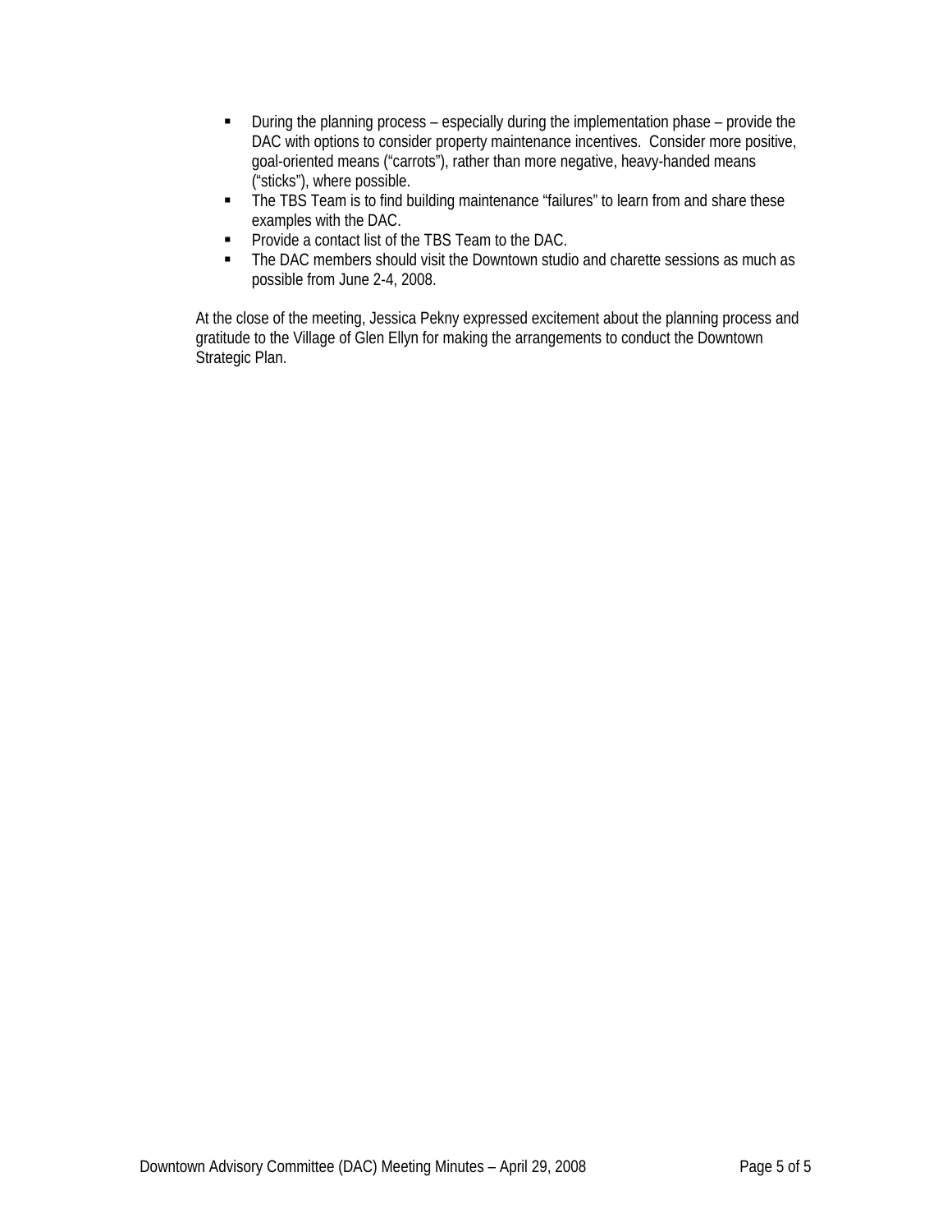- During the planning process – especially during the implementation phase – provide the DAC with options to consider property maintenance incentives. Consider more positive, goal-oriented means ("carrots"), rather than more negative, heavy-handed means ("sticks"), where possible.
- The TBS Team is to find building maintenance "failures" to learn from and share these examples with the DAC.
- Provide a contact list of the TBS Team to the DAC.
- The DAC members should visit the Downtown studio and charette sessions as much as possible from June 2-4, 2008.

At the close of the meeting, Jessica Pekny expressed excitement about the planning process and gratitude to the Village of Glen Ellyn for making the arrangements to conduct the Downtown Strategic Plan.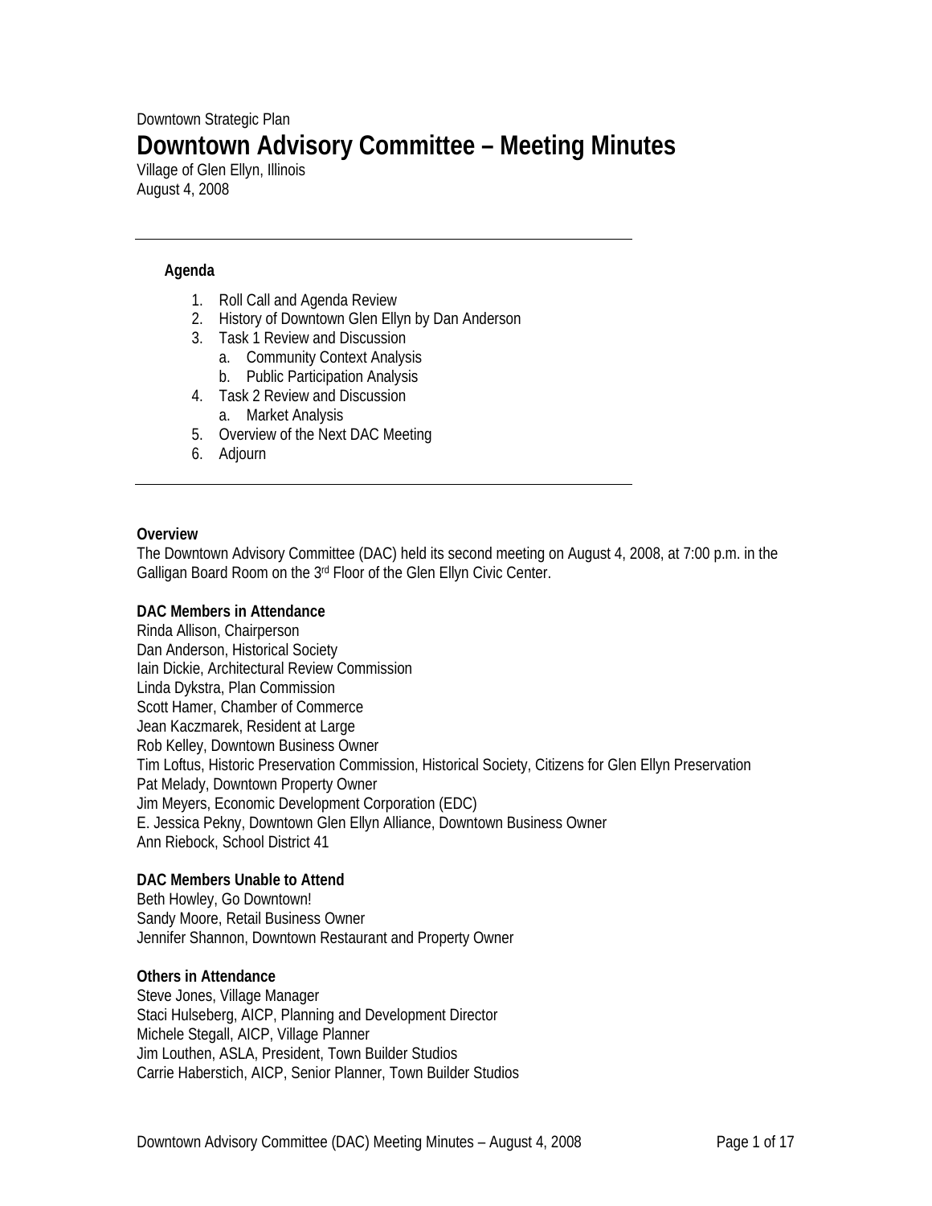Downtown Strategic Plan

# Downtown Advisory Committee – Meeting Minutes

Village of Glen Ellyn, Illinois
August 4, 2008

---

**Agenda**

1. Roll Call and Agenda Review
2. History of Downtown Glen Ellyn by Dan Anderson
3. Task 1 Review and Discussion
   a. Community Context Analysis
   b. Public Participation Analysis
4. Task 2 Review and Discussion
   a. Market Analysis
5. Overview of the Next DAC Meeting
6. Adjourn

---

**Overview**

The Downtown Advisory Committee (DAC) held its second meeting on August 4, 2008, at 7:00 p.m. in the Galligan Board Room on the 3rd Floor of the Glen Ellyn Civic Center.

**DAC Members in Attendance**

Rinda Allison, Chairperson
Dan Anderson, Historical Society
Iain Dickie, Architectural Review Commission
Linda Dykstra, Plan Commission
Scott Hamer, Chamber of Commerce
Jean Kaczmarek, Resident at Large
Rob Kelley, Downtown Business Owner
Tim Loftus, Historic Preservation Commission, Historical Society, Citizens for Glen Ellyn Preservation
Pat Melady, Downtown Property Owner
Jim Meyers, Economic Development Corporation (EDC)
E. Jessica Pekny, Downtown Glen Ellyn Alliance, Downtown Business Owner
Ann Riebock, School District 41

**DAC Members Unable to Attend**

Beth Howley, Go Downtown!
Sandy Moore, Retail Business Owner
Jennifer Shannon, Downtown Restaurant and Property Owner

**Others in Attendance**

Steve Jones, Village Manager
Staci Hulseberg, AICP, Planning and Development Director
Michele Stegall, AICP, Village Planner
Jim Louthen, ASLA, President, Town Builder Studios
Carrie Haberstich, AICP, Senior Planner, Town Builder Studios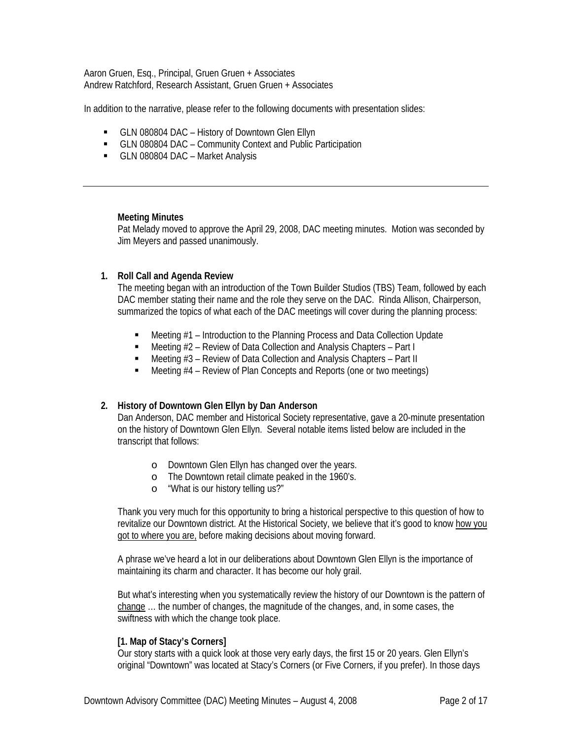Aaron Gruen, Esq., Principal, Gruen Gruen + Associates
Andrew Ratchford, Research Assistant, Gruen Gruen + Associates

In addition to the narrative, please refer to the following documents with presentation slides:

- GLN 080804 DAC – History of Downtown Glen Ellyn
- GLN 080804 DAC – Community Context and Public Participation
- GLN 080804 DAC – Market Analysis

---

**Meeting Minutes**

Pat Melady moved to approve the April 29, 2008, DAC meeting minutes. Motion was seconded by Jim Meyers and passed unanimously.

**1. Roll Call and Agenda Review**

The meeting began with an introduction of the Town Builder Studios (TBS) Team, followed by each DAC member stating their name and the role they serve on the DAC. Rinda Allison, Chairperson, summarized the topics of what each of the DAC meetings will cover during the planning process:

- Meeting #1 – Introduction to the Planning Process and Data Collection Update
- Meeting #2 – Review of Data Collection and Analysis Chapters – Part I
- Meeting #3 – Review of Data Collection and Analysis Chapters – Part II
- Meeting #4 – Review of Plan Concepts and Reports (one or two meetings)

**2. History of Downtown Glen Ellyn by Dan Anderson**

Dan Anderson, DAC member and Historical Society representative, gave a 20-minute presentation on the history of Downtown Glen Ellyn. Several notable items listed below are included in the transcript that follows:

- Downtown Glen Ellyn has changed over the years.
- The Downtown retail climate peaked in the 1960's.
- "What is our history telling us?"

Thank you very much for this opportunity to bring a historical perspective to this question of how to revitalize our Downtown district. At the Historical Society, we believe that it's good to know <u>how you got to where you are,</u> before making decisions about moving forward.

A phrase we've heard a lot in our deliberations about Downtown Glen Ellyn is the importance of maintaining its charm and character. It has become our holy grail.

But what's interesting when you systematically review the history of our Downtown is the pattern of <u>change</u> … the number of changes, the magnitude of the changes, and, in some cases, the swiftness with which the change took place.

**[1. Map of Stacy's Corners]**

Our story starts with a quick look at those very early days, the first 15 or 20 years. Glen Ellyn's original "Downtown" was located at Stacy's Corners (or Five Corners, if you prefer). In those days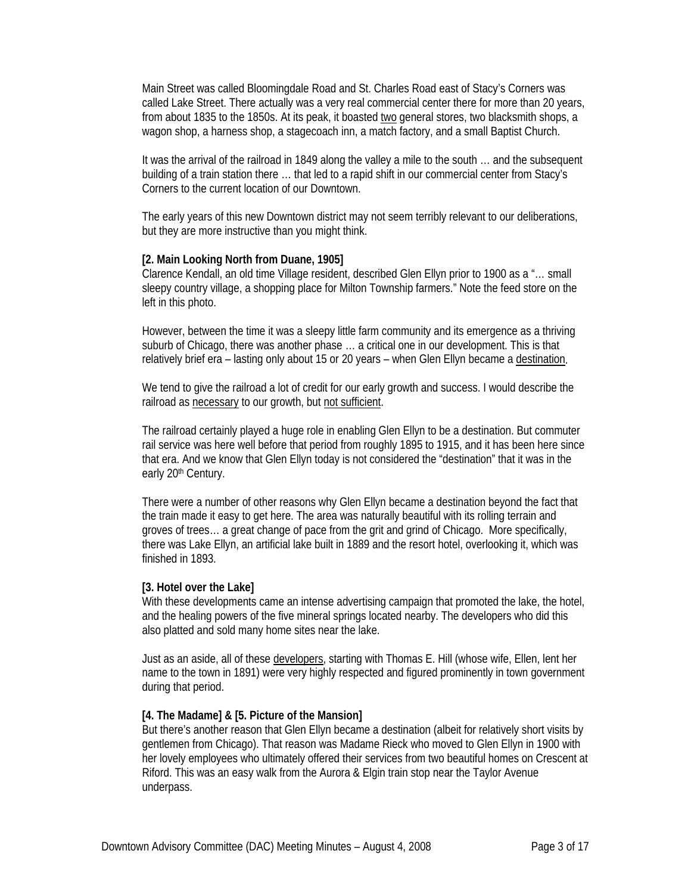Main Street was called Bloomingdale Road and St. Charles Road east of Stacy's Corners was called Lake Street. There actually was a very real commercial center there for more than 20 years, from about 1835 to the 1850s. At its peak, it boasted <u>two</u> general stores, two blacksmith shops, a wagon shop, a harness shop, a stagecoach inn, a match factory, and a small Baptist Church.

It was the arrival of the railroad in 1849 along the valley a mile to the south … and the subsequent building of a train station there … that led to a rapid shift in our commercial center from Stacy's Corners to the current location of our Downtown.

The early years of this new Downtown district may not seem terribly relevant to our deliberations, but they are more instructive than you might think.

**[2. Main Looking North from Duane, 1905]**

Clarence Kendall, an old time Village resident, described Glen Ellyn prior to 1900 as a "… small sleepy country village, a shopping place for Milton Township farmers." Note the feed store on the left in this photo.

However, between the time it was a sleepy little farm community and its emergence as a thriving suburb of Chicago, there was another phase … a critical one in our development. This is that relatively brief era – lasting only about 15 or 20 years – when Glen Ellyn became a <u>destination</u>.

We tend to give the railroad a lot of credit for our early growth and success. I would describe the railroad as <u>necessary</u> to our growth, but <u>not sufficient</u>.

The railroad certainly played a huge role in enabling Glen Ellyn to be a destination. But commuter rail service was here well before that period from roughly 1895 to 1915, and it has been here since that era. And we know that Glen Ellyn today is not considered the "destination" that it was in the early 20th Century.

There were a number of other reasons why Glen Ellyn became a destination beyond the fact that the train made it easy to get here. The area was naturally beautiful with its rolling terrain and groves of trees… a great change of pace from the grit and grind of Chicago. More specifically, there was Lake Ellyn, an artificial lake built in 1889 and the resort hotel, overlooking it, which was finished in 1893.

**[3. Hotel over the Lake]**

With these developments came an intense advertising campaign that promoted the lake, the hotel, and the healing powers of the five mineral springs located nearby. The developers who did this also platted and sold many home sites near the lake.

Just as an aside, all of these <u>developers</u>, starting with Thomas E. Hill (whose wife, Ellen, lent her name to the town in 1891) were very highly respected and figured prominently in town government during that period.

**[4. The Madame] & [5. Picture of the Mansion]**

But there's another reason that Glen Ellyn became a destination (albeit for relatively short visits by gentlemen from Chicago). That reason was Madame Rieck who moved to Glen Ellyn in 1900 with her lovely employees who ultimately offered their services from two beautiful homes on Crescent at Riford. This was an easy walk from the Aurora & Elgin train stop near the Taylor Avenue underpass.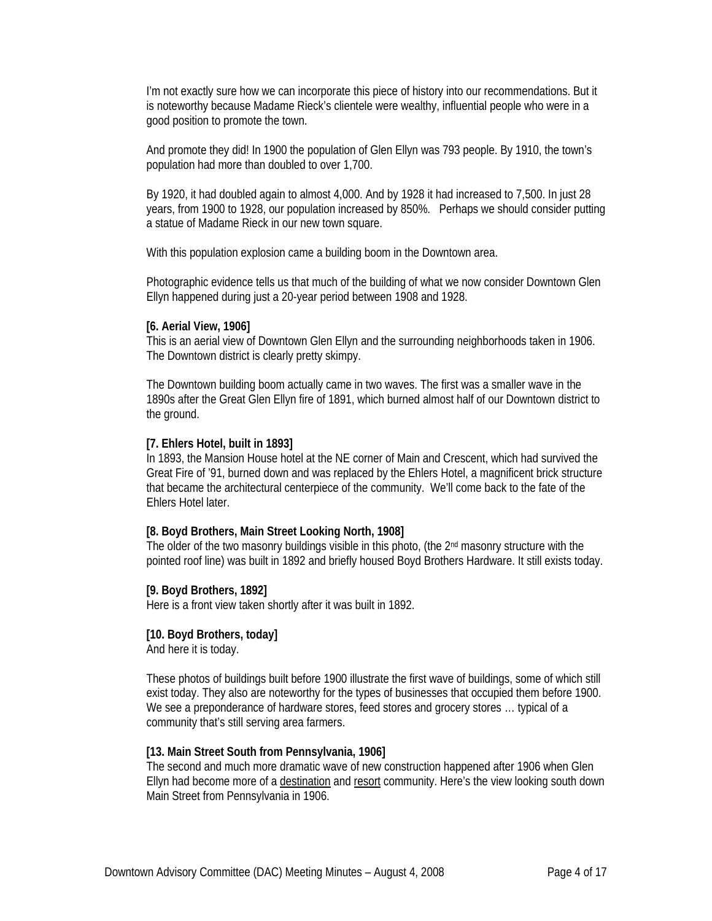I'm not exactly sure how we can incorporate this piece of history into our recommendations. But it is noteworthy because Madame Rieck's clientele were wealthy, influential people who were in a good position to promote the town.

And promote they did! In 1900 the population of Glen Ellyn was 793 people. By 1910, the town's population had more than doubled to over 1,700.

By 1920, it had doubled again to almost 4,000. And by 1928 it had increased to 7,500. In just 28 years, from 1900 to 1928, our population increased by 850%. Perhaps we should consider putting a statue of Madame Rieck in our new town square.

With this population explosion came a building boom in the Downtown area.

Photographic evidence tells us that much of the building of what we now consider Downtown Glen Ellyn happened during just a 20-year period between 1908 and 1928.

**[6. Aerial View, 1906]**
This is an aerial view of Downtown Glen Ellyn and the surrounding neighborhoods taken in 1906. The Downtown district is clearly pretty skimpy.

The Downtown building boom actually came in two waves. The first was a smaller wave in the 1890s after the Great Glen Ellyn fire of 1891, which burned almost half of our Downtown district to the ground.

**[7. Ehlers Hotel, built in 1893]**
In 1893, the Mansion House hotel at the NE corner of Main and Crescent, which had survived the Great Fire of '91, burned down and was replaced by the Ehlers Hotel, a magnificent brick structure that became the architectural centerpiece of the community. We'll come back to the fate of the Ehlers Hotel later.

**[8. Boyd Brothers, Main Street Looking North, 1908]**
The older of the two masonry buildings visible in this photo, (the 2nd masonry structure with the pointed roof line) was built in 1892 and briefly housed Boyd Brothers Hardware. It still exists today.

**[9. Boyd Brothers, 1892]**
Here is a front view taken shortly after it was built in 1892.

**[10. Boyd Brothers, today]**
And here it is today.

These photos of buildings built before 1900 illustrate the first wave of buildings, some of which still exist today. They also are noteworthy for the types of businesses that occupied them before 1900. We see a preponderance of hardware stores, feed stores and grocery stores … typical of a community that's still serving area farmers.

**[13. Main Street South from Pennsylvania, 1906]**
The second and much more dramatic wave of new construction happened after 1906 when Glen Ellyn had become more of a <u>destination</u> and <u>resort</u> community. Here's the view looking south down Main Street from Pennsylvania in 1906.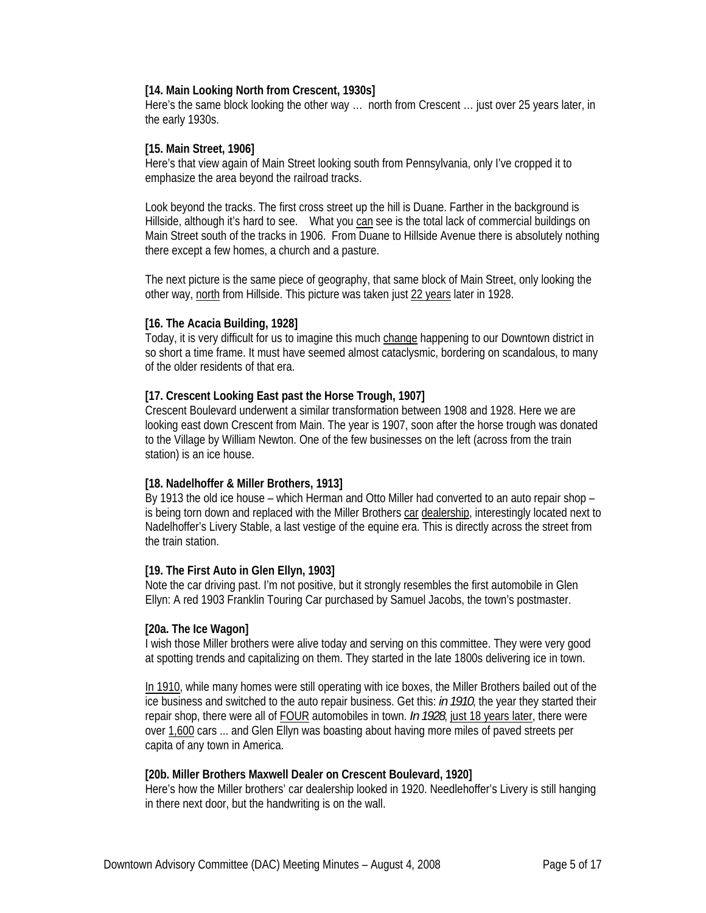**[14. Main Looking North from Crescent, 1930s]**
Here's the same block looking the other way … north from Crescent … just over 25 years later, in the early 1930s.

**[15. Main Street, 1906]**
Here's that view again of Main Street looking south from Pennsylvania, only I've cropped it to emphasize the area beyond the railroad tracks.

Look beyond the tracks. The first cross street up the hill is Duane. Farther in the background is Hillside, although it's hard to see. What you can see is the total lack of commercial buildings on Main Street south of the tracks in 1906. From Duane to Hillside Avenue there is absolutely nothing there except a few homes, a church and a pasture.

The next picture is the same piece of geography, that same block of Main Street, only looking the other way, north from Hillside. This picture was taken just 22 years later in 1928.

**[16. The Acacia Building, 1928]**
Today, it is very difficult for us to imagine this much change happening to our Downtown district in so short a time frame. It must have seemed almost cataclysmic, bordering on scandalous, to many of the older residents of that era.

**[17. Crescent Looking East past the Horse Trough, 1907]**
Crescent Boulevard underwent a similar transformation between 1908 and 1928. Here we are looking east down Crescent from Main. The year is 1907, soon after the horse trough was donated to the Village by William Newton. One of the few businesses on the left (across from the train station) is an ice house.

**[18. Nadelhoffer & Miller Brothers, 1913]**
By 1913 the old ice house – which Herman and Otto Miller had converted to an auto repair shop – is being torn down and replaced with the Miller Brothers car dealership, interestingly located next to Nadelhoffer's Livery Stable, a last vestige of the equine era. This is directly across the street from the train station.

**[19. The First Auto in Glen Ellyn, 1903]**
Note the car driving past. I'm not positive, but it strongly resembles the first automobile in Glen Ellyn: A red 1903 Franklin Touring Car purchased by Samuel Jacobs, the town's postmaster.

**[20a. The Ice Wagon]**
I wish those Miller brothers were alive today and serving on this committee. They were very good at spotting trends and capitalizing on them. They started in the late 1800s delivering ice in town.

In 1910, while many homes were still operating with ice boxes, the Miller Brothers bailed out of the ice business and switched to the auto repair business. Get this: *in 1910*, the year they started their repair shop, there were all of FOUR automobiles in town. *In 1928*, just 18 years later, there were over 1,600 cars ... and Glen Ellyn was boasting about having more miles of paved streets per capita of any town in America.

**[20b. Miller Brothers Maxwell Dealer on Crescent Boulevard, 1920]**
Here's how the Miller brothers' car dealership looked in 1920. Needlehoffer's Livery is still hanging in there next door, but the handwriting is on the wall.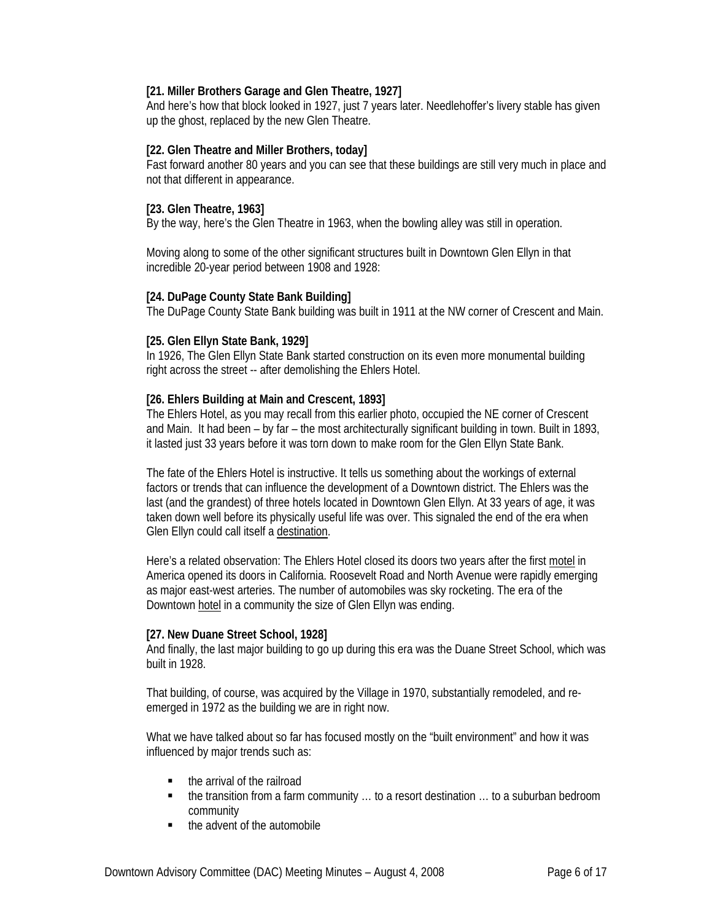**[21. Miller Brothers Garage and Glen Theatre, 1927]**
And here's how that block looked in 1927, just 7 years later. Needlehoffer's livery stable has given up the ghost, replaced by the new Glen Theatre.

**[22. Glen Theatre and Miller Brothers, today]**
Fast forward another 80 years and you can see that these buildings are still very much in place and not that different in appearance.

**[23. Glen Theatre, 1963]**
By the way, here's the Glen Theatre in 1963, when the bowling alley was still in operation.

Moving along to some of the other significant structures built in Downtown Glen Ellyn in that incredible 20-year period between 1908 and 1928:

**[24. DuPage County State Bank Building]**
The DuPage County State Bank building was built in 1911 at the NW corner of Crescent and Main.

**[25. Glen Ellyn State Bank, 1929]**
In 1926, The Glen Ellyn State Bank started construction on its even more monumental building right across the street -- after demolishing the Ehlers Hotel.

**[26. Ehlers Building at Main and Crescent, 1893]**
The Ehlers Hotel, as you may recall from this earlier photo, occupied the NE corner of Crescent and Main. It had been – by far – the most architecturally significant building in town. Built in 1893, it lasted just 33 years before it was torn down to make room for the Glen Ellyn State Bank.

The fate of the Ehlers Hotel is instructive. It tells us something about the workings of external factors or trends that can influence the development of a Downtown district. The Ehlers was the last (and the grandest) of three hotels located in Downtown Glen Ellyn. At 33 years of age, it was taken down well before its physically useful life was over. This signaled the end of the era when Glen Ellyn could call itself a destination.

Here's a related observation: The Ehlers Hotel closed its doors two years after the first motel in America opened its doors in California. Roosevelt Road and North Avenue were rapidly emerging as major east-west arteries. The number of automobiles was sky rocketing. The era of the Downtown hotel in a community the size of Glen Ellyn was ending.

**[27. New Duane Street School, 1928]**
And finally, the last major building to go up during this era was the Duane Street School, which was built in 1928.

That building, of course, was acquired by the Village in 1970, substantially remodeled, and re-emerged in 1972 as the building we are in right now.

What we have talked about so far has focused mostly on the "built environment" and how it was influenced by major trends such as:

- the arrival of the railroad
- the transition from a farm community … to a resort destination … to a suburban bedroom community
- the advent of the automobile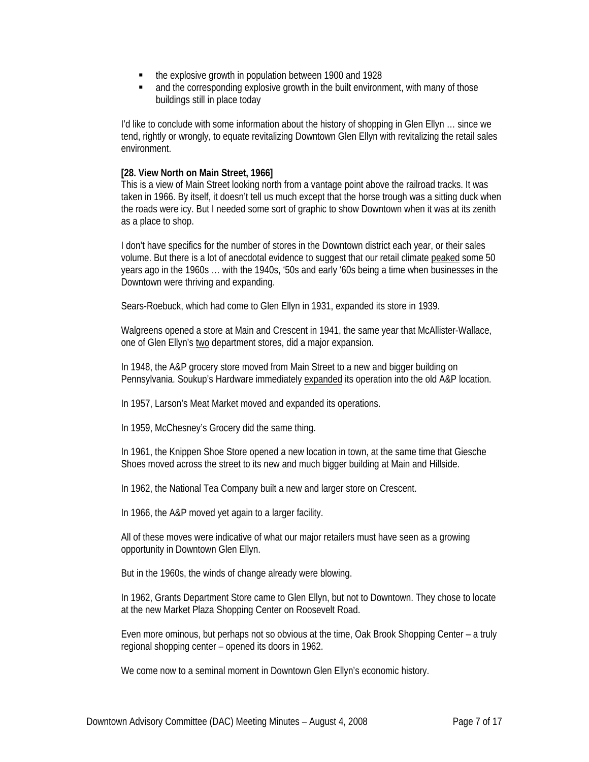- the explosive growth in population between 1900 and 1928
- and the corresponding explosive growth in the built environment, with many of those buildings still in place today

I'd like to conclude with some information about the history of shopping in Glen Ellyn … since we tend, rightly or wrongly, to equate revitalizing Downtown Glen Ellyn with revitalizing the retail sales environment.

**[28. View North on Main Street, 1966]**
This is a view of Main Street looking north from a vantage point above the railroad tracks. It was taken in 1966. By itself, it doesn't tell us much except that the horse trough was a sitting duck when the roads were icy. But I needed some sort of graphic to show Downtown when it was at its zenith as a place to shop.

I don't have specifics for the number of stores in the Downtown district each year, or their sales volume. But there is a lot of anecdotal evidence to suggest that our retail climate peaked some 50 years ago in the 1960s … with the 1940s, '50s and early '60s being a time when businesses in the Downtown were thriving and expanding.

Sears-Roebuck, which had come to Glen Ellyn in 1931, expanded its store in 1939.

Walgreens opened a store at Main and Crescent in 1941, the same year that McAllister-Wallace, one of Glen Ellyn's two department stores, did a major expansion.

In 1948, the A&P grocery store moved from Main Street to a new and bigger building on Pennsylvania. Soukup's Hardware immediately expanded its operation into the old A&P location.

In 1957, Larson's Meat Market moved and expanded its operations.

In 1959, McChesney's Grocery did the same thing.

In 1961, the Knippen Shoe Store opened a new location in town, at the same time that Giesche Shoes moved across the street to its new and much bigger building at Main and Hillside.

In 1962, the National Tea Company built a new and larger store on Crescent.

In 1966, the A&P moved yet again to a larger facility.

All of these moves were indicative of what our major retailers must have seen as a growing opportunity in Downtown Glen Ellyn.

But in the 1960s, the winds of change already were blowing.

In 1962, Grants Department Store came to Glen Ellyn, but not to Downtown. They chose to locate at the new Market Plaza Shopping Center on Roosevelt Road.

Even more ominous, but perhaps not so obvious at the time, Oak Brook Shopping Center – a truly regional shopping center – opened its doors in 1962.

We come now to a seminal moment in Downtown Glen Ellyn's economic history.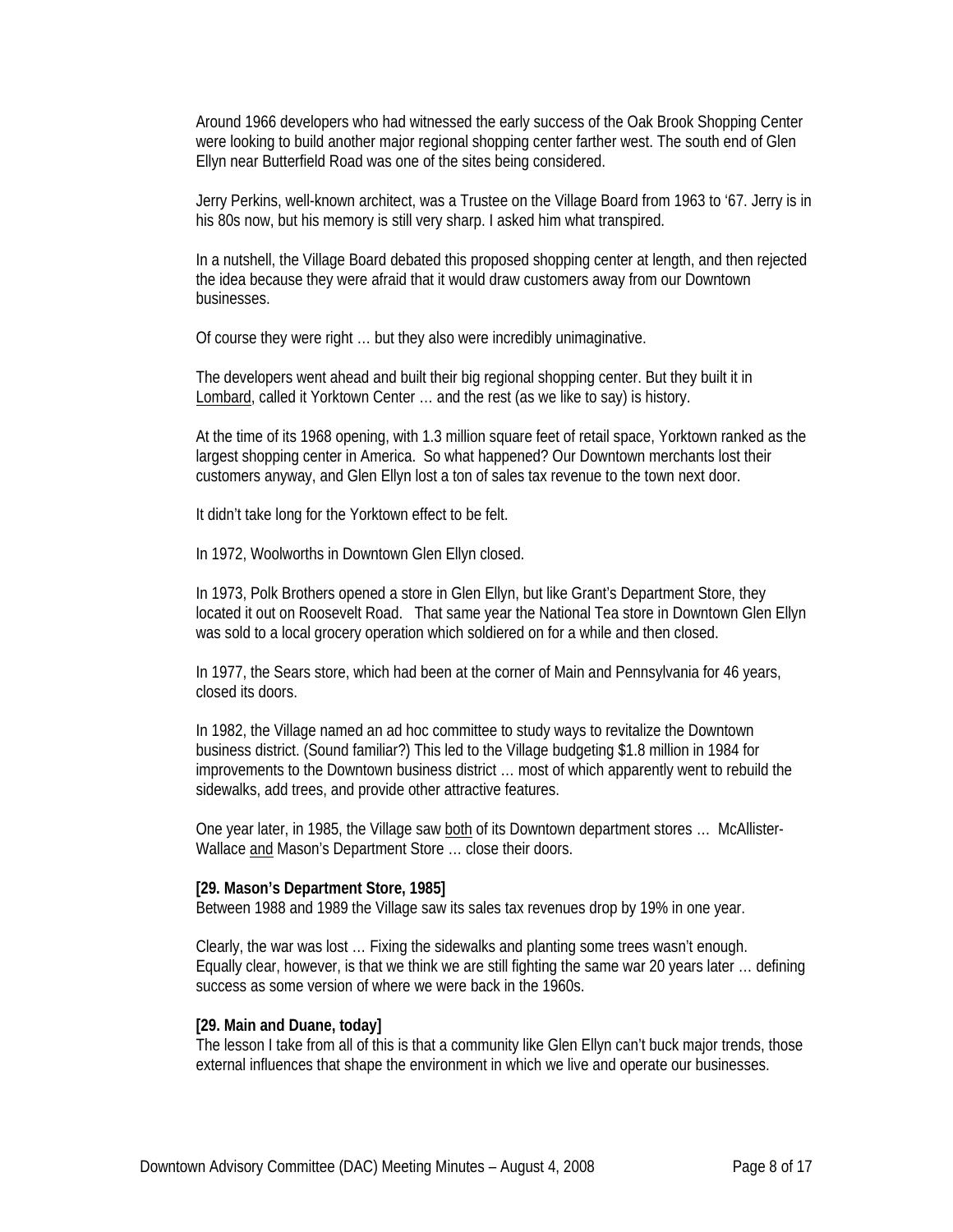Around 1966 developers who had witnessed the early success of the Oak Brook Shopping Center were looking to build another major regional shopping center farther west. The south end of Glen Ellyn near Butterfield Road was one of the sites being considered.

Jerry Perkins, well-known architect, was a Trustee on the Village Board from 1963 to '67. Jerry is in his 80s now, but his memory is still very sharp. I asked him what transpired.

In a nutshell, the Village Board debated this proposed shopping center at length, and then rejected the idea because they were afraid that it would draw customers away from our Downtown businesses.

Of course they were right … but they also were incredibly unimaginative.

The developers went ahead and built their big regional shopping center. But they built it in Lombard, called it Yorktown Center … and the rest (as we like to say) is history.

At the time of its 1968 opening, with 1.3 million square feet of retail space, Yorktown ranked as the largest shopping center in America. So what happened? Our Downtown merchants lost their customers anyway, and Glen Ellyn lost a ton of sales tax revenue to the town next door.

It didn't take long for the Yorktown effect to be felt.

In 1972, Woolworths in Downtown Glen Ellyn closed.

In 1973, Polk Brothers opened a store in Glen Ellyn, but like Grant's Department Store, they located it out on Roosevelt Road. That same year the National Tea store in Downtown Glen Ellyn was sold to a local grocery operation which soldiered on for a while and then closed.

In 1977, the Sears store, which had been at the corner of Main and Pennsylvania for 46 years, closed its doors.

In 1982, the Village named an ad hoc committee to study ways to revitalize the Downtown business district. (Sound familiar?) This led to the Village budgeting $1.8 million in 1984 for improvements to the Downtown business district … most of which apparently went to rebuild the sidewalks, add trees, and provide other attractive features.

One year later, in 1985, the Village saw both of its Downtown department stores … McAllister-Wallace and Mason's Department Store … close their doors.

**[29. Mason's Department Store, 1985]**
Between 1988 and 1989 the Village saw its sales tax revenues drop by 19% in one year.

Clearly, the war was lost … Fixing the sidewalks and planting some trees wasn't enough. Equally clear, however, is that we think we are still fighting the same war 20 years later … defining success as some version of where we were back in the 1960s.

**[29. Main and Duane, today]**
The lesson I take from all of this is that a community like Glen Ellyn can't buck major trends, those external influences that shape the environment in which we live and operate our businesses.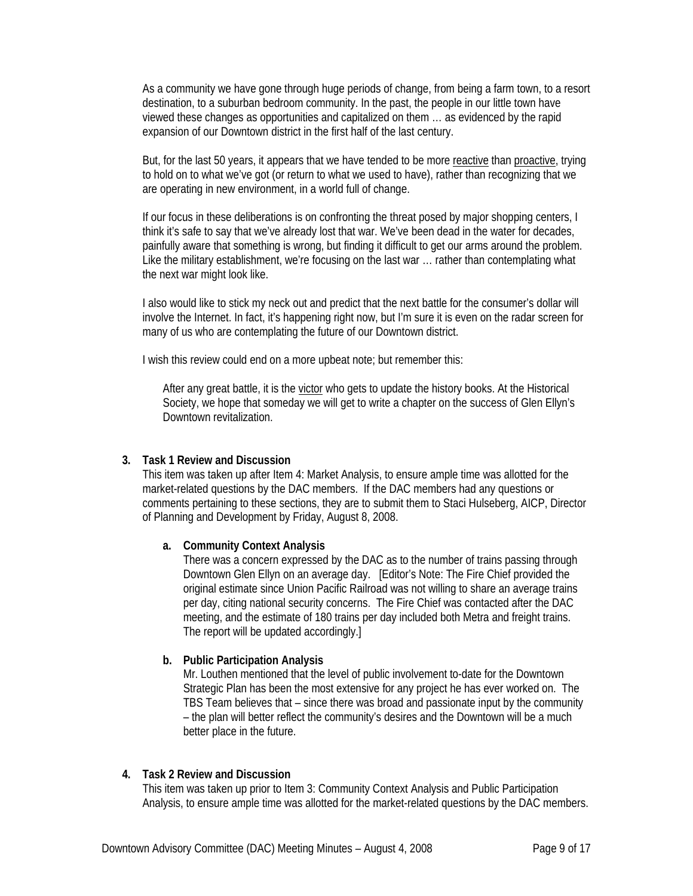As a community we have gone through huge periods of change, from being a farm town, to a resort destination, to a suburban bedroom community. In the past, the people in our little town have viewed these changes as opportunities and capitalized on them … as evidenced by the rapid expansion of our Downtown district in the first half of the last century.

But, for the last 50 years, it appears that we have tended to be more reactive than proactive, trying to hold on to what we've got (or return to what we used to have), rather than recognizing that we are operating in new environment, in a world full of change.

If our focus in these deliberations is on confronting the threat posed by major shopping centers, I think it's safe to say that we've already lost that war. We've been dead in the water for decades, painfully aware that something is wrong, but finding it difficult to get our arms around the problem. Like the military establishment, we're focusing on the last war … rather than contemplating what the next war might look like.

I also would like to stick my neck out and predict that the next battle for the consumer's dollar will involve the Internet. In fact, it's happening right now, but I'm sure it is even on the radar screen for many of us who are contemplating the future of our Downtown district.

I wish this review could end on a more upbeat note; but remember this:

> After any great battle, it is the victor who gets to update the history books. At the Historical Society, we hope that someday we will get to write a chapter on the success of Glen Ellyn's Downtown revitalization.

**3. Task 1 Review and Discussion**

This item was taken up after Item 4: Market Analysis, to ensure ample time was allotted for the market-related questions by the DAC members. If the DAC members had any questions or comments pertaining to these sections, they are to submit them to Staci Hulseberg, AICP, Director of Planning and Development by Friday, August 8, 2008.

**a. Community Context Analysis**

There was a concern expressed by the DAC as to the number of trains passing through Downtown Glen Ellyn on an average day. [Editor's Note: The Fire Chief provided the original estimate since Union Pacific Railroad was not willing to share an average trains per day, citing national security concerns. The Fire Chief was contacted after the DAC meeting, and the estimate of 180 trains per day included both Metra and freight trains. The report will be updated accordingly.]

**b. Public Participation Analysis**

Mr. Louthen mentioned that the level of public involvement to-date for the Downtown Strategic Plan has been the most extensive for any project he has ever worked on. The TBS Team believes that – since there was broad and passionate input by the community – the plan will better reflect the community's desires and the Downtown will be a much better place in the future.

**4. Task 2 Review and Discussion**

This item was taken up prior to Item 3: Community Context Analysis and Public Participation Analysis, to ensure ample time was allotted for the market-related questions by the DAC members.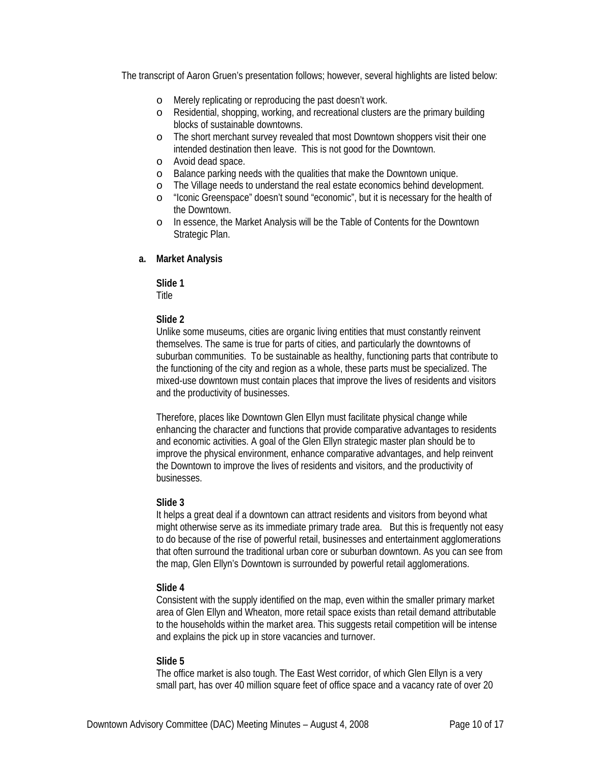The transcript of Aaron Gruen's presentation follows; however, several highlights are listed below:

- Merely replicating or reproducing the past doesn't work.
- Residential, shopping, working, and recreational clusters are the primary building blocks of sustainable downtowns.
- The short merchant survey revealed that most Downtown shoppers visit their one intended destination then leave. This is not good for the Downtown.
- Avoid dead space.
- Balance parking needs with the qualities that make the Downtown unique.
- The Village needs to understand the real estate economics behind development.
- "Iconic Greenspace" doesn't sound "economic", but it is necessary for the health of the Downtown.
- In essence, the Market Analysis will be the Table of Contents for the Downtown Strategic Plan.

**a. Market Analysis**

**Slide 1**
Title

**Slide 2**
Unlike some museums, cities are organic living entities that must constantly reinvent themselves. The same is true for parts of cities, and particularly the downtowns of suburban communities. To be sustainable as healthy, functioning parts that contribute to the functioning of the city and region as a whole, these parts must be specialized. The mixed-use downtown must contain places that improve the lives of residents and visitors and the productivity of businesses.

Therefore, places like Downtown Glen Ellyn must facilitate physical change while enhancing the character and functions that provide comparative advantages to residents and economic activities. A goal of the Glen Ellyn strategic master plan should be to improve the physical environment, enhance comparative advantages, and help reinvent the Downtown to improve the lives of residents and visitors, and the productivity of businesses.

**Slide 3**
It helps a great deal if a downtown can attract residents and visitors from beyond what might otherwise serve as its immediate primary trade area. But this is frequently not easy to do because of the rise of powerful retail, businesses and entertainment agglomerations that often surround the traditional urban core or suburban downtown. As you can see from the map, Glen Ellyn's Downtown is surrounded by powerful retail agglomerations.

**Slide 4**
Consistent with the supply identified on the map, even within the smaller primary market area of Glen Ellyn and Wheaton, more retail space exists than retail demand attributable to the households within the market area. This suggests retail competition will be intense and explains the pick up in store vacancies and turnover.

**Slide 5**
The office market is also tough. The East West corridor, of which Glen Ellyn is a very small part, has over 40 million square feet of office space and a vacancy rate of over 20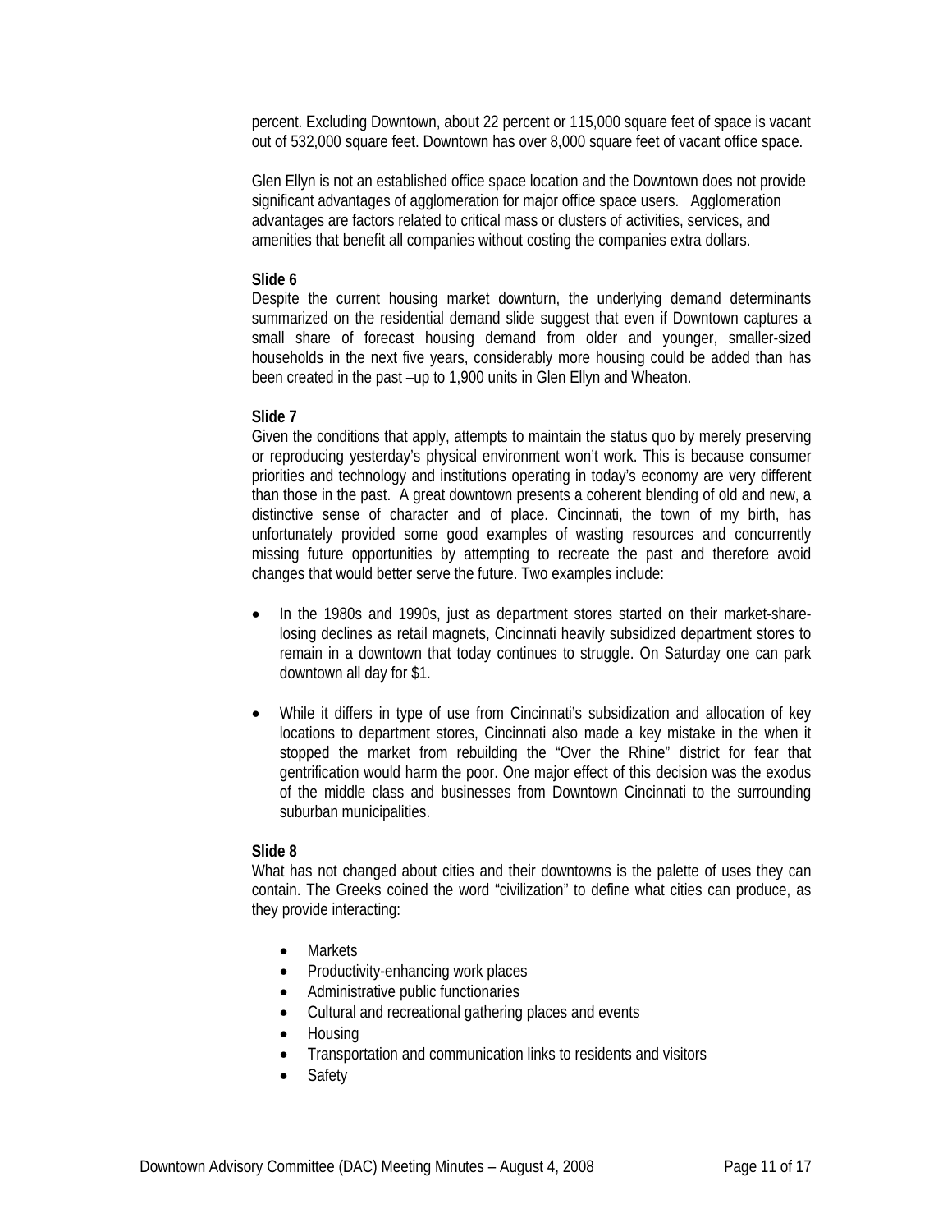percent. Excluding Downtown, about 22 percent or 115,000 square feet of space is vacant out of 532,000 square feet. Downtown has over 8,000 square feet of vacant office space.

Glen Ellyn is not an established office space location and the Downtown does not provide significant advantages of agglomeration for major office space users. Agglomeration advantages are factors related to critical mass or clusters of activities, services, and amenities that benefit all companies without costing the companies extra dollars.

**Slide 6**
Despite the current housing market downturn, the underlying demand determinants summarized on the residential demand slide suggest that even if Downtown captures a small share of forecast housing demand from older and younger, smaller-sized households in the next five years, considerably more housing could be added than has been created in the past –up to 1,900 units in Glen Ellyn and Wheaton.

**Slide 7**
Given the conditions that apply, attempts to maintain the status quo by merely preserving or reproducing yesterday's physical environment won't work. This is because consumer priorities and technology and institutions operating in today's economy are very different than those in the past. A great downtown presents a coherent blending of old and new, a distinctive sense of character and of place. Cincinnati, the town of my birth, has unfortunately provided some good examples of wasting resources and concurrently missing future opportunities by attempting to recreate the past and therefore avoid changes that would better serve the future. Two examples include:

- In the 1980s and 1990s, just as department stores started on their market-share-losing declines as retail magnets, Cincinnati heavily subsidized department stores to remain in a downtown that today continues to struggle. On Saturday one can park downtown all day for $1.
- While it differs in type of use from Cincinnati's subsidization and allocation of key locations to department stores, Cincinnati also made a key mistake in the when it stopped the market from rebuilding the "Over the Rhine" district for fear that gentrification would harm the poor. One major effect of this decision was the exodus of the middle class and businesses from Downtown Cincinnati to the surrounding suburban municipalities.

**Slide 8**
What has not changed about cities and their downtowns is the palette of uses they can contain. The Greeks coined the word "civilization" to define what cities can produce, as they provide interacting:

- Markets
- Productivity-enhancing work places
- Administrative public functionaries
- Cultural and recreational gathering places and events
- Housing
- Transportation and communication links to residents and visitors
- Safety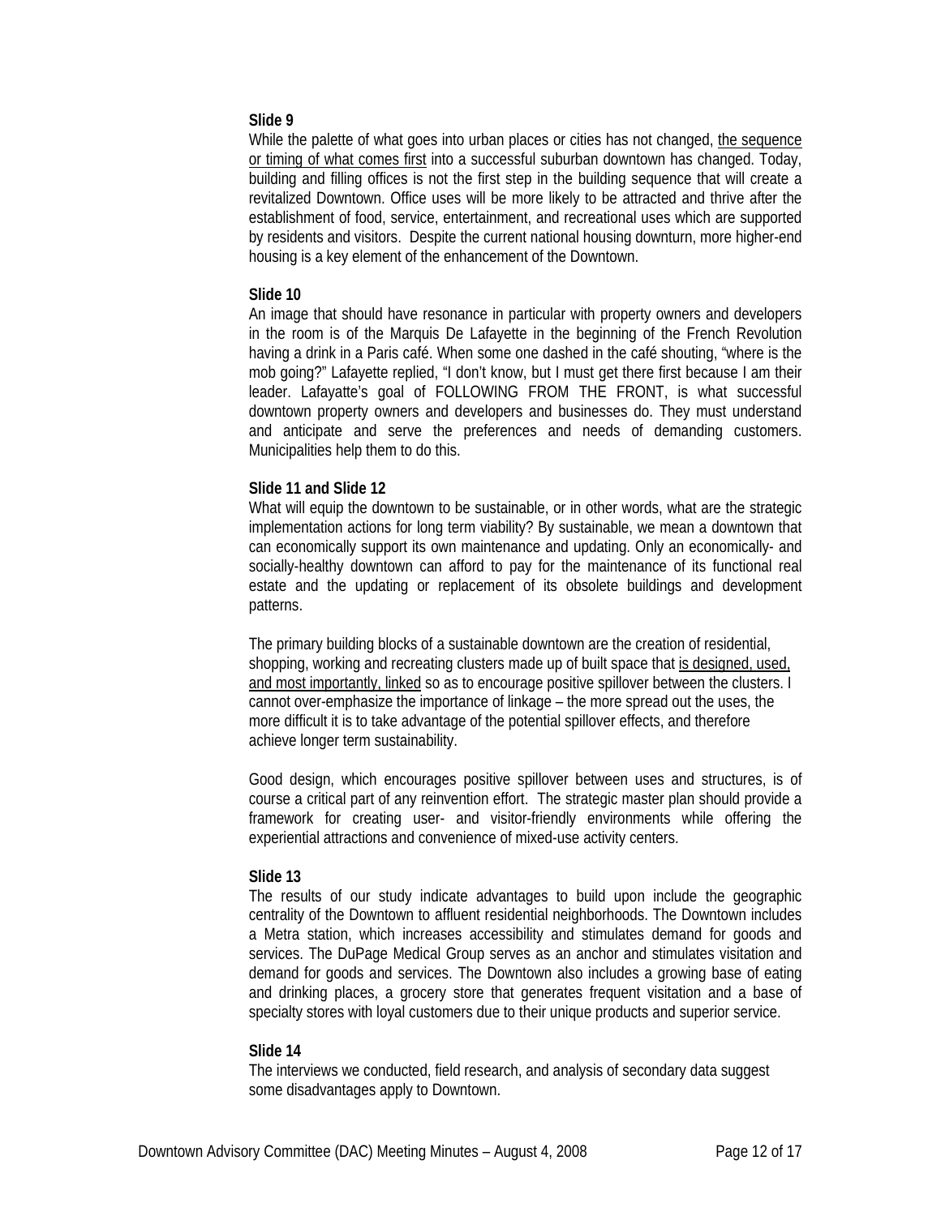**Slide 9**

While the palette of what goes into urban places or cities has not changed, <u>the sequence or timing of what comes first</u> into a successful suburban downtown has changed. Today, building and filling offices is not the first step in the building sequence that will create a revitalized Downtown. Office uses will be more likely to be attracted and thrive after the establishment of food, service, entertainment, and recreational uses which are supported by residents and visitors. Despite the current national housing downturn, more higher-end housing is a key element of the enhancement of the Downtown.

**Slide 10**

An image that should have resonance in particular with property owners and developers in the room is of the Marquis De Lafayette in the beginning of the French Revolution having a drink in a Paris café. When some one dashed in the café shouting, "where is the mob going?" Lafayette replied, "I don't know, but I must get there first because I am their leader. Lafayette's goal of FOLLOWING FROM THE FRONT, is what successful downtown property owners and developers and businesses do. They must understand and anticipate and serve the preferences and needs of demanding customers. Municipalities help them to do this.

**Slide 11 and Slide 12**

What will equip the downtown to be sustainable, or in other words, what are the strategic implementation actions for long term viability? By sustainable, we mean a downtown that can economically support its own maintenance and updating. Only an economically- and socially-healthy downtown can afford to pay for the maintenance of its functional real estate and the updating or replacement of its obsolete buildings and development patterns.

The primary building blocks of a sustainable downtown are the creation of residential, shopping, working and recreating clusters made up of built space that <u>is designed, used, and most importantly, linked</u> so as to encourage positive spillover between the clusters. I cannot over-emphasize the importance of linkage – the more spread out the uses, the more difficult it is to take advantage of the potential spillover effects, and therefore achieve longer term sustainability.

Good design, which encourages positive spillover between uses and structures, is of course a critical part of any reinvention effort. The strategic master plan should provide a framework for creating user- and visitor-friendly environments while offering the experiential attractions and convenience of mixed-use activity centers.

**Slide 13**

The results of our study indicate advantages to build upon include the geographic centrality of the Downtown to affluent residential neighborhoods. The Downtown includes a Metra station, which increases accessibility and stimulates demand for goods and services. The DuPage Medical Group serves as an anchor and stimulates visitation and demand for goods and services. The Downtown also includes a growing base of eating and drinking places, a grocery store that generates frequent visitation and a base of specialty stores with loyal customers due to their unique products and superior service.

**Slide 14**

The interviews we conducted, field research, and analysis of secondary data suggest some disadvantages apply to Downtown.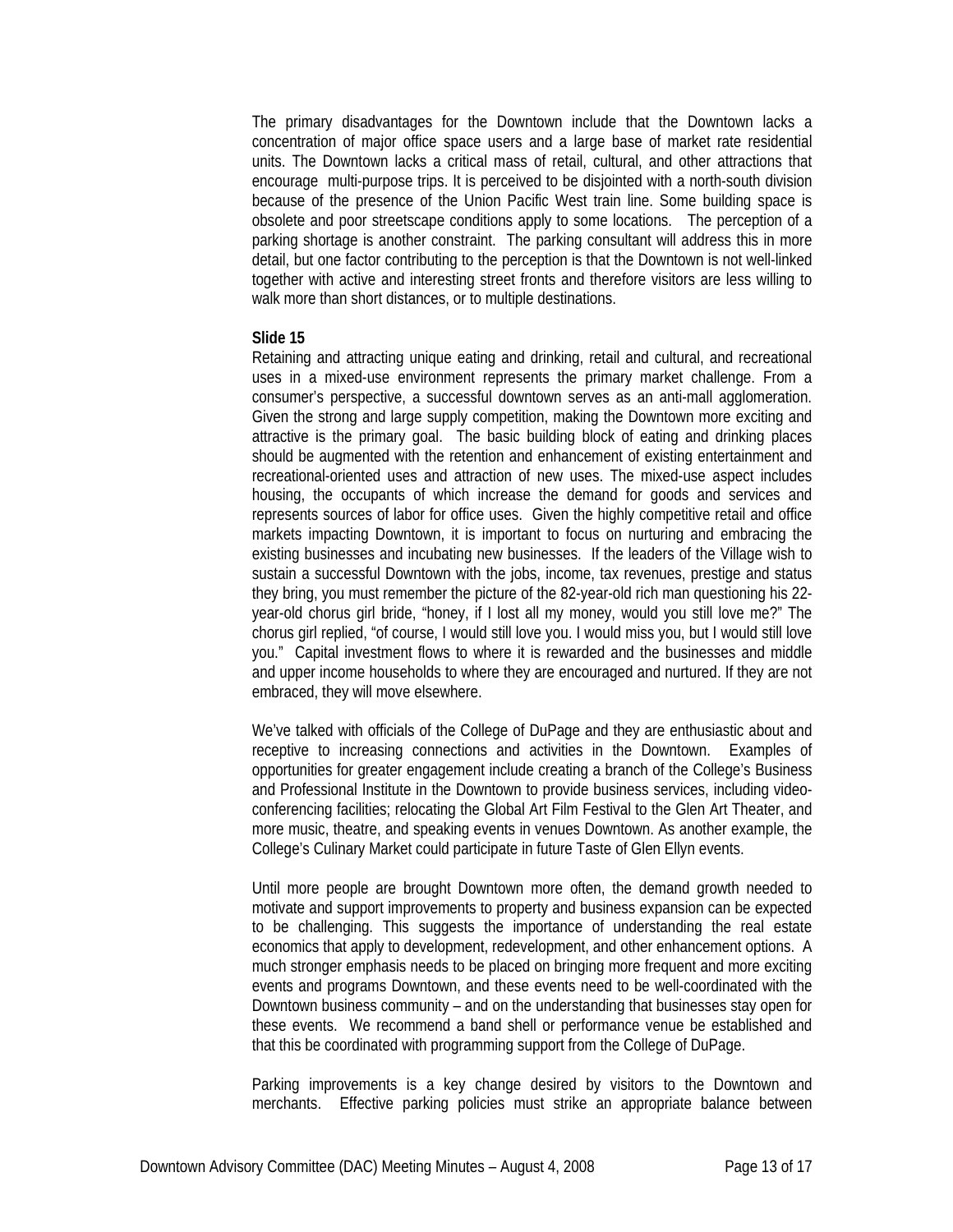The primary disadvantages for the Downtown include that the Downtown lacks a concentration of major office space users and a large base of market rate residential units. The Downtown lacks a critical mass of retail, cultural, and other attractions that encourage multi-purpose trips. It is perceived to be disjointed with a north-south division because of the presence of the Union Pacific West train line. Some building space is obsolete and poor streetscape conditions apply to some locations. The perception of a parking shortage is another constraint. The parking consultant will address this in more detail, but one factor contributing to the perception is that the Downtown is not well-linked together with active and interesting street fronts and therefore visitors are less willing to walk more than short distances, or to multiple destinations.

**Slide 15**

Retaining and attracting unique eating and drinking, retail and cultural, and recreational uses in a mixed-use environment represents the primary market challenge. From a consumer's perspective, a successful downtown serves as an anti-mall agglomeration. Given the strong and large supply competition, making the Downtown more exciting and attractive is the primary goal. The basic building block of eating and drinking places should be augmented with the retention and enhancement of existing entertainment and recreational-oriented uses and attraction of new uses. The mixed-use aspect includes housing, the occupants of which increase the demand for goods and services and represents sources of labor for office uses. Given the highly competitive retail and office markets impacting Downtown, it is important to focus on nurturing and embracing the existing businesses and incubating new businesses. If the leaders of the Village wish to sustain a successful Downtown with the jobs, income, tax revenues, prestige and status they bring, you must remember the picture of the 82-year-old rich man questioning his 22-year-old chorus girl bride, "honey, if I lost all my money, would you still love me?" The chorus girl replied, "of course, I would still love you. I would miss you, but I would still love you." Capital investment flows to where it is rewarded and the businesses and middle and upper income households to where they are encouraged and nurtured. If they are not embraced, they will move elsewhere.

We've talked with officials of the College of DuPage and they are enthusiastic about and receptive to increasing connections and activities in the Downtown. Examples of opportunities for greater engagement include creating a branch of the College's Business and Professional Institute in the Downtown to provide business services, including video-conferencing facilities; relocating the Global Art Film Festival to the Glen Art Theater, and more music, theatre, and speaking events in venues Downtown. As another example, the College's Culinary Market could participate in future Taste of Glen Ellyn events.

Until more people are brought Downtown more often, the demand growth needed to motivate and support improvements to property and business expansion can be expected to be challenging. This suggests the importance of understanding the real estate economics that apply to development, redevelopment, and other enhancement options. A much stronger emphasis needs to be placed on bringing more frequent and more exciting events and programs Downtown, and these events need to be well-coordinated with the Downtown business community – and on the understanding that businesses stay open for these events. We recommend a band shell or performance venue be established and that this be coordinated with programming support from the College of DuPage.

Parking improvements is a key change desired by visitors to the Downtown and merchants. Effective parking policies must strike an appropriate balance between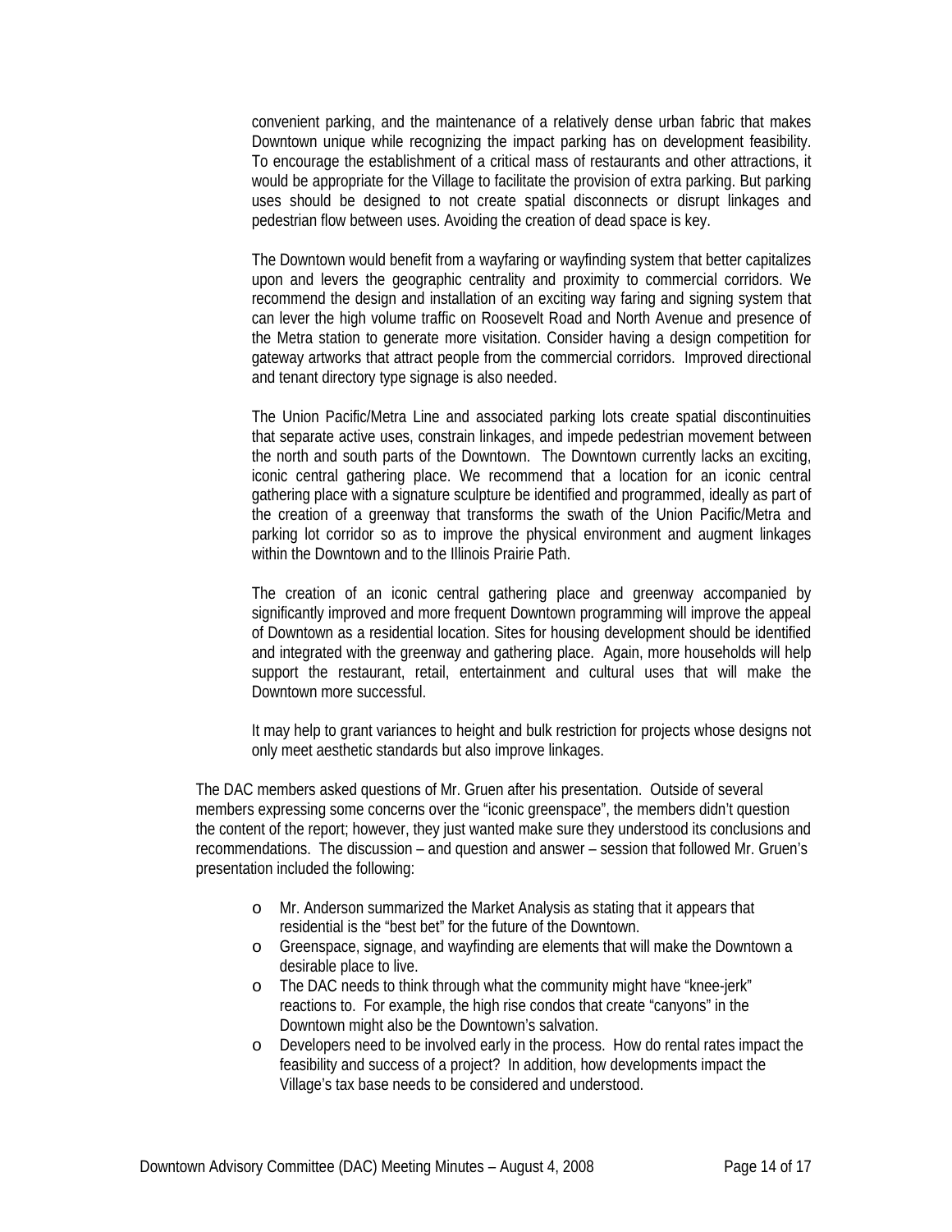convenient parking, and the maintenance of a relatively dense urban fabric that makes Downtown unique while recognizing the impact parking has on development feasibility. To encourage the establishment of a critical mass of restaurants and other attractions, it would be appropriate for the Village to facilitate the provision of extra parking. But parking uses should be designed to not create spatial disconnects or disrupt linkages and pedestrian flow between uses. Avoiding the creation of dead space is key.

The Downtown would benefit from a wayfaring or wayfinding system that better capitalizes upon and levers the geographic centrality and proximity to commercial corridors. We recommend the design and installation of an exciting way faring and signing system that can lever the high volume traffic on Roosevelt Road and North Avenue and presence of the Metra station to generate more visitation. Consider having a design competition for gateway artworks that attract people from the commercial corridors. Improved directional and tenant directory type signage is also needed.

The Union Pacific/Metra Line and associated parking lots create spatial discontinuities that separate active uses, constrain linkages, and impede pedestrian movement between the north and south parts of the Downtown. The Downtown currently lacks an exciting, iconic central gathering place. We recommend that a location for an iconic central gathering place with a signature sculpture be identified and programmed, ideally as part of the creation of a greenway that transforms the swath of the Union Pacific/Metra and parking lot corridor so as to improve the physical environment and augment linkages within the Downtown and to the Illinois Prairie Path.

The creation of an iconic central gathering place and greenway accompanied by significantly improved and more frequent Downtown programming will improve the appeal of Downtown as a residential location. Sites for housing development should be identified and integrated with the greenway and gathering place. Again, more households will help support the restaurant, retail, entertainment and cultural uses that will make the Downtown more successful.

It may help to grant variances to height and bulk restriction for projects whose designs not only meet aesthetic standards but also improve linkages.

The DAC members asked questions of Mr. Gruen after his presentation. Outside of several members expressing some concerns over the "iconic greenspace", the members didn't question the content of the report; however, they just wanted make sure they understood its conclusions and recommendations. The discussion – and question and answer – session that followed Mr. Gruen's presentation included the following:

- Mr. Anderson summarized the Market Analysis as stating that it appears that residential is the "best bet" for the future of the Downtown.
- Greenspace, signage, and wayfinding are elements that will make the Downtown a desirable place to live.
- The DAC needs to think through what the community might have "knee-jerk" reactions to. For example, the high rise condos that create "canyons" in the Downtown might also be the Downtown's salvation.
- Developers need to be involved early in the process. How do rental rates impact the feasibility and success of a project? In addition, how developments impact the Village's tax base needs to be considered and understood.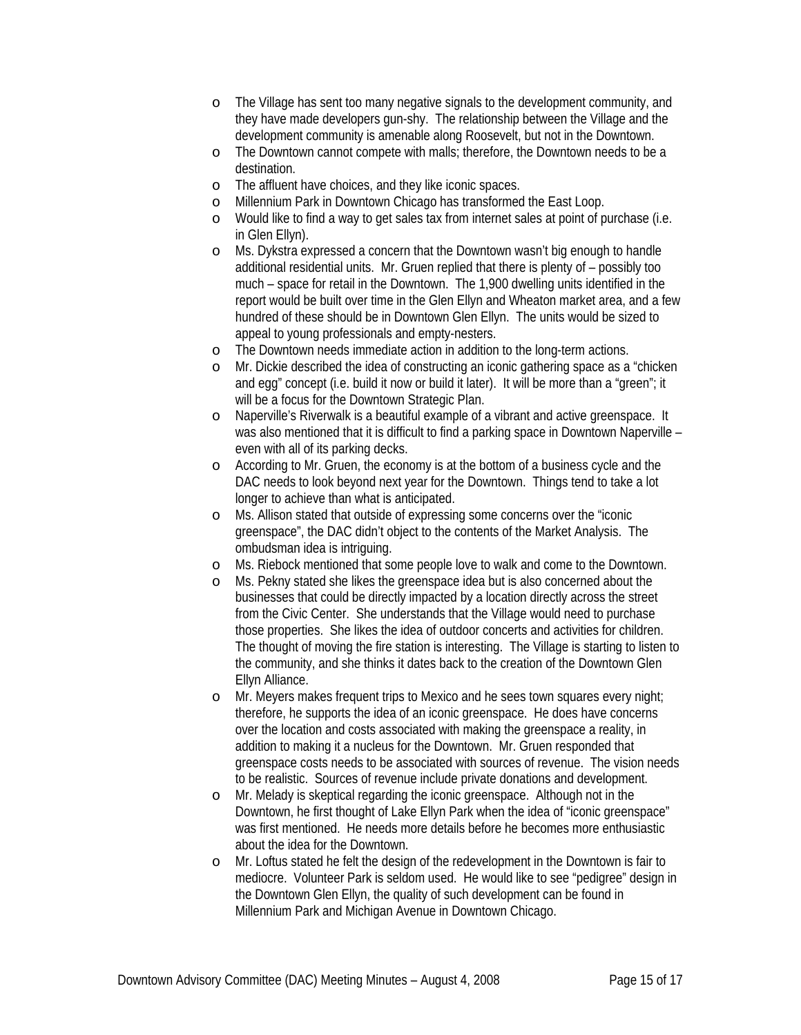- The Village has sent too many negative signals to the development community, and they have made developers gun-shy. The relationship between the Village and the development community is amenable along Roosevelt, but not in the Downtown.
- The Downtown cannot compete with malls; therefore, the Downtown needs to be a destination.
- The affluent have choices, and they like iconic spaces.
- Millennium Park in Downtown Chicago has transformed the East Loop.
- Would like to find a way to get sales tax from internet sales at point of purchase (i.e. in Glen Ellyn).
- Ms. Dykstra expressed a concern that the Downtown wasn't big enough to handle additional residential units. Mr. Gruen replied that there is plenty of – possibly too much – space for retail in the Downtown. The 1,900 dwelling units identified in the report would be built over time in the Glen Ellyn and Wheaton market area, and a few hundred of these should be in Downtown Glen Ellyn. The units would be sized to appeal to young professionals and empty-nesters.
- The Downtown needs immediate action in addition to the long-term actions.
- Mr. Dickie described the idea of constructing an iconic gathering space as a "chicken and egg" concept (i.e. build it now or build it later). It will be more than a "green"; it will be a focus for the Downtown Strategic Plan.
- Naperville's Riverwalk is a beautiful example of a vibrant and active greenspace. It was also mentioned that it is difficult to find a parking space in Downtown Naperville – even with all of its parking decks.
- According to Mr. Gruen, the economy is at the bottom of a business cycle and the DAC needs to look beyond next year for the Downtown. Things tend to take a lot longer to achieve than what is anticipated.
- Ms. Allison stated that outside of expressing some concerns over the "iconic greenspace", the DAC didn't object to the contents of the Market Analysis. The ombudsman idea is intriguing.
- Ms. Riebock mentioned that some people love to walk and come to the Downtown.
- Ms. Pekny stated she likes the greenspace idea but is also concerned about the businesses that could be directly impacted by a location directly across the street from the Civic Center. She understands that the Village would need to purchase those properties. She likes the idea of outdoor concerts and activities for children. The thought of moving the fire station is interesting. The Village is starting to listen to the community, and she thinks it dates back to the creation of the Downtown Glen Ellyn Alliance.
- Mr. Meyers makes frequent trips to Mexico and he sees town squares every night; therefore, he supports the idea of an iconic greenspace. He does have concerns over the location and costs associated with making the greenspace a reality, in addition to making it a nucleus for the Downtown. Mr. Gruen responded that greenspace costs needs to be associated with sources of revenue. The vision needs to be realistic. Sources of revenue include private donations and development.
- Mr. Melady is skeptical regarding the iconic greenspace. Although not in the Downtown, he first thought of Lake Ellyn Park when the idea of "iconic greenspace" was first mentioned. He needs more details before he becomes more enthusiastic about the idea for the Downtown.
- Mr. Loftus stated he felt the design of the redevelopment in the Downtown is fair to mediocre. Volunteer Park is seldom used. He would like to see "pedigree" design in the Downtown Glen Ellyn, the quality of such development can be found in Millennium Park and Michigan Avenue in Downtown Chicago.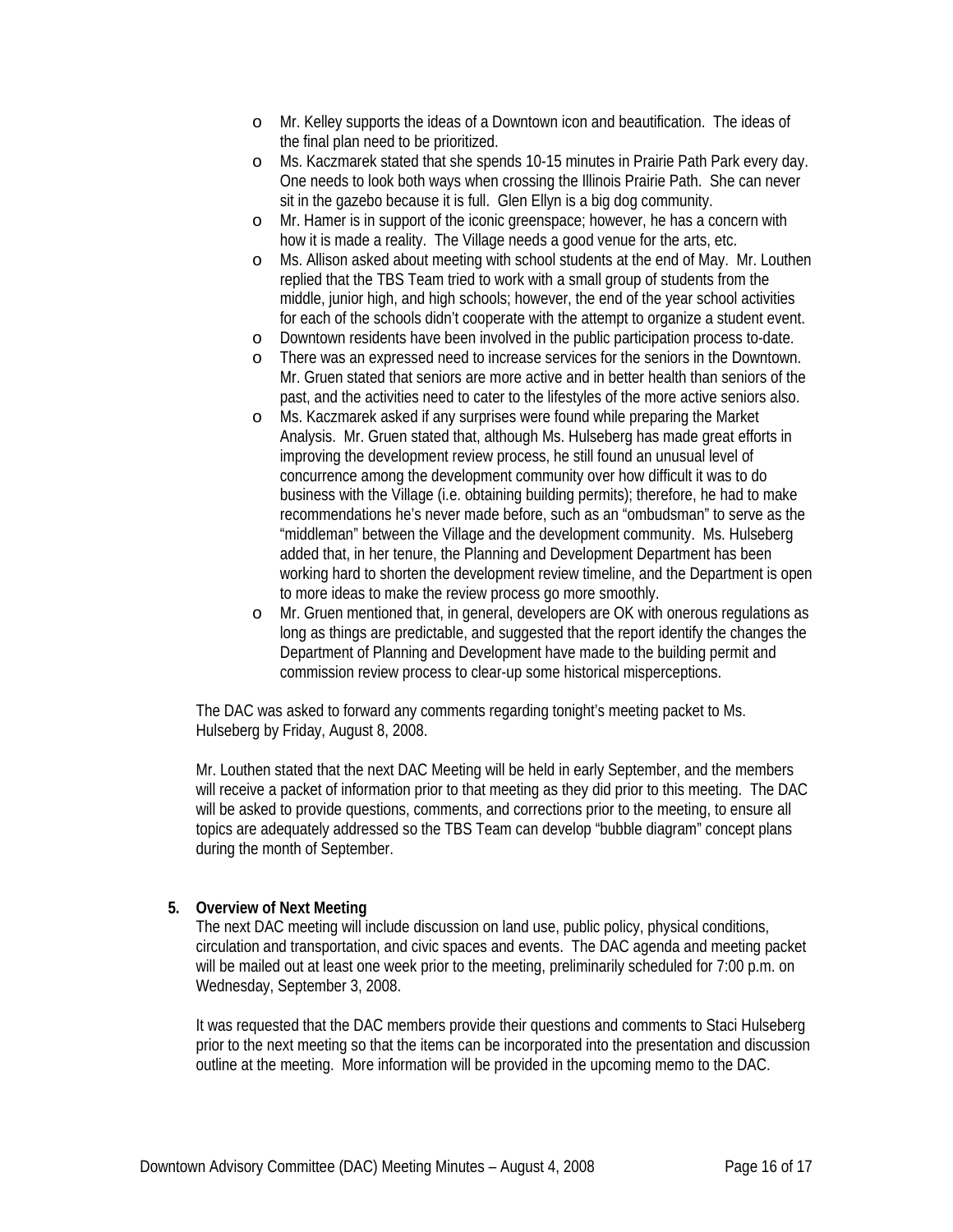- Mr. Kelley supports the ideas of a Downtown icon and beautification. The ideas of the final plan need to be prioritized.
- Ms. Kaczmarek stated that she spends 10-15 minutes in Prairie Path Park every day. One needs to look both ways when crossing the Illinois Prairie Path. She can never sit in the gazebo because it is full. Glen Ellyn is a big dog community.
- Mr. Hamer is in support of the iconic greenspace; however, he has a concern with how it is made a reality. The Village needs a good venue for the arts, etc.
- Ms. Allison asked about meeting with school students at the end of May. Mr. Louthen replied that the TBS Team tried to work with a small group of students from the middle, junior high, and high schools; however, the end of the year school activities for each of the schools didn't cooperate with the attempt to organize a student event.
- Downtown residents have been involved in the public participation process to-date.
- There was an expressed need to increase services for the seniors in the Downtown. Mr. Gruen stated that seniors are more active and in better health than seniors of the past, and the activities need to cater to the lifestyles of the more active seniors also.
- Ms. Kaczmarek asked if any surprises were found while preparing the Market Analysis. Mr. Gruen stated that, although Ms. Hulseberg has made great efforts in improving the development review process, he still found an unusual level of concurrence among the development community over how difficult it was to do business with the Village (i.e. obtaining building permits); therefore, he had to make recommendations he's never made before, such as an "ombudsman" to serve as the "middleman" between the Village and the development community. Ms. Hulseberg added that, in her tenure, the Planning and Development Department has been working hard to shorten the development review timeline, and the Department is open to more ideas to make the review process go more smoothly.
- Mr. Gruen mentioned that, in general, developers are OK with onerous regulations as long as things are predictable, and suggested that the report identify the changes the Department of Planning and Development have made to the building permit and commission review process to clear-up some historical misperceptions.

The DAC was asked to forward any comments regarding tonight's meeting packet to Ms. Hulseberg by Friday, August 8, 2008.

Mr. Louthen stated that the next DAC Meeting will be held in early September, and the members will receive a packet of information prior to that meeting as they did prior to this meeting. The DAC will be asked to provide questions, comments, and corrections prior to the meeting, to ensure all topics are adequately addressed so the TBS Team can develop "bubble diagram" concept plans during the month of September.

**5. Overview of Next Meeting**

The next DAC meeting will include discussion on land use, public policy, physical conditions, circulation and transportation, and civic spaces and events. The DAC agenda and meeting packet will be mailed out at least one week prior to the meeting, preliminarily scheduled for 7:00 p.m. on Wednesday, September 3, 2008.

It was requested that the DAC members provide their questions and comments to Staci Hulseberg prior to the next meeting so that the items can be incorporated into the presentation and discussion outline at the meeting. More information will be provided in the upcoming memo to the DAC.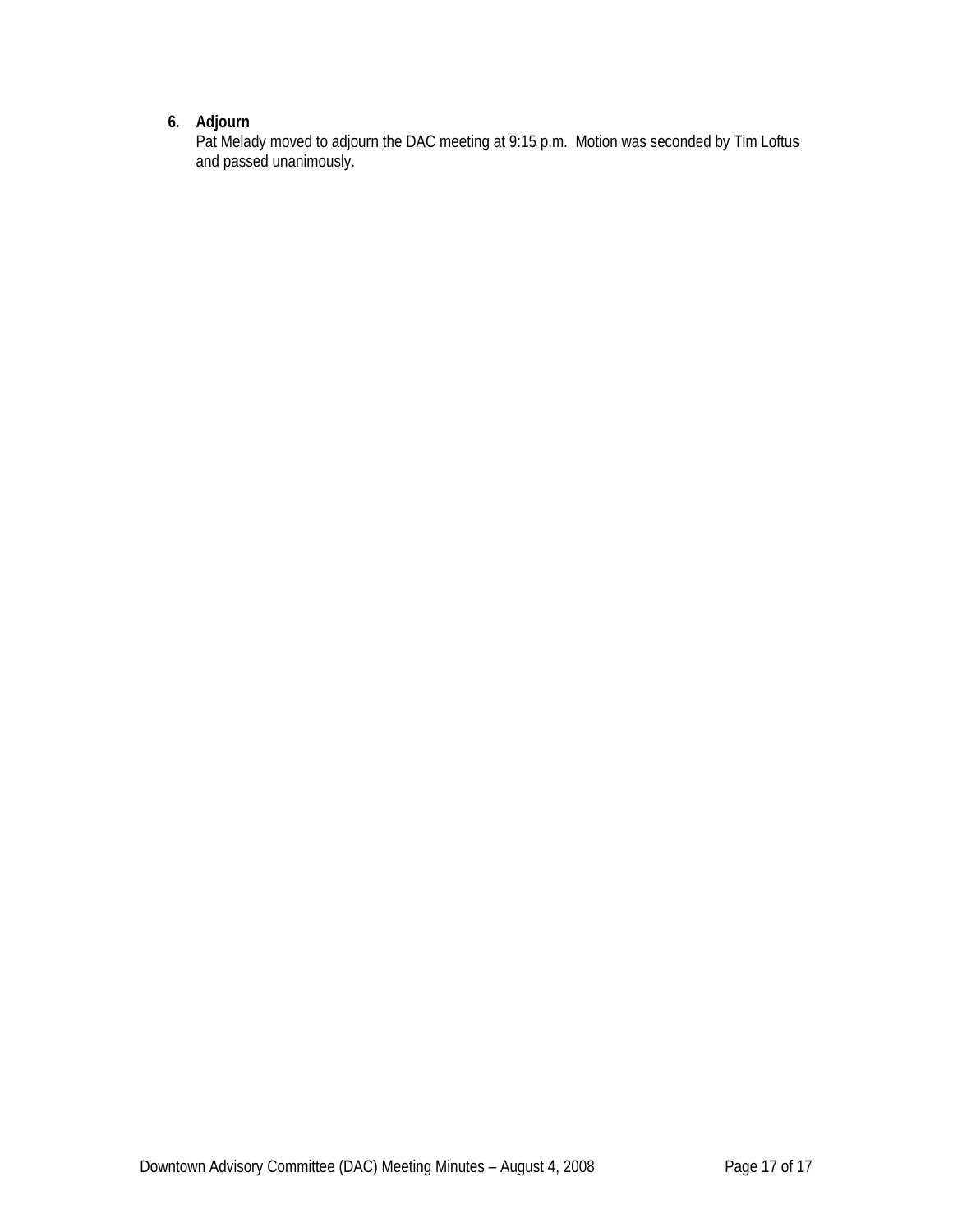**6. Adjourn**

Pat Melady moved to adjourn the DAC meeting at 9:15 p.m. Motion was seconded by Tim Loftus and passed unanimously.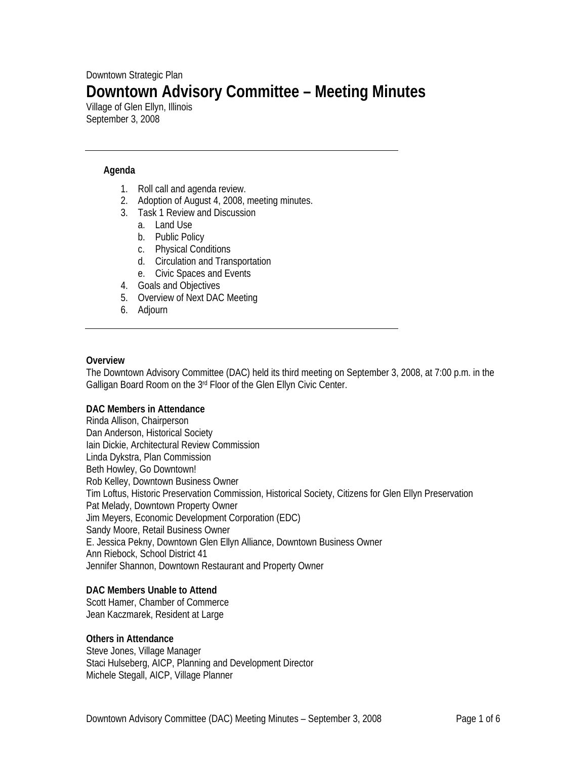Downtown Strategic Plan

# Downtown Advisory Committee – Meeting Minutes

Village of Glen Ellyn, Illinois
September 3, 2008

---

**Agenda**

1. Roll call and agenda review.
2. Adoption of August 4, 2008, meeting minutes.
3. Task 1 Review and Discussion
    a. Land Use
    b. Public Policy
    c. Physical Conditions
    d. Circulation and Transportation
    e. Civic Spaces and Events
4. Goals and Objectives
5. Overview of Next DAC Meeting
6. Adjourn

---

**Overview**

The Downtown Advisory Committee (DAC) held its third meeting on September 3, 2008, at 7:00 p.m. in the Galligan Board Room on the 3rd Floor of the Glen Ellyn Civic Center.

**DAC Members in Attendance**

Rinda Allison, Chairperson
Dan Anderson, Historical Society
Iain Dickie, Architectural Review Commission
Linda Dykstra, Plan Commission
Beth Howley, Go Downtown!
Rob Kelley, Downtown Business Owner
Tim Loftus, Historic Preservation Commission, Historical Society, Citizens for Glen Ellyn Preservation
Pat Melady, Downtown Property Owner
Jim Meyers, Economic Development Corporation (EDC)
Sandy Moore, Retail Business Owner
E. Jessica Pekny, Downtown Glen Ellyn Alliance, Downtown Business Owner
Ann Riebock, School District 41
Jennifer Shannon, Downtown Restaurant and Property Owner

**DAC Members Unable to Attend**

Scott Hamer, Chamber of Commerce
Jean Kaczmarek, Resident at Large

**Others in Attendance**

Steve Jones, Village Manager
Staci Hulseberg, AICP, Planning and Development Director
Michele Stegall, AICP, Village Planner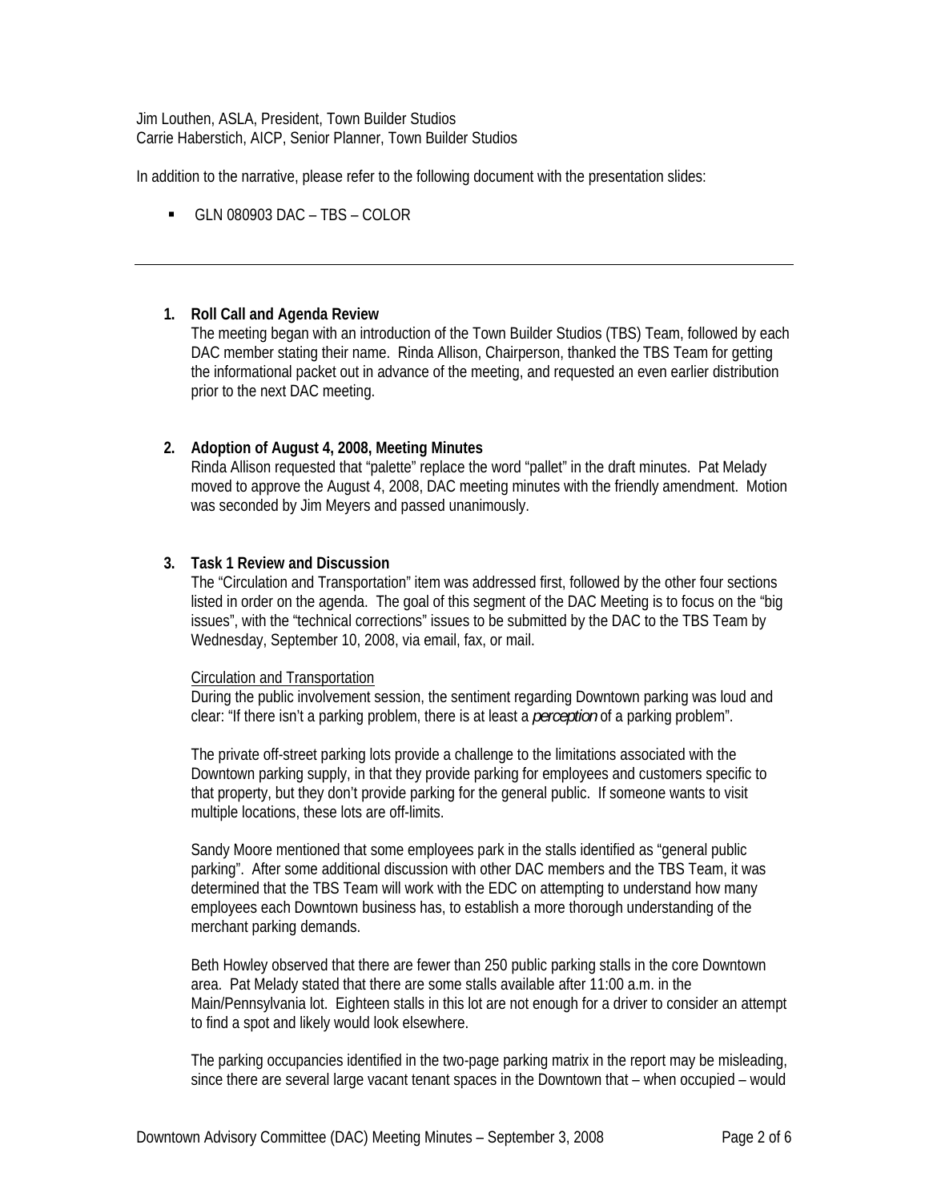Jim Louthen, ASLA, President, Town Builder Studios
Carrie Haberstich, AICP, Senior Planner, Town Builder Studios

In addition to the narrative, please refer to the following document with the presentation slides:

- GLN 080903 DAC – TBS – COLOR

---

1. **Roll Call and Agenda Review**
   The meeting began with an introduction of the Town Builder Studios (TBS) Team, followed by each DAC member stating their name. Rinda Allison, Chairperson, thanked the TBS Team for getting the informational packet out in advance of the meeting, and requested an even earlier distribution prior to the next DAC meeting.

2. **Adoption of August 4, 2008, Meeting Minutes**
   Rinda Allison requested that "palette" replace the word "pallet" in the draft minutes. Pat Melady moved to approve the August 4, 2008, DAC meeting minutes with the friendly amendment. Motion was seconded by Jim Meyers and passed unanimously.

3. **Task 1 Review and Discussion**
   The "Circulation and Transportation" item was addressed first, followed by the other four sections listed in order on the agenda. The goal of this segment of the DAC Meeting is to focus on the "big issues", with the "technical corrections" issues to be submitted by the DAC to the TBS Team by Wednesday, September 10, 2008, via email, fax, or mail.

   <u>Circulation and Transportation</u>
   During the public involvement session, the sentiment regarding Downtown parking was loud and clear: "If there isn't a parking problem, there is at least a *perception* of a parking problem".

   The private off-street parking lots provide a challenge to the limitations associated with the Downtown parking supply, in that they provide parking for employees and customers specific to that property, but they don't provide parking for the general public. If someone wants to visit multiple locations, these lots are off-limits.

   Sandy Moore mentioned that some employees park in the stalls identified as "general public parking". After some additional discussion with other DAC members and the TBS Team, it was determined that the TBS Team will work with the EDC on attempting to understand how many employees each Downtown business has, to establish a more thorough understanding of the merchant parking demands.

   Beth Howley observed that there are fewer than 250 public parking stalls in the core Downtown area. Pat Melady stated that there are some stalls available after 11:00 a.m. in the Main/Pennsylvania lot. Eighteen stalls in this lot are not enough for a driver to consider an attempt to find a spot and likely would look elsewhere.

   The parking occupancies identified in the two-page parking matrix in the report may be misleading, since there are several large vacant tenant spaces in the Downtown that – when occupied – would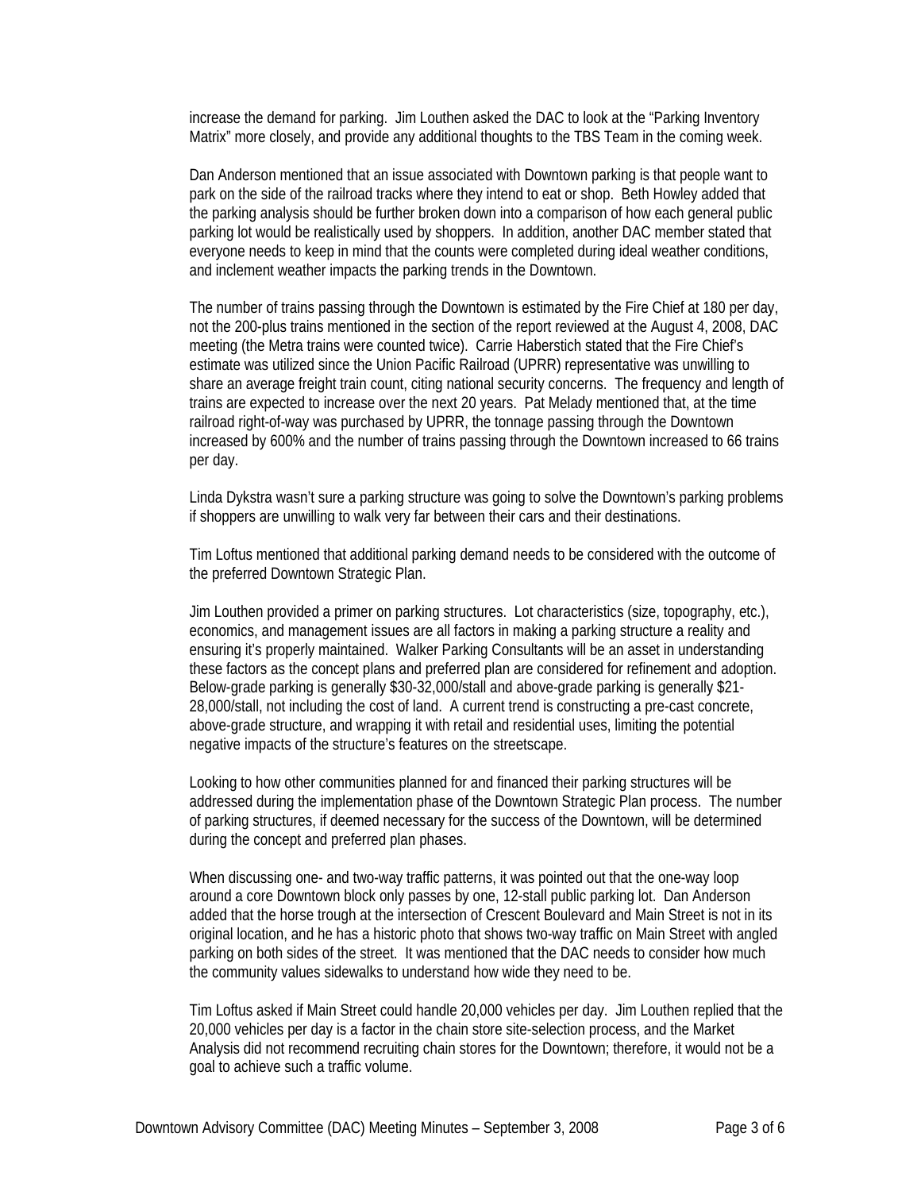increase the demand for parking. Jim Louthen asked the DAC to look at the "Parking Inventory Matrix" more closely, and provide any additional thoughts to the TBS Team in the coming week.

Dan Anderson mentioned that an issue associated with Downtown parking is that people want to park on the side of the railroad tracks where they intend to eat or shop. Beth Howley added that the parking analysis should be further broken down into a comparison of how each general public parking lot would be realistically used by shoppers. In addition, another DAC member stated that everyone needs to keep in mind that the counts were completed during ideal weather conditions, and inclement weather impacts the parking trends in the Downtown.

The number of trains passing through the Downtown is estimated by the Fire Chief at 180 per day, not the 200-plus trains mentioned in the section of the report reviewed at the August 4, 2008, DAC meeting (the Metra trains were counted twice). Carrie Haberstich stated that the Fire Chief's estimate was utilized since the Union Pacific Railroad (UPRR) representative was unwilling to share an average freight train count, citing national security concerns. The frequency and length of trains are expected to increase over the next 20 years. Pat Melady mentioned that, at the time railroad right-of-way was purchased by UPRR, the tonnage passing through the Downtown increased by 600% and the number of trains passing through the Downtown increased to 66 trains per day.

Linda Dykstra wasn't sure a parking structure was going to solve the Downtown's parking problems if shoppers are unwilling to walk very far between their cars and their destinations.

Tim Loftus mentioned that additional parking demand needs to be considered with the outcome of the preferred Downtown Strategic Plan.

Jim Louthen provided a primer on parking structures. Lot characteristics (size, topography, etc.), economics, and management issues are all factors in making a parking structure a reality and ensuring it's properly maintained. Walker Parking Consultants will be an asset in understanding these factors as the concept plans and preferred plan are considered for refinement and adoption. Below-grade parking is generally $30-32,000/stall and above-grade parking is generally $21-28,000/stall, not including the cost of land. A current trend is constructing a pre-cast concrete, above-grade structure, and wrapping it with retail and residential uses, limiting the potential negative impacts of the structure's features on the streetscape.

Looking to how other communities planned for and financed their parking structures will be addressed during the implementation phase of the Downtown Strategic Plan process. The number of parking structures, if deemed necessary for the success of the Downtown, will be determined during the concept and preferred plan phases.

When discussing one- and two-way traffic patterns, it was pointed out that the one-way loop around a core Downtown block only passes by one, 12-stall public parking lot. Dan Anderson added that the horse trough at the intersection of Crescent Boulevard and Main Street is not in its original location, and he has a historic photo that shows two-way traffic on Main Street with angled parking on both sides of the street. It was mentioned that the DAC needs to consider how much the community values sidewalks to understand how wide they need to be.

Tim Loftus asked if Main Street could handle 20,000 vehicles per day. Jim Louthen replied that the 20,000 vehicles per day is a factor in the chain store site-selection process, and the Market Analysis did not recommend recruiting chain stores for the Downtown; therefore, it would not be a goal to achieve such a traffic volume.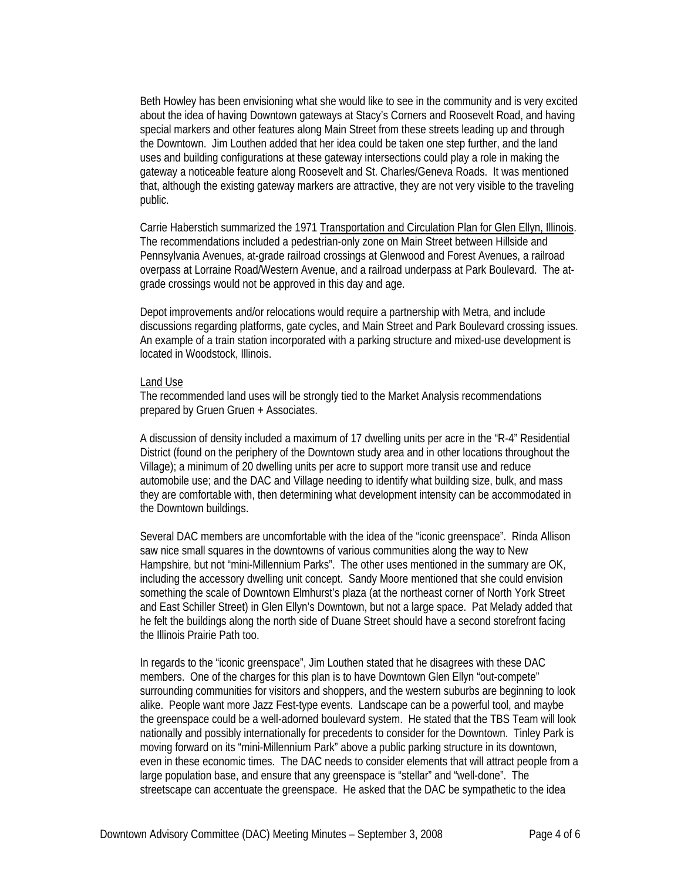Beth Howley has been envisioning what she would like to see in the community and is very excited about the idea of having Downtown gateways at Stacy's Corners and Roosevelt Road, and having special markers and other features along Main Street from these streets leading up and through the Downtown. Jim Louthen added that her idea could be taken one step further, and the land uses and building configurations at these gateway intersections could play a role in making the gateway a noticeable feature along Roosevelt and St. Charles/Geneva Roads. It was mentioned that, although the existing gateway markers are attractive, they are not very visible to the traveling public.

Carrie Haberstich summarized the 1971 Transportation and Circulation Plan for Glen Ellyn, Illinois. The recommendations included a pedestrian-only zone on Main Street between Hillside and Pennsylvania Avenues, at-grade railroad crossings at Glenwood and Forest Avenues, a railroad overpass at Lorraine Road/Western Avenue, and a railroad underpass at Park Boulevard. The at-grade crossings would not be approved in this day and age.

Depot improvements and/or relocations would require a partnership with Metra, and include discussions regarding platforms, gate cycles, and Main Street and Park Boulevard crossing issues. An example of a train station incorporated with a parking structure and mixed-use development is located in Woodstock, Illinois.

Land Use

The recommended land uses will be strongly tied to the Market Analysis recommendations prepared by Gruen Gruen + Associates.

A discussion of density included a maximum of 17 dwelling units per acre in the "R-4" Residential District (found on the periphery of the Downtown study area and in other locations throughout the Village); a minimum of 20 dwelling units per acre to support more transit use and reduce automobile use; and the DAC and Village needing to identify what building size, bulk, and mass they are comfortable with, then determining what development intensity can be accommodated in the Downtown buildings.

Several DAC members are uncomfortable with the idea of the "iconic greenspace". Rinda Allison saw nice small squares in the downtowns of various communities along the way to New Hampshire, but not "mini-Millennium Parks". The other uses mentioned in the summary are OK, including the accessory dwelling unit concept. Sandy Moore mentioned that she could envision something the scale of Downtown Elmhurst's plaza (at the northeast corner of North York Street and East Schiller Street) in Glen Ellyn's Downtown, but not a large space. Pat Melady added that he felt the buildings along the north side of Duane Street should have a second storefront facing the Illinois Prairie Path too.

In regards to the "iconic greenspace", Jim Louthen stated that he disagrees with these DAC members. One of the charges for this plan is to have Downtown Glen Ellyn "out-compete" surrounding communities for visitors and shoppers, and the western suburbs are beginning to look alike. People want more Jazz Fest-type events. Landscape can be a powerful tool, and maybe the greenspace could be a well-adorned boulevard system. He stated that the TBS Team will look nationally and possibly internationally for precedents to consider for the Downtown. Tinley Park is moving forward on its "mini-Millennium Park" above a public parking structure in its downtown, even in these economic times. The DAC needs to consider elements that will attract people from a large population base, and ensure that any greenspace is "stellar" and "well-done". The streetscape can accentuate the greenspace. He asked that the DAC be sympathetic to the idea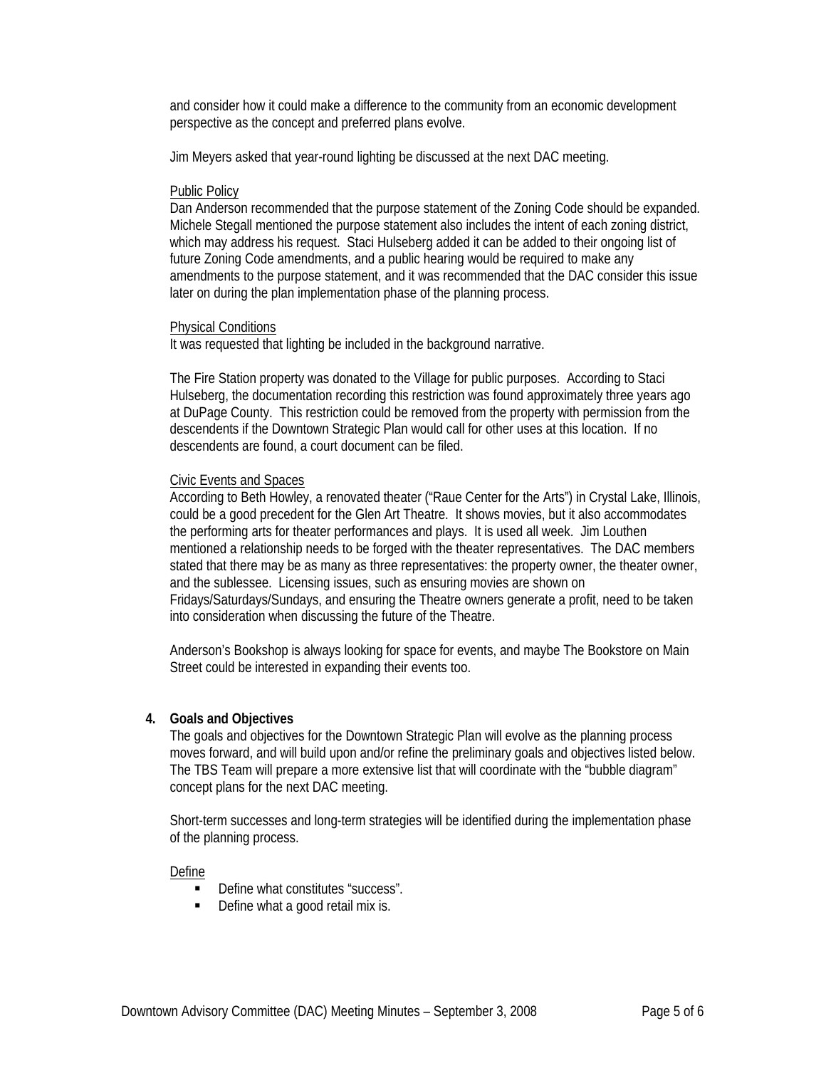and consider how it could make a difference to the community from an economic development perspective as the concept and preferred plans evolve.

Jim Meyers asked that year-round lighting be discussed at the next DAC meeting.

<u>Public Policy</u>

Dan Anderson recommended that the purpose statement of the Zoning Code should be expanded. Michele Stegall mentioned the purpose statement also includes the intent of each zoning district, which may address his request. Staci Hulseberg added it can be added to their ongoing list of future Zoning Code amendments, and a public hearing would be required to make any amendments to the purpose statement, and it was recommended that the DAC consider this issue later on during the plan implementation phase of the planning process.

<u>Physical Conditions</u>

It was requested that lighting be included in the background narrative.

The Fire Station property was donated to the Village for public purposes. According to Staci Hulseberg, the documentation recording this restriction was found approximately three years ago at DuPage County. This restriction could be removed from the property with permission from the descendents if the Downtown Strategic Plan would call for other uses at this location. If no descendents are found, a court document can be filed.

<u>Civic Events and Spaces</u>

According to Beth Howley, a renovated theater ("Raue Center for the Arts") in Crystal Lake, Illinois, could be a good precedent for the Glen Art Theatre. It shows movies, but it also accommodates the performing arts for theater performances and plays. It is used all week. Jim Louthen mentioned a relationship needs to be forged with the theater representatives. The DAC members stated that there may be as many as three representatives: the property owner, the theater owner, and the sublessee. Licensing issues, such as ensuring movies are shown on Fridays/Saturdays/Sundays, and ensuring the Theatre owners generate a profit, need to be taken into consideration when discussing the future of the Theatre.

Anderson's Bookshop is always looking for space for events, and maybe The Bookstore on Main Street could be interested in expanding their events too.

**4. Goals and Objectives**

The goals and objectives for the Downtown Strategic Plan will evolve as the planning process moves forward, and will build upon and/or refine the preliminary goals and objectives listed below. The TBS Team will prepare a more extensive list that will coordinate with the "bubble diagram" concept plans for the next DAC meeting.

Short-term successes and long-term strategies will be identified during the implementation phase of the planning process.

<u>Define</u>

- Define what constitutes "success".
- Define what a good retail mix is.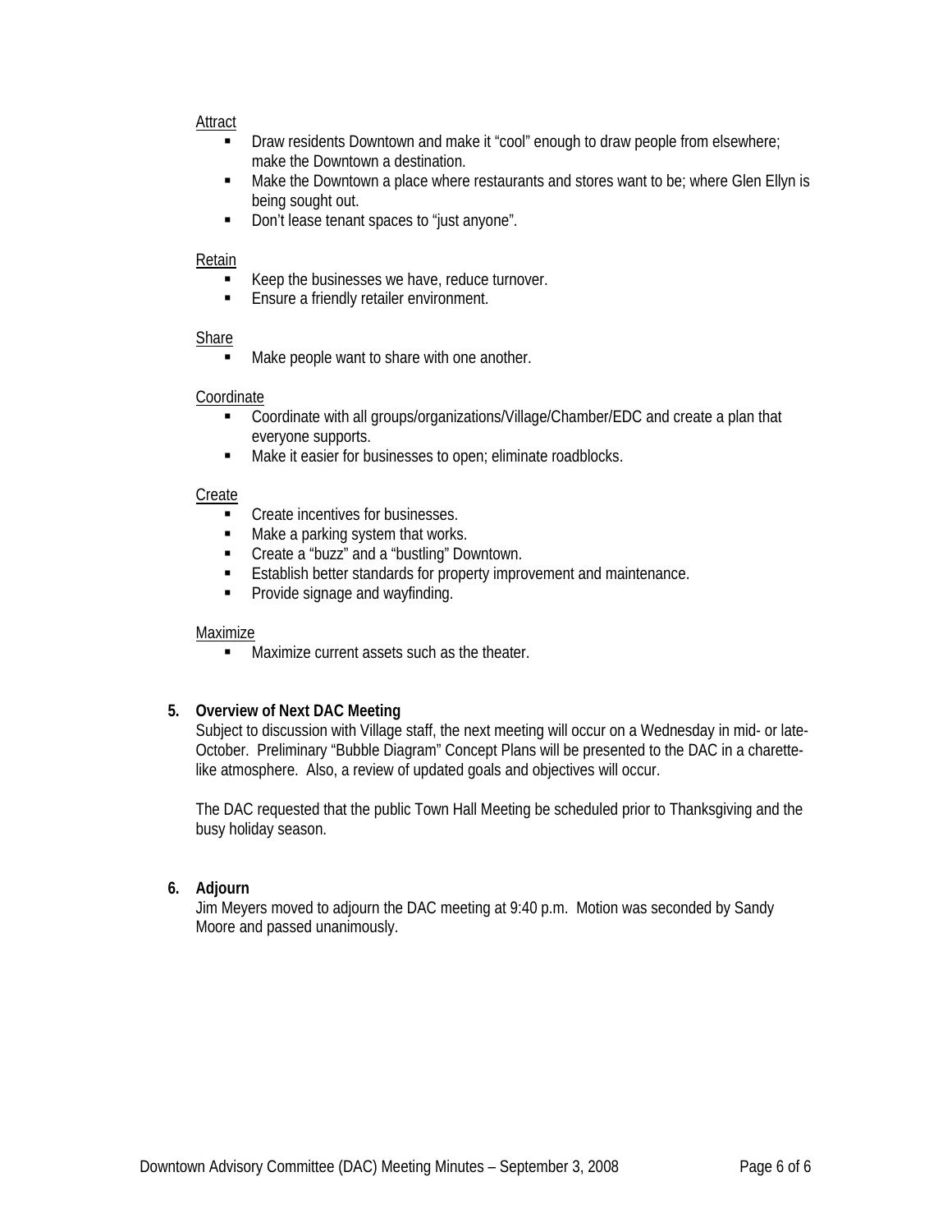<u>Attract</u>

- Draw residents Downtown and make it "cool" enough to draw people from elsewhere; make the Downtown a destination.
- Make the Downtown a place where restaurants and stores want to be; where Glen Ellyn is being sought out.
- Don't lease tenant spaces to "just anyone".

<u>Retain</u>

- Keep the businesses we have, reduce turnover.
- Ensure a friendly retailer environment.

<u>Share</u>

- Make people want to share with one another.

<u>Coordinate</u>

- Coordinate with all groups/organizations/Village/Chamber/EDC and create a plan that everyone supports.
- Make it easier for businesses to open; eliminate roadblocks.

<u>Create</u>

- Create incentives for businesses.
- Make a parking system that works.
- Create a "buzz" and a "bustling" Downtown.
- Establish better standards for property improvement and maintenance.
- Provide signage and wayfinding.

<u>Maximize</u>

- Maximize current assets such as the theater.

**5. Overview of Next DAC Meeting**

Subject to discussion with Village staff, the next meeting will occur on a Wednesday in mid- or late-October. Preliminary "Bubble Diagram" Concept Plans will be presented to the DAC in a charette-like atmosphere. Also, a review of updated goals and objectives will occur.

The DAC requested that the public Town Hall Meeting be scheduled prior to Thanksgiving and the busy holiday season.

**6. Adjourn**

Jim Meyers moved to adjourn the DAC meeting at 9:40 p.m. Motion was seconded by Sandy Moore and passed unanimously.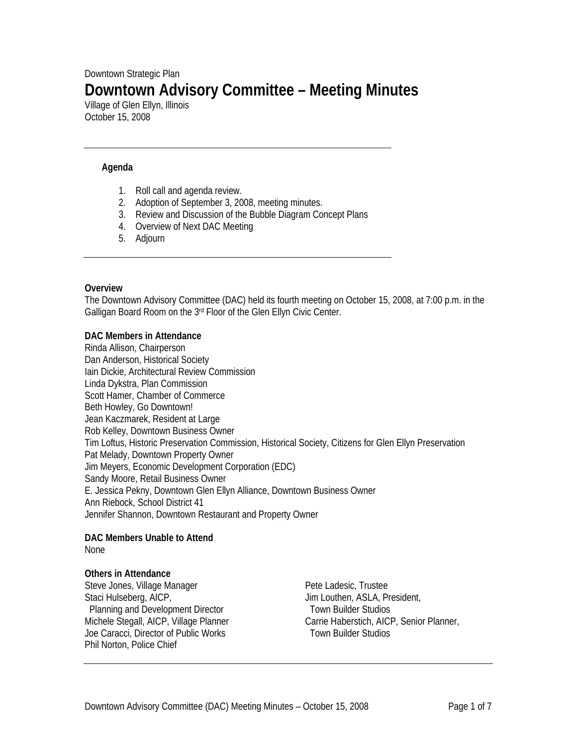Downtown Strategic Plan

# Downtown Advisory Committee – Meeting Minutes

Village of Glen Ellyn, Illinois
October 15, 2008

---

**Agenda**

1. Roll call and agenda review.
2. Adoption of September 3, 2008, meeting minutes.
3. Review and Discussion of the Bubble Diagram Concept Plans
4. Overview of Next DAC Meeting
5. Adjourn

---

**Overview**

The Downtown Advisory Committee (DAC) held its fourth meeting on October 15, 2008, at 7:00 p.m. in the Galligan Board Room on the 3rd Floor of the Glen Ellyn Civic Center.

**DAC Members in Attendance**

Rinda Allison, Chairperson
Dan Anderson, Historical Society
Iain Dickie, Architectural Review Commission
Linda Dykstra, Plan Commission
Scott Hamer, Chamber of Commerce
Beth Howley, Go Downtown!
Jean Kaczmarek, Resident at Large
Rob Kelley, Downtown Business Owner
Tim Loftus, Historic Preservation Commission, Historical Society, Citizens for Glen Ellyn Preservation
Pat Melady, Downtown Property Owner
Jim Meyers, Economic Development Corporation (EDC)
Sandy Moore, Retail Business Owner
E. Jessica Pekny, Downtown Glen Ellyn Alliance, Downtown Business Owner
Ann Riebock, School District 41
Jennifer Shannon, Downtown Restaurant and Property Owner

**DAC Members Unable to Attend**

None

**Others in Attendance**

Steve Jones, Village Manager
Staci Hulseberg, AICP, Planning and Development Director
Michele Stegall, AICP, Village Planner
Joe Caracci, Director of Public Works
Phil Norton, Police Chief
Pete Ladesic, Trustee
Jim Louthen, ASLA, President, Town Builder Studios
Carrie Haberstich, AICP, Senior Planner, Town Builder Studios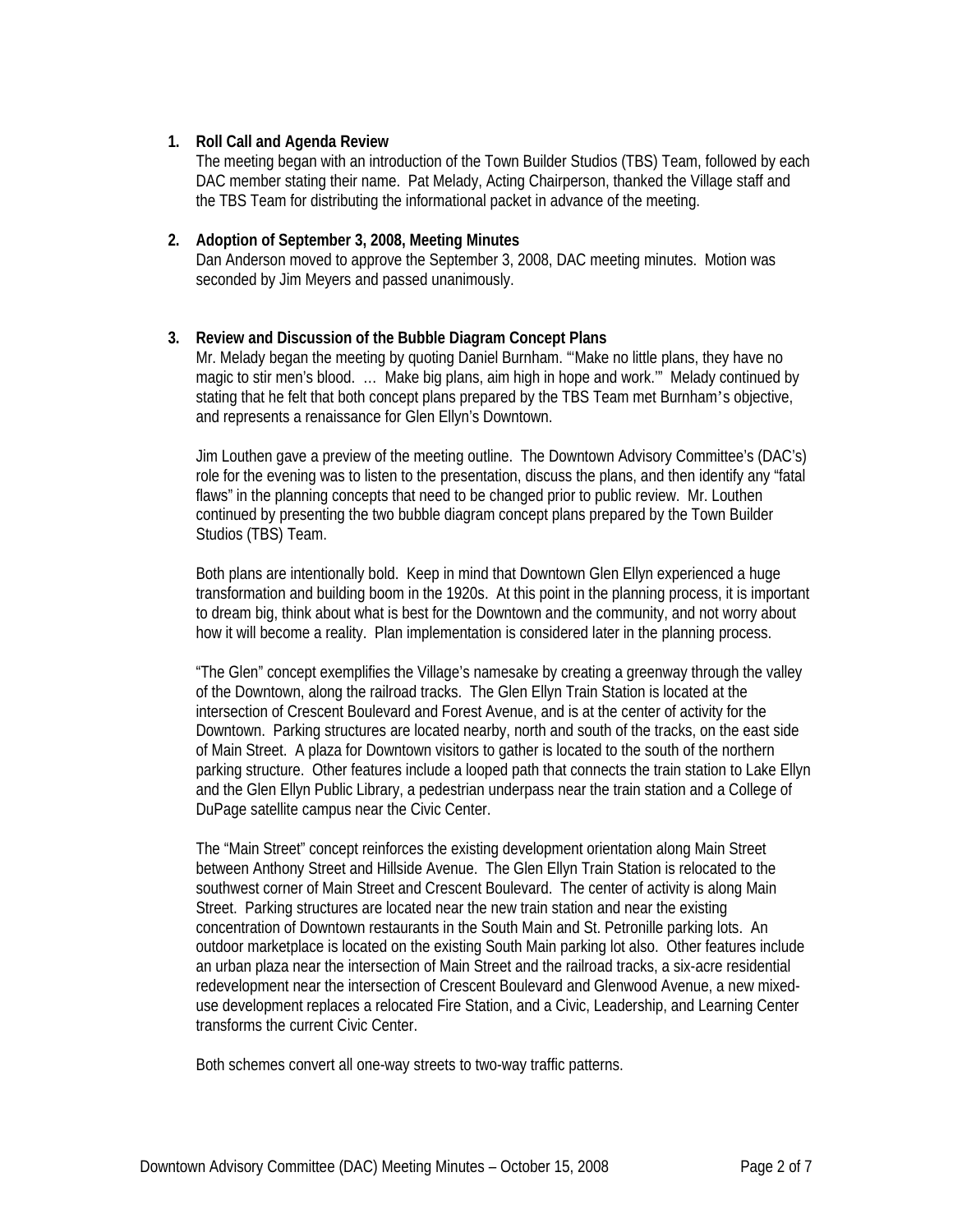1. **Roll Call and Agenda Review**

   The meeting began with an introduction of the Town Builder Studios (TBS) Team, followed by each DAC member stating their name. Pat Melady, Acting Chairperson, thanked the Village staff and the TBS Team for distributing the informational packet in advance of the meeting.

2. **Adoption of September 3, 2008, Meeting Minutes**

   Dan Anderson moved to approve the September 3, 2008, DAC meeting minutes. Motion was seconded by Jim Meyers and passed unanimously.

3. **Review and Discussion of the Bubble Diagram Concept Plans**

   Mr. Melady began the meeting by quoting Daniel Burnham. "'Make no little plans, they have no magic to stir men's blood. … Make big plans, aim high in hope and work.'" Melady continued by stating that he felt that both concept plans prepared by the TBS Team met Burnham's objective, and represents a renaissance for Glen Ellyn's Downtown.

   Jim Louthen gave a preview of the meeting outline. The Downtown Advisory Committee's (DAC's) role for the evening was to listen to the presentation, discuss the plans, and then identify any "fatal flaws" in the planning concepts that need to be changed prior to public review. Mr. Louthen continued by presenting the two bubble diagram concept plans prepared by the Town Builder Studios (TBS) Team.

   Both plans are intentionally bold. Keep in mind that Downtown Glen Ellyn experienced a huge transformation and building boom in the 1920s. At this point in the planning process, it is important to dream big, think about what is best for the Downtown and the community, and not worry about how it will become a reality. Plan implementation is considered later in the planning process.

   "The Glen" concept exemplifies the Village's namesake by creating a greenway through the valley of the Downtown, along the railroad tracks. The Glen Ellyn Train Station is located at the intersection of Crescent Boulevard and Forest Avenue, and is at the center of activity for the Downtown. Parking structures are located nearby, north and south of the tracks, on the east side of Main Street. A plaza for Downtown visitors to gather is located to the south of the northern parking structure. Other features include a looped path that connects the train station to Lake Ellyn and the Glen Ellyn Public Library, a pedestrian underpass near the train station and a College of DuPage satellite campus near the Civic Center.

   The "Main Street" concept reinforces the existing development orientation along Main Street between Anthony Street and Hillside Avenue. The Glen Ellyn Train Station is relocated to the southwest corner of Main Street and Crescent Boulevard. The center of activity is along Main Street. Parking structures are located near the new train station and near the existing concentration of Downtown restaurants in the South Main and St. Petronille parking lots. An outdoor marketplace is located on the existing South Main parking lot also. Other features include an urban plaza near the intersection of Main Street and the railroad tracks, a six-acre residential redevelopment near the intersection of Crescent Boulevard and Glenwood Avenue, a new mixed-use development replaces a relocated Fire Station, and a Civic, Leadership, and Learning Center transforms the current Civic Center.

   Both schemes convert all one-way streets to two-way traffic patterns.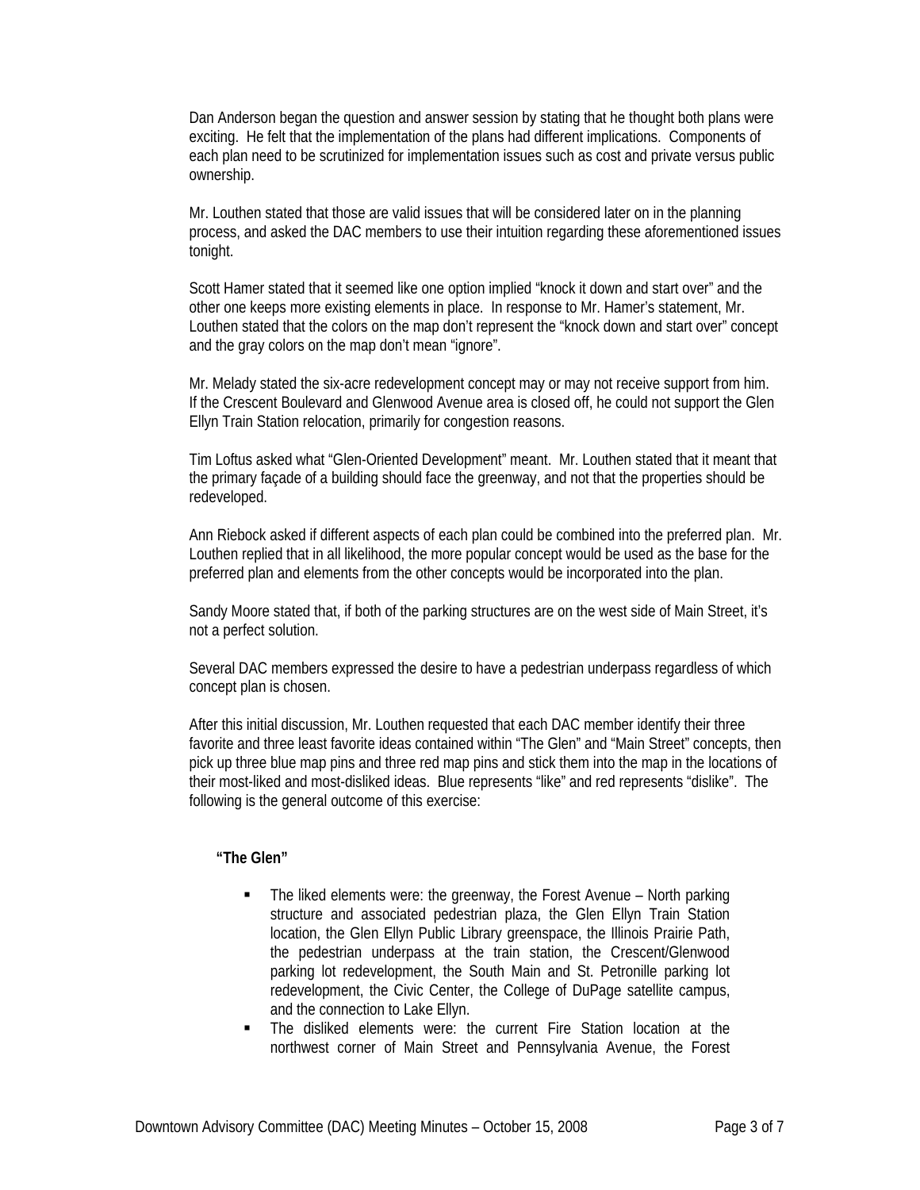Dan Anderson began the question and answer session by stating that he thought both plans were exciting. He felt that the implementation of the plans had different implications. Components of each plan need to be scrutinized for implementation issues such as cost and private versus public ownership.

Mr. Louthen stated that those are valid issues that will be considered later on in the planning process, and asked the DAC members to use their intuition regarding these aforementioned issues tonight.

Scott Hamer stated that it seemed like one option implied "knock it down and start over" and the other one keeps more existing elements in place. In response to Mr. Hamer's statement, Mr. Louthen stated that the colors on the map don't represent the "knock down and start over" concept and the gray colors on the map don't mean "ignore".

Mr. Melady stated the six-acre redevelopment concept may or may not receive support from him. If the Crescent Boulevard and Glenwood Avenue area is closed off, he could not support the Glen Ellyn Train Station relocation, primarily for congestion reasons.

Tim Loftus asked what "Glen-Oriented Development" meant. Mr. Louthen stated that it meant that the primary façade of a building should face the greenway, and not that the properties should be redeveloped.

Ann Riebock asked if different aspects of each plan could be combined into the preferred plan. Mr. Louthen replied that in all likelihood, the more popular concept would be used as the base for the preferred plan and elements from the other concepts would be incorporated into the plan.

Sandy Moore stated that, if both of the parking structures are on the west side of Main Street, it's not a perfect solution.

Several DAC members expressed the desire to have a pedestrian underpass regardless of which concept plan is chosen.

After this initial discussion, Mr. Louthen requested that each DAC member identify their three favorite and three least favorite ideas contained within "The Glen" and "Main Street" concepts, then pick up three blue map pins and three red map pins and stick them into the map in the locations of their most-liked and most-disliked ideas. Blue represents "like" and red represents "dislike". The following is the general outcome of this exercise:

**"The Glen"**

- The liked elements were: the greenway, the Forest Avenue – North parking structure and associated pedestrian plaza, the Glen Ellyn Train Station location, the Glen Ellyn Public Library greenspace, the Illinois Prairie Path, the pedestrian underpass at the train station, the Crescent/Glenwood parking lot redevelopment, the South Main and St. Petronille parking lot redevelopment, the Civic Center, the College of DuPage satellite campus, and the connection to Lake Ellyn.
- The disliked elements were: the current Fire Station location at the northwest corner of Main Street and Pennsylvania Avenue, the Forest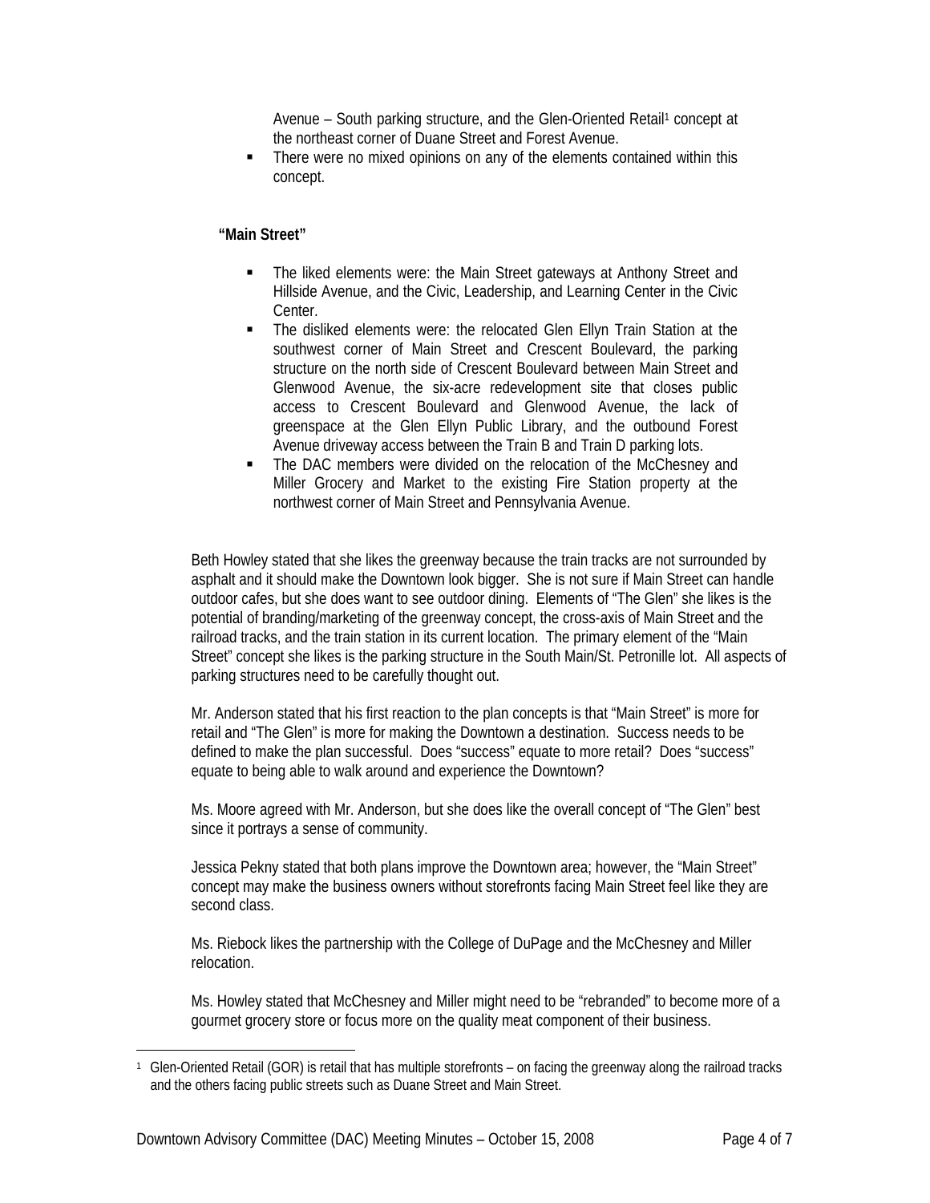Avenue – South parking structure, and the Glen-Oriented Retail[1] concept at the northeast corner of Duane Street and Forest Avenue.

- There were no mixed opinions on any of the elements contained within this concept.

**"Main Street"**

- The liked elements were: the Main Street gateways at Anthony Street and Hillside Avenue, and the Civic, Leadership, and Learning Center in the Civic Center.
- The disliked elements were: the relocated Glen Ellyn Train Station at the southwest corner of Main Street and Crescent Boulevard, the parking structure on the north side of Crescent Boulevard between Main Street and Glenwood Avenue, the six-acre redevelopment site that closes public access to Crescent Boulevard and Glenwood Avenue, the lack of greenspace at the Glen Ellyn Public Library, and the outbound Forest Avenue driveway access between the Train B and Train D parking lots.
- The DAC members were divided on the relocation of the McChesney and Miller Grocery and Market to the existing Fire Station property at the northwest corner of Main Street and Pennsylvania Avenue.

Beth Howley stated that she likes the greenway because the train tracks are not surrounded by asphalt and it should make the Downtown look bigger. She is not sure if Main Street can handle outdoor cafes, but she does want to see outdoor dining. Elements of "The Glen" she likes is the potential of branding/marketing of the greenway concept, the cross-axis of Main Street and the railroad tracks, and the train station in its current location. The primary element of the "Main Street" concept she likes is the parking structure in the South Main/St. Petronille lot. All aspects of parking structures need to be carefully thought out.

Mr. Anderson stated that his first reaction to the plan concepts is that "Main Street" is more for retail and "The Glen" is more for making the Downtown a destination. Success needs to be defined to make the plan successful. Does "success" equate to more retail? Does "success" equate to being able to walk around and experience the Downtown?

Ms. Moore agreed with Mr. Anderson, but she does like the overall concept of "The Glen" best since it portrays a sense of community.

Jessica Pekny stated that both plans improve the Downtown area; however, the "Main Street" concept may make the business owners without storefronts facing Main Street feel like they are second class.

Ms. Riebock likes the partnership with the College of DuPage and the McChesney and Miller relocation.

Ms. Howley stated that McChesney and Miller might need to be "rebranded" to become more of a gourmet grocery store or focus more on the quality meat component of their business.

[1] Glen-Oriented Retail (GOR) is retail that has multiple storefronts – on facing the greenway along the railroad tracks and the others facing public streets such as Duane Street and Main Street.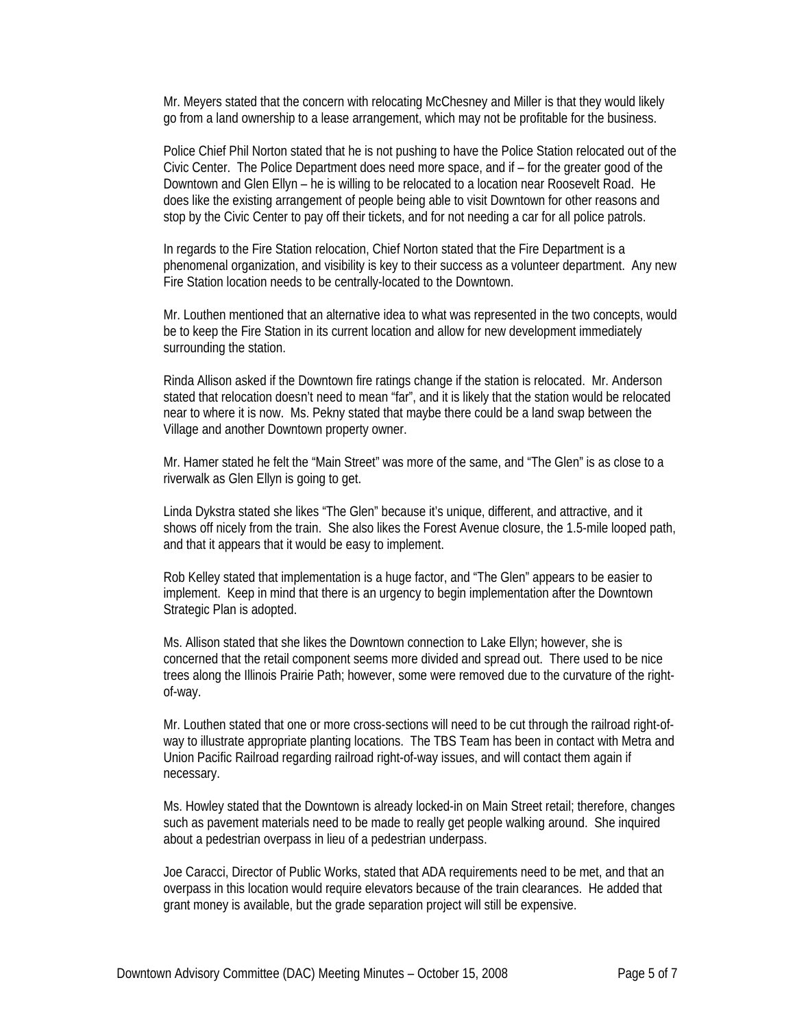Mr. Meyers stated that the concern with relocating McChesney and Miller is that they would likely go from a land ownership to a lease arrangement, which may not be profitable for the business.

Police Chief Phil Norton stated that he is not pushing to have the Police Station relocated out of the Civic Center. The Police Department does need more space, and if – for the greater good of the Downtown and Glen Ellyn – he is willing to be relocated to a location near Roosevelt Road. He does like the existing arrangement of people being able to visit Downtown for other reasons and stop by the Civic Center to pay off their tickets, and for not needing a car for all police patrols.

In regards to the Fire Station relocation, Chief Norton stated that the Fire Department is a phenomenal organization, and visibility is key to their success as a volunteer department. Any new Fire Station location needs to be centrally-located to the Downtown.

Mr. Louthen mentioned that an alternative idea to what was represented in the two concepts, would be to keep the Fire Station in its current location and allow for new development immediately surrounding the station.

Rinda Allison asked if the Downtown fire ratings change if the station is relocated. Mr. Anderson stated that relocation doesn't need to mean "far", and it is likely that the station would be relocated near to where it is now. Ms. Pekny stated that maybe there could be a land swap between the Village and another Downtown property owner.

Mr. Hamer stated he felt the "Main Street" was more of the same, and "The Glen" is as close to a riverwalk as Glen Ellyn is going to get.

Linda Dykstra stated she likes "The Glen" because it's unique, different, and attractive, and it shows off nicely from the train. She also likes the Forest Avenue closure, the 1.5-mile looped path, and that it appears that it would be easy to implement.

Rob Kelley stated that implementation is a huge factor, and "The Glen" appears to be easier to implement. Keep in mind that there is an urgency to begin implementation after the Downtown Strategic Plan is adopted.

Ms. Allison stated that she likes the Downtown connection to Lake Ellyn; however, she is concerned that the retail component seems more divided and spread out. There used to be nice trees along the Illinois Prairie Path; however, some were removed due to the curvature of the right-of-way.

Mr. Louthen stated that one or more cross-sections will need to be cut through the railroad right-of-way to illustrate appropriate planting locations. The TBS Team has been in contact with Metra and Union Pacific Railroad regarding railroad right-of-way issues, and will contact them again if necessary.

Ms. Howley stated that the Downtown is already locked-in on Main Street retail; therefore, changes such as pavement materials need to be made to really get people walking around. She inquired about a pedestrian overpass in lieu of a pedestrian underpass.

Joe Caracci, Director of Public Works, stated that ADA requirements need to be met, and that an overpass in this location would require elevators because of the train clearances. He added that grant money is available, but the grade separation project will still be expensive.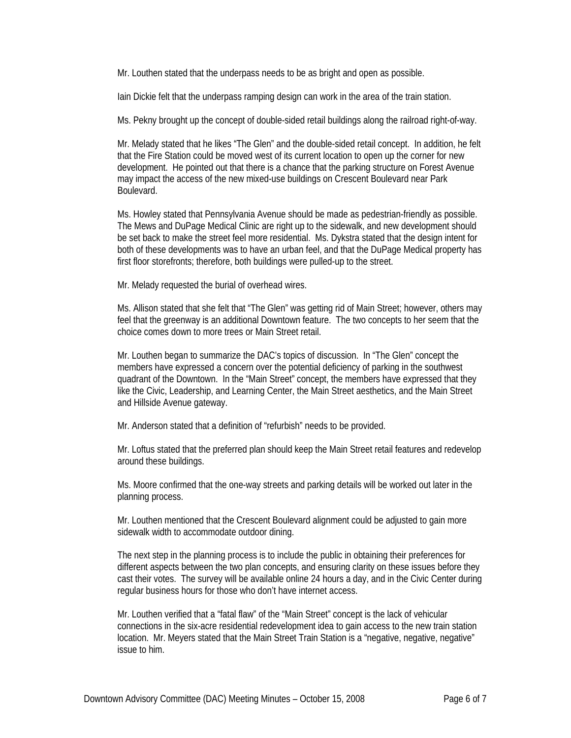Mr. Louthen stated that the underpass needs to be as bright and open as possible.

Iain Dickie felt that the underpass ramping design can work in the area of the train station.

Ms. Pekny brought up the concept of double-sided retail buildings along the railroad right-of-way.

Mr. Melady stated that he likes "The Glen" and the double-sided retail concept. In addition, he felt that the Fire Station could be moved west of its current location to open up the corner for new development. He pointed out that there is a chance that the parking structure on Forest Avenue may impact the access of the new mixed-use buildings on Crescent Boulevard near Park Boulevard.

Ms. Howley stated that Pennsylvania Avenue should be made as pedestrian-friendly as possible. The Mews and DuPage Medical Clinic are right up to the sidewalk, and new development should be set back to make the street feel more residential. Ms. Dykstra stated that the design intent for both of these developments was to have an urban feel, and that the DuPage Medical property has first floor storefronts; therefore, both buildings were pulled-up to the street.

Mr. Melady requested the burial of overhead wires.

Ms. Allison stated that she felt that "The Glen" was getting rid of Main Street; however, others may feel that the greenway is an additional Downtown feature. The two concepts to her seem that the choice comes down to more trees or Main Street retail.

Mr. Louthen began to summarize the DAC's topics of discussion. In "The Glen" concept the members have expressed a concern over the potential deficiency of parking in the southwest quadrant of the Downtown. In the "Main Street" concept, the members have expressed that they like the Civic, Leadership, and Learning Center, the Main Street aesthetics, and the Main Street and Hillside Avenue gateway.

Mr. Anderson stated that a definition of "refurbish" needs to be provided.

Mr. Loftus stated that the preferred plan should keep the Main Street retail features and redevelop around these buildings.

Ms. Moore confirmed that the one-way streets and parking details will be worked out later in the planning process.

Mr. Louthen mentioned that the Crescent Boulevard alignment could be adjusted to gain more sidewalk width to accommodate outdoor dining.

The next step in the planning process is to include the public in obtaining their preferences for different aspects between the two plan concepts, and ensuring clarity on these issues before they cast their votes. The survey will be available online 24 hours a day, and in the Civic Center during regular business hours for those who don't have internet access.

Mr. Louthen verified that a "fatal flaw" of the "Main Street" concept is the lack of vehicular connections in the six-acre residential redevelopment idea to gain access to the new train station location. Mr. Meyers stated that the Main Street Train Station is a "negative, negative, negative" issue to him.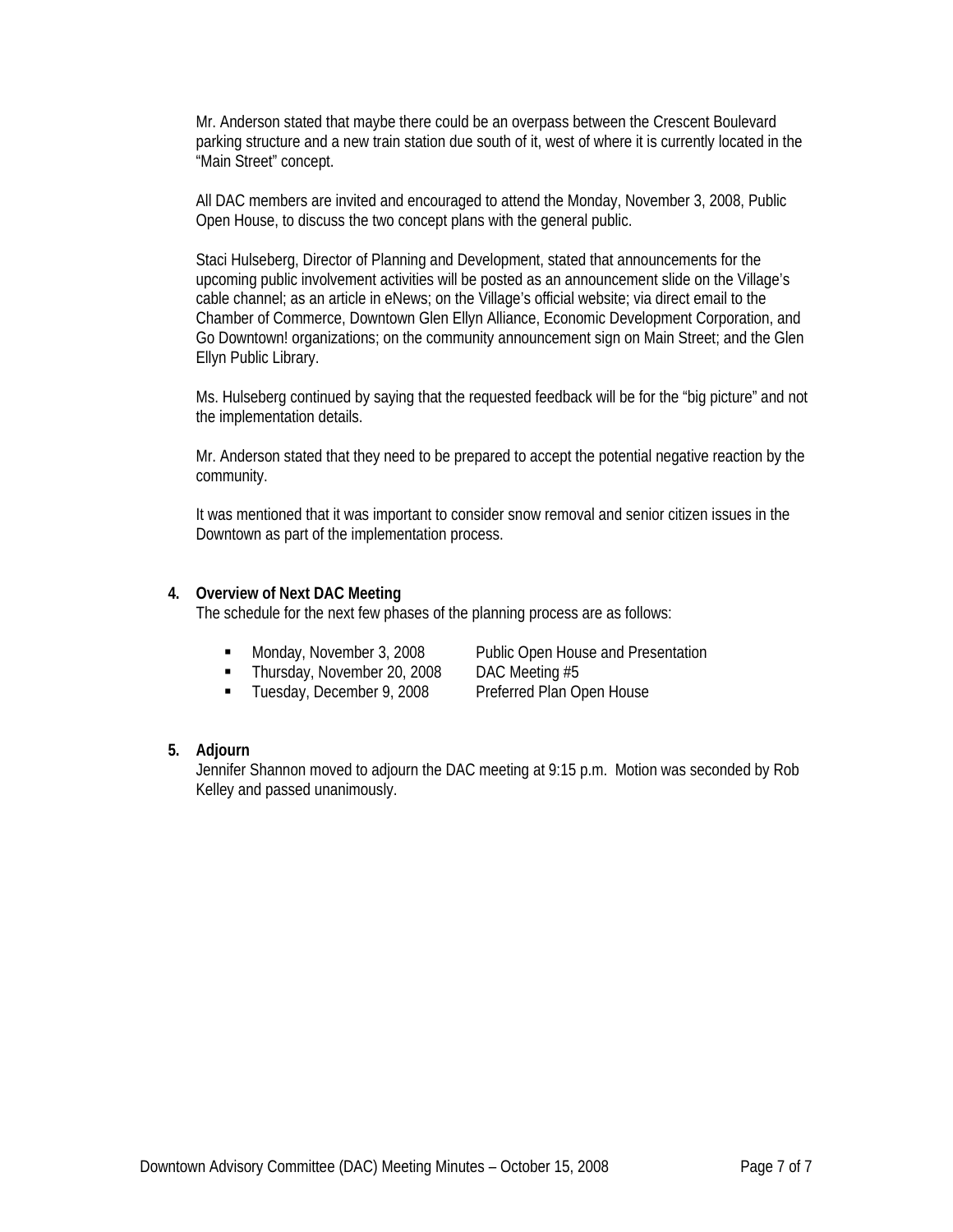Mr. Anderson stated that maybe there could be an overpass between the Crescent Boulevard parking structure and a new train station due south of it, west of where it is currently located in the "Main Street" concept.

All DAC members are invited and encouraged to attend the Monday, November 3, 2008, Public Open House, to discuss the two concept plans with the general public.

Staci Hulseberg, Director of Planning and Development, stated that announcements for the upcoming public involvement activities will be posted as an announcement slide on the Village's cable channel; as an article in eNews; on the Village's official website; via direct email to the Chamber of Commerce, Downtown Glen Ellyn Alliance, Economic Development Corporation, and Go Downtown! organizations; on the community announcement sign on Main Street; and the Glen Ellyn Public Library.

Ms. Hulseberg continued by saying that the requested feedback will be for the "big picture" and not the implementation details.

Mr. Anderson stated that they need to be prepared to accept the potential negative reaction by the community.

It was mentioned that it was important to consider snow removal and senior citizen issues in the Downtown as part of the implementation process.

**4. Overview of Next DAC Meeting**

The schedule for the next few phases of the planning process are as follows:

- Monday, November 3, 2008 — Public Open House and Presentation
- Thursday, November 20, 2008 — DAC Meeting #5
- Tuesday, December 9, 2008 — Preferred Plan Open House

**5. Adjourn**

Jennifer Shannon moved to adjourn the DAC meeting at 9:15 p.m. Motion was seconded by Rob Kelley and passed unanimously.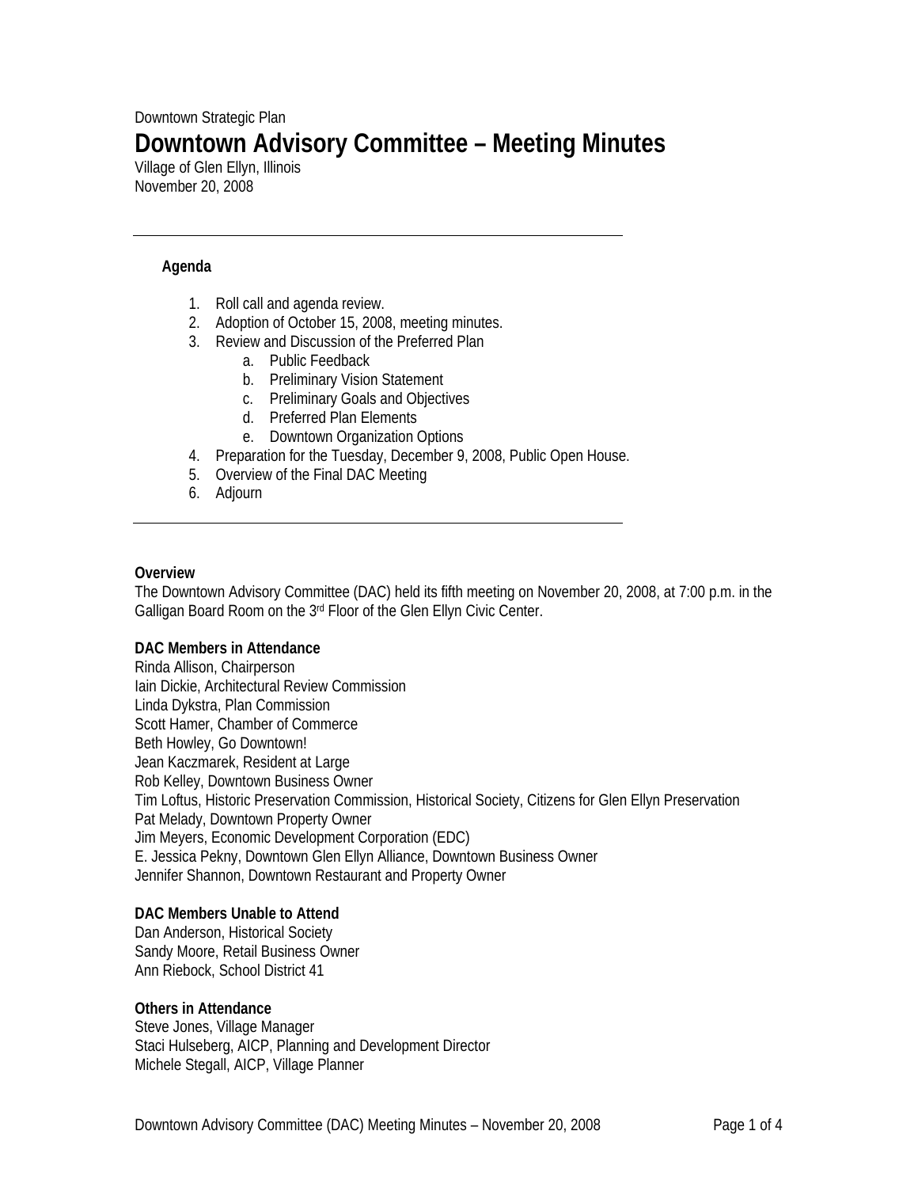Downtown Strategic Plan

# Downtown Advisory Committee – Meeting Minutes

Village of Glen Ellyn, Illinois
November 20, 2008

---

**Agenda**

1. Roll call and agenda review.
2. Adoption of October 15, 2008, meeting minutes.
3. Review and Discussion of the Preferred Plan
    a. Public Feedback
    b. Preliminary Vision Statement
    c. Preliminary Goals and Objectives
    d. Preferred Plan Elements
    e. Downtown Organization Options
4. Preparation for the Tuesday, December 9, 2008, Public Open House.
5. Overview of the Final DAC Meeting
6. Adjourn

---

**Overview**

The Downtown Advisory Committee (DAC) held its fifth meeting on November 20, 2008, at 7:00 p.m. in the Galligan Board Room on the 3rd Floor of the Glen Ellyn Civic Center.

**DAC Members in Attendance**

Rinda Allison, Chairperson
Iain Dickie, Architectural Review Commission
Linda Dykstra, Plan Commission
Scott Hamer, Chamber of Commerce
Beth Howley, Go Downtown!
Jean Kaczmarek, Resident at Large
Rob Kelley, Downtown Business Owner
Tim Loftus, Historic Preservation Commission, Historical Society, Citizens for Glen Ellyn Preservation
Pat Melady, Downtown Property Owner
Jim Meyers, Economic Development Corporation (EDC)
E. Jessica Pekny, Downtown Glen Ellyn Alliance, Downtown Business Owner
Jennifer Shannon, Downtown Restaurant and Property Owner

**DAC Members Unable to Attend**

Dan Anderson, Historical Society
Sandy Moore, Retail Business Owner
Ann Riebock, School District 41

**Others in Attendance**

Steve Jones, Village Manager
Staci Hulseberg, AICP, Planning and Development Director
Michele Stegall, AICP, Village Planner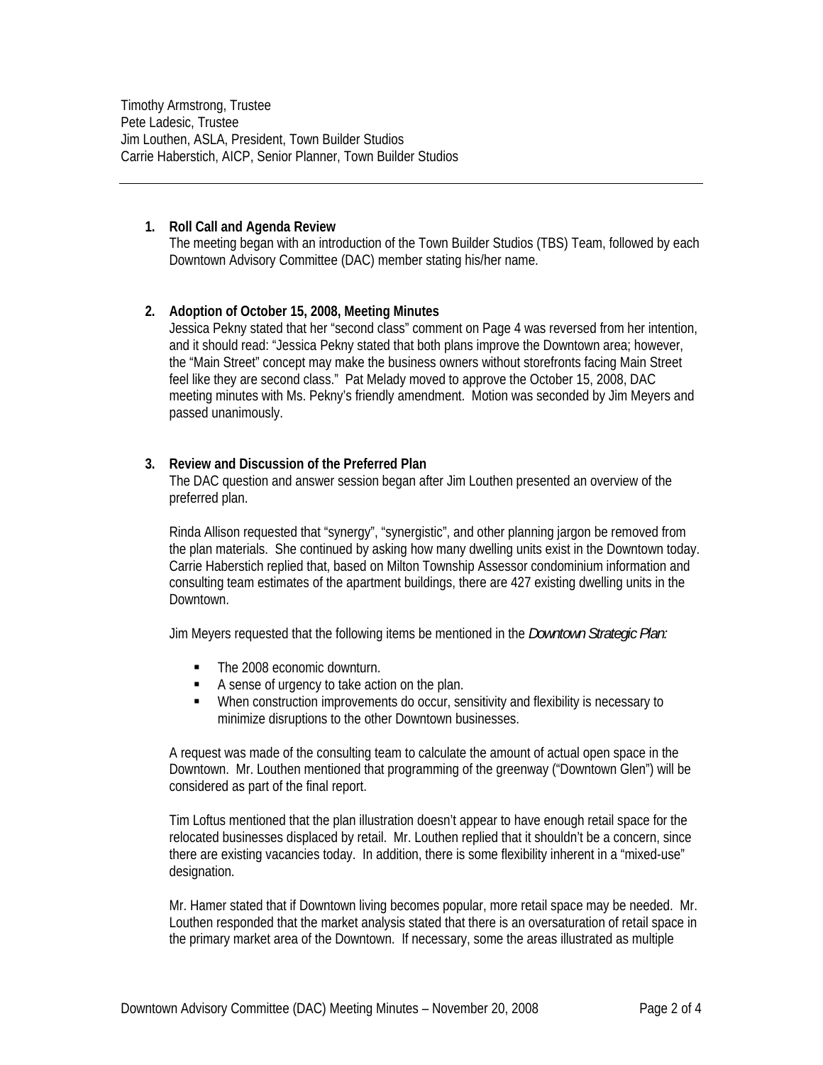Timothy Armstrong, Trustee
Pete Ladesic, Trustee
Jim Louthen, ASLA, President, Town Builder Studios
Carrie Haberstich, AICP, Senior Planner, Town Builder Studios

---

1. **Roll Call and Agenda Review**
   The meeting began with an introduction of the Town Builder Studios (TBS) Team, followed by each Downtown Advisory Committee (DAC) member stating his/her name.

2. **Adoption of October 15, 2008, Meeting Minutes**
   Jessica Pekny stated that her "second class" comment on Page 4 was reversed from her intention, and it should read: "Jessica Pekny stated that both plans improve the Downtown area; however, the "Main Street" concept may make the business owners without storefronts facing Main Street feel like they are second class." Pat Melady moved to approve the October 15, 2008, DAC meeting minutes with Ms. Pekny's friendly amendment. Motion was seconded by Jim Meyers and passed unanimously.

3. **Review and Discussion of the Preferred Plan**
   The DAC question and answer session began after Jim Louthen presented an overview of the preferred plan.

   Rinda Allison requested that "synergy", "synergistic", and other planning jargon be removed from the plan materials. She continued by asking how many dwelling units exist in the Downtown today. Carrie Haberstich replied that, based on Milton Township Assessor condominium information and consulting team estimates of the apartment buildings, there are 427 existing dwelling units in the Downtown.

   Jim Meyers requested that the following items be mentioned in the *Downtown Strategic Plan:*

   - The 2008 economic downturn.
   - A sense of urgency to take action on the plan.
   - When construction improvements do occur, sensitivity and flexibility is necessary to minimize disruptions to the other Downtown businesses.

   A request was made of the consulting team to calculate the amount of actual open space in the Downtown. Mr. Louthen mentioned that programming of the greenway ("Downtown Glen") will be considered as part of the final report.

   Tim Loftus mentioned that the plan illustration doesn't appear to have enough retail space for the relocated businesses displaced by retail. Mr. Louthen replied that it shouldn't be a concern, since there are existing vacancies today. In addition, there is some flexibility inherent in a "mixed-use" designation.

   Mr. Hamer stated that if Downtown living becomes popular, more retail space may be needed. Mr. Louthen responded that the market analysis stated that there is an oversaturation of retail space in the primary market area of the Downtown. If necessary, some the areas illustrated as multiple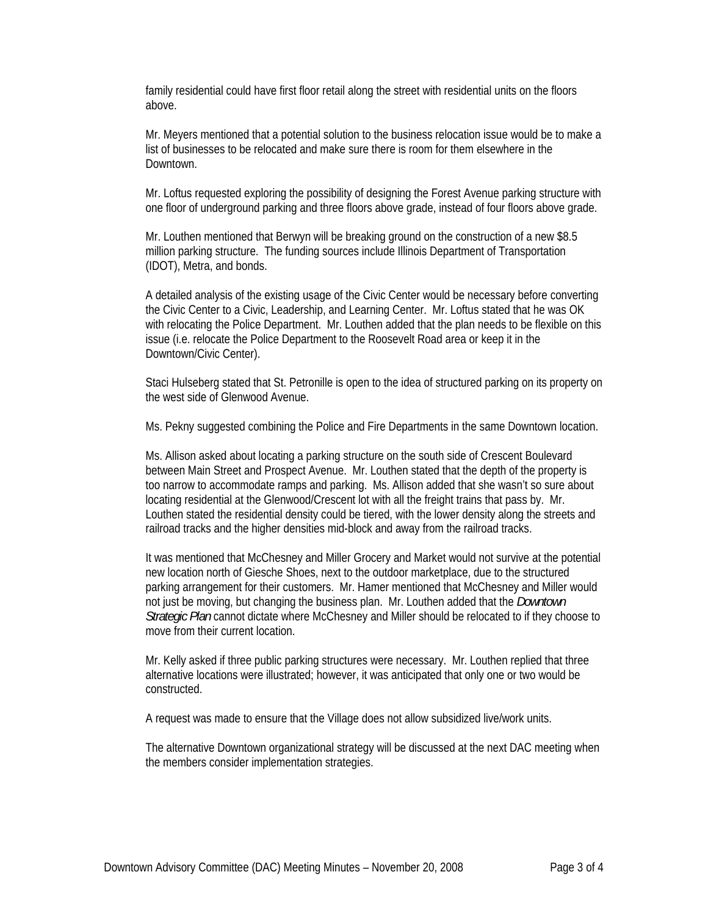family residential could have first floor retail along the street with residential units on the floors above.

Mr. Meyers mentioned that a potential solution to the business relocation issue would be to make a list of businesses to be relocated and make sure there is room for them elsewhere in the Downtown.

Mr. Loftus requested exploring the possibility of designing the Forest Avenue parking structure with one floor of underground parking and three floors above grade, instead of four floors above grade.

Mr. Louthen mentioned that Berwyn will be breaking ground on the construction of a new $8.5 million parking structure. The funding sources include Illinois Department of Transportation (IDOT), Metra, and bonds.

A detailed analysis of the existing usage of the Civic Center would be necessary before converting the Civic Center to a Civic, Leadership, and Learning Center. Mr. Loftus stated that he was OK with relocating the Police Department. Mr. Louthen added that the plan needs to be flexible on this issue (i.e. relocate the Police Department to the Roosevelt Road area or keep it in the Downtown/Civic Center).

Staci Hulseberg stated that St. Petronille is open to the idea of structured parking on its property on the west side of Glenwood Avenue.

Ms. Pekny suggested combining the Police and Fire Departments in the same Downtown location.

Ms. Allison asked about locating a parking structure on the south side of Crescent Boulevard between Main Street and Prospect Avenue. Mr. Louthen stated that the depth of the property is too narrow to accommodate ramps and parking. Ms. Allison added that she wasn't so sure about locating residential at the Glenwood/Crescent lot with all the freight trains that pass by. Mr. Louthen stated the residential density could be tiered, with the lower density along the streets and railroad tracks and the higher densities mid-block and away from the railroad tracks.

It was mentioned that McChesney and Miller Grocery and Market would not survive at the potential new location north of Giesche Shoes, next to the outdoor marketplace, due to the structured parking arrangement for their customers. Mr. Hamer mentioned that McChesney and Miller would not just be moving, but changing the business plan. Mr. Louthen added that the *Downtown Strategic Plan* cannot dictate where McChesney and Miller should be relocated to if they choose to move from their current location.

Mr. Kelly asked if three public parking structures were necessary. Mr. Louthen replied that three alternative locations were illustrated; however, it was anticipated that only one or two would be constructed.

A request was made to ensure that the Village does not allow subsidized live/work units.

The alternative Downtown organizational strategy will be discussed at the next DAC meeting when the members consider implementation strategies.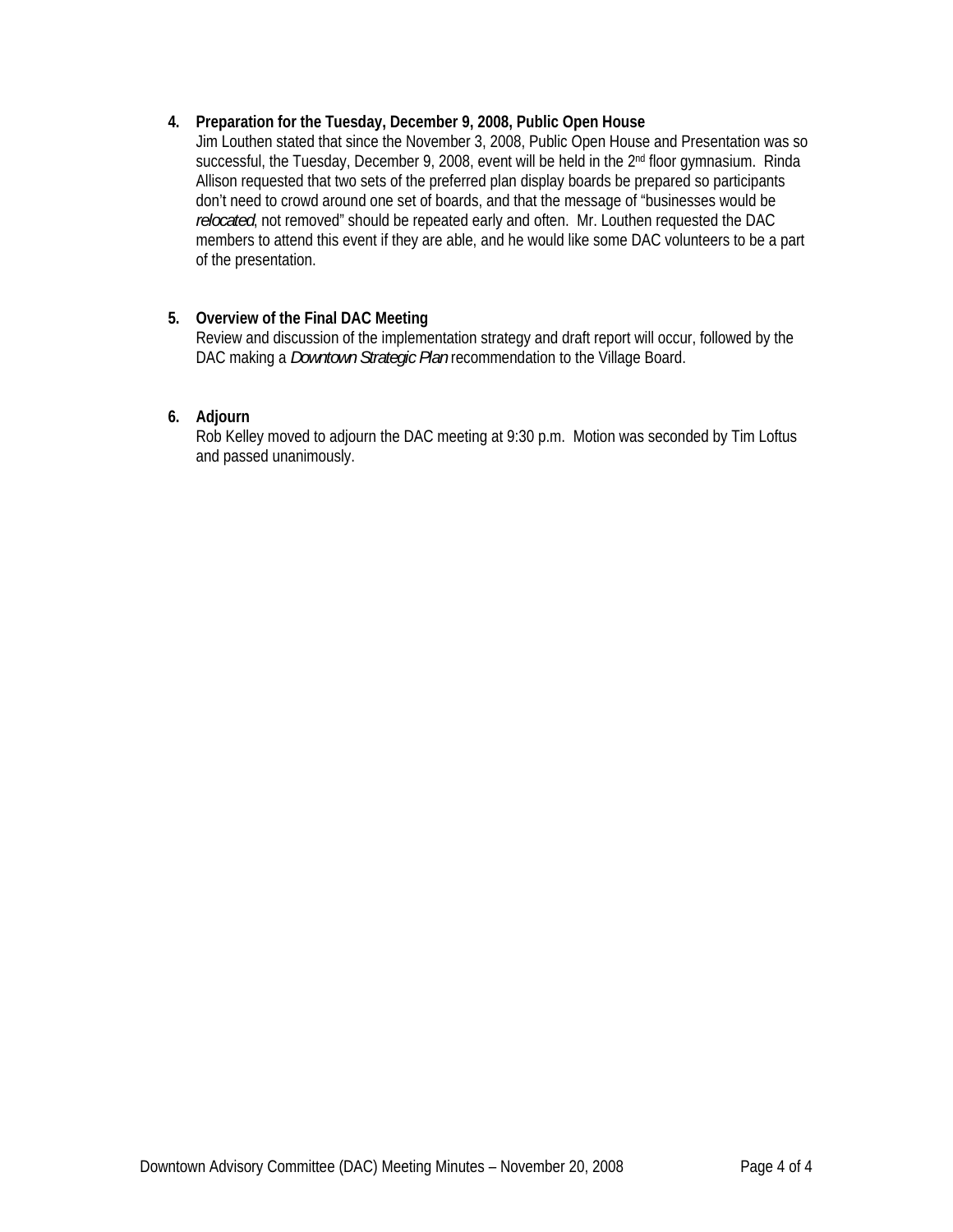**4. Preparation for the Tuesday, December 9, 2008, Public Open House**

Jim Louthen stated that since the November 3, 2008, Public Open House and Presentation was so successful, the Tuesday, December 9, 2008, event will be held in the 2nd floor gymnasium. Rinda Allison requested that two sets of the preferred plan display boards be prepared so participants don't need to crowd around one set of boards, and that the message of "businesses would be *relocated*, not removed" should be repeated early and often. Mr. Louthen requested the DAC members to attend this event if they are able, and he would like some DAC volunteers to be a part of the presentation.

**5. Overview of the Final DAC Meeting**

Review and discussion of the implementation strategy and draft report will occur, followed by the DAC making a *Downtown Strategic Plan* recommendation to the Village Board.

**6. Adjourn**

Rob Kelley moved to adjourn the DAC meeting at 9:30 p.m. Motion was seconded by Tim Loftus and passed unanimously.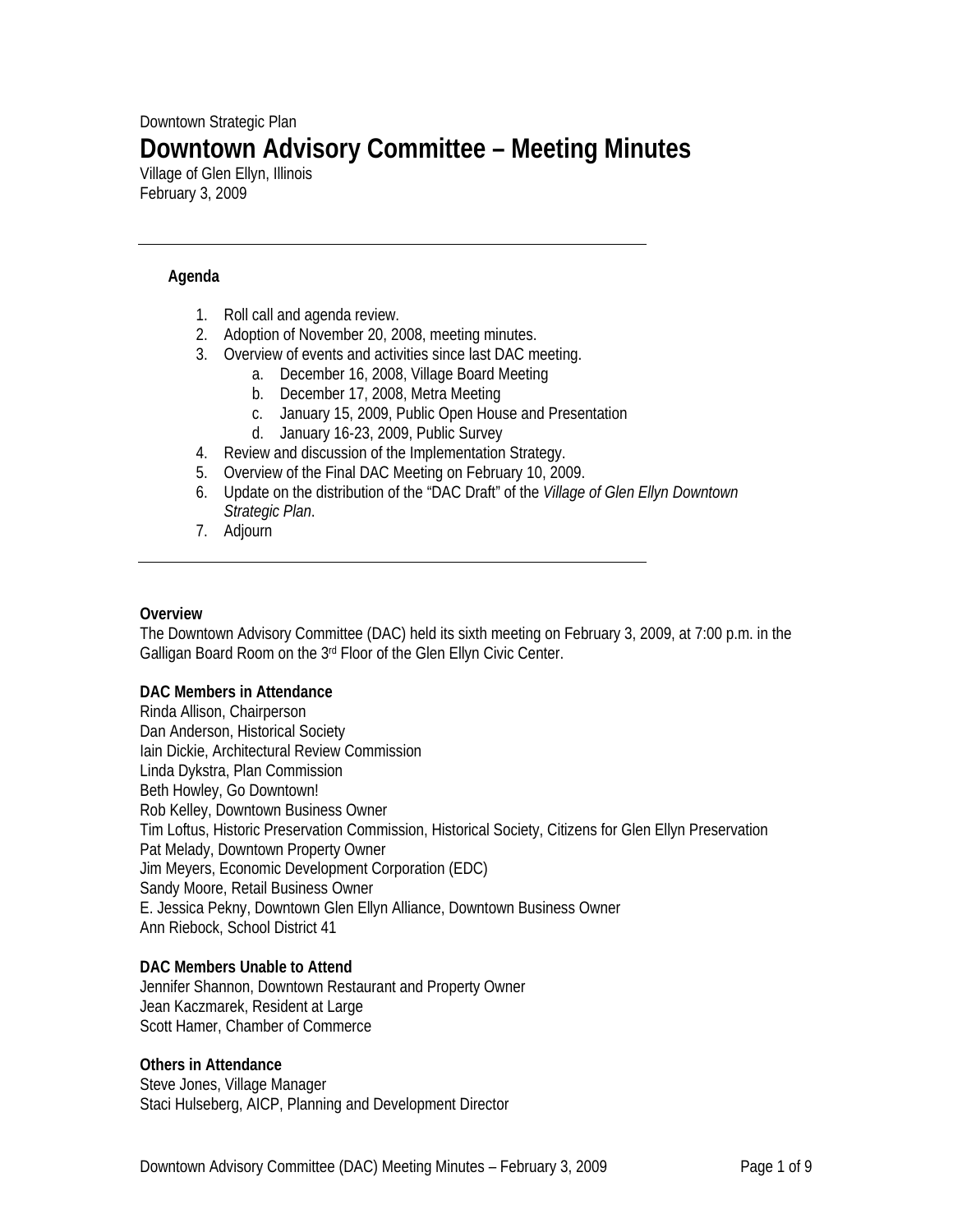Downtown Strategic Plan

# Downtown Advisory Committee – Meeting Minutes

Village of Glen Ellyn, Illinois
February 3, 2009

---

**Agenda**

1. Roll call and agenda review.
2. Adoption of November 20, 2008, meeting minutes.
3. Overview of events and activities since last DAC meeting.
   a. December 16, 2008, Village Board Meeting
   b. December 17, 2008, Metra Meeting
   c. January 15, 2009, Public Open House and Presentation
   d. January 16-23, 2009, Public Survey
4. Review and discussion of the Implementation Strategy.
5. Overview of the Final DAC Meeting on February 10, 2009.
6. Update on the distribution of the "DAC Draft" of the *Village of Glen Ellyn Downtown Strategic Plan*.
7. Adjourn

---

**Overview**
The Downtown Advisory Committee (DAC) held its sixth meeting on February 3, 2009, at 7:00 p.m. in the Galligan Board Room on the 3rd Floor of the Glen Ellyn Civic Center.

**DAC Members in Attendance**
Rinda Allison, Chairperson
Dan Anderson, Historical Society
Iain Dickie, Architectural Review Commission
Linda Dykstra, Plan Commission
Beth Howley, Go Downtown!
Rob Kelley, Downtown Business Owner
Tim Loftus, Historic Preservation Commission, Historical Society, Citizens for Glen Ellyn Preservation
Pat Melady, Downtown Property Owner
Jim Meyers, Economic Development Corporation (EDC)
Sandy Moore, Retail Business Owner
E. Jessica Pekny, Downtown Glen Ellyn Alliance, Downtown Business Owner
Ann Riebock, School District 41

**DAC Members Unable to Attend**
Jennifer Shannon, Downtown Restaurant and Property Owner
Jean Kaczmarek, Resident at Large
Scott Hamer, Chamber of Commerce

**Others in Attendance**
Steve Jones, Village Manager
Staci Hulseberg, AICP, Planning and Development Director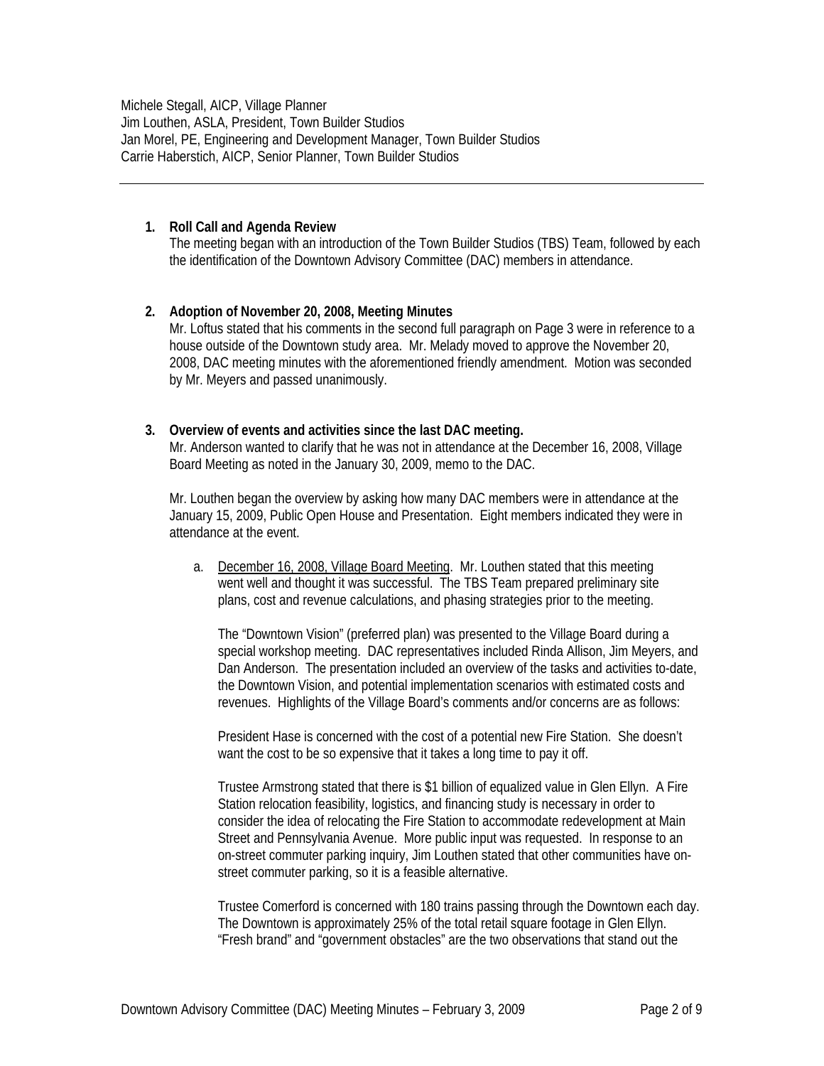Michele Stegall, AICP, Village Planner
Jim Louthen, ASLA, President, Town Builder Studios
Jan Morel, PE, Engineering and Development Manager, Town Builder Studios
Carrie Haberstich, AICP, Senior Planner, Town Builder Studios

---

1. **Roll Call and Agenda Review**
   The meeting began with an introduction of the Town Builder Studios (TBS) Team, followed by each the identification of the Downtown Advisory Committee (DAC) members in attendance.

2. **Adoption of November 20, 2008, Meeting Minutes**
   Mr. Loftus stated that his comments in the second full paragraph on Page 3 were in reference to a house outside of the Downtown study area. Mr. Melady moved to approve the November 20, 2008, DAC meeting minutes with the aforementioned friendly amendment. Motion was seconded by Mr. Meyers and passed unanimously.

3. **Overview of events and activities since the last DAC meeting.**
   Mr. Anderson wanted to clarify that he was not in attendance at the December 16, 2008, Village Board Meeting as noted in the January 30, 2009, memo to the DAC.

   Mr. Louthen began the overview by asking how many DAC members were in attendance at the January 15, 2009, Public Open House and Presentation. Eight members indicated they were in attendance at the event.

   a. <u>December 16, 2008, Village Board Meeting</u>. Mr. Louthen stated that this meeting went well and thought it was successful. The TBS Team prepared preliminary site plans, cost and revenue calculations, and phasing strategies prior to the meeting.

      The "Downtown Vision" (preferred plan) was presented to the Village Board during a special workshop meeting. DAC representatives included Rinda Allison, Jim Meyers, and Dan Anderson. The presentation included an overview of the tasks and activities to-date, the Downtown Vision, and potential implementation scenarios with estimated costs and revenues. Highlights of the Village Board's comments and/or concerns are as follows:

      President Hase is concerned with the cost of a potential new Fire Station. She doesn't want the cost to be so expensive that it takes a long time to pay it off.

      Trustee Armstrong stated that there is $1 billion of equalized value in Glen Ellyn. A Fire Station relocation feasibility, logistics, and financing study is necessary in order to consider the idea of relocating the Fire Station to accommodate redevelopment at Main Street and Pennsylvania Avenue. More public input was requested. In response to an on-street commuter parking inquiry, Jim Louthen stated that other communities have on-street commuter parking, so it is a feasible alternative.

      Trustee Comerford is concerned with 180 trains passing through the Downtown each day. The Downtown is approximately 25% of the total retail square footage in Glen Ellyn. "Fresh brand" and "government obstacles" are the two observations that stand out the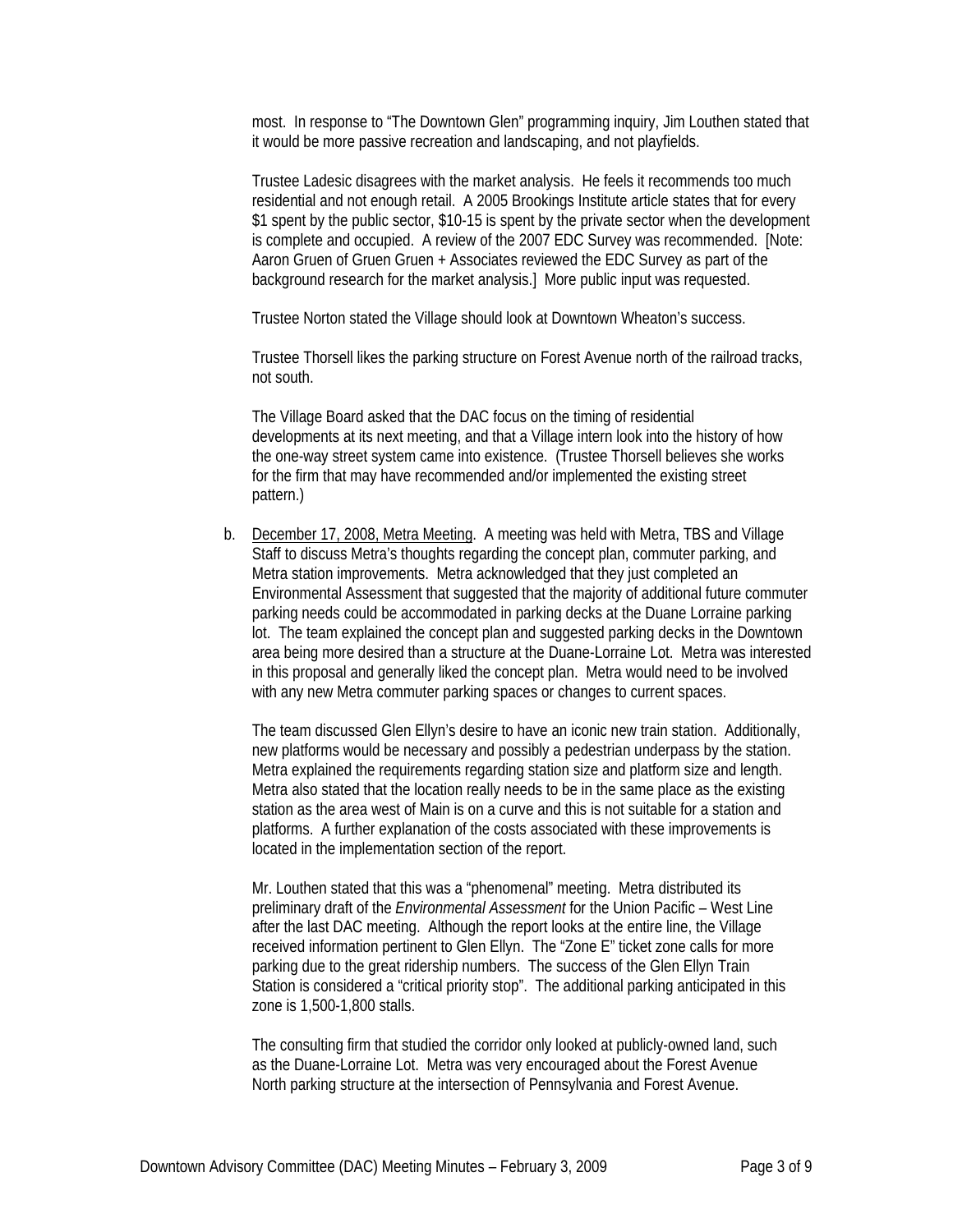most. In response to "The Downtown Glen" programming inquiry, Jim Louthen stated that it would be more passive recreation and landscaping, and not playfields.

Trustee Ladesic disagrees with the market analysis. He feels it recommends too much residential and not enough retail. A 2005 Brookings Institute article states that for every $1 spent by the public sector, $10-15 is spent by the private sector when the development is complete and occupied. A review of the 2007 EDC Survey was recommended. [Note: Aaron Gruen of Gruen Gruen + Associates reviewed the EDC Survey as part of the background research for the market analysis.] More public input was requested.

Trustee Norton stated the Village should look at Downtown Wheaton's success.

Trustee Thorsell likes the parking structure on Forest Avenue north of the railroad tracks, not south.

The Village Board asked that the DAC focus on the timing of residential developments at its next meeting, and that a Village intern look into the history of how the one-way street system came into existence. (Trustee Thorsell believes she works for the firm that may have recommended and/or implemented the existing street pattern.)

b. December 17, 2008, Metra Meeting. A meeting was held with Metra, TBS and Village Staff to discuss Metra's thoughts regarding the concept plan, commuter parking, and Metra station improvements. Metra acknowledged that they just completed an Environmental Assessment that suggested that the majority of additional future commuter parking needs could be accommodated in parking decks at the Duane Lorraine parking lot. The team explained the concept plan and suggested parking decks in the Downtown area being more desired than a structure at the Duane-Lorraine Lot. Metra was interested in this proposal and generally liked the concept plan. Metra would need to be involved with any new Metra commuter parking spaces or changes to current spaces.

   The team discussed Glen Ellyn's desire to have an iconic new train station. Additionally, new platforms would be necessary and possibly a pedestrian underpass by the station. Metra explained the requirements regarding station size and platform size and length. Metra also stated that the location really needs to be in the same place as the existing station as the area west of Main is on a curve and this is not suitable for a station and platforms. A further explanation of the costs associated with these improvements is located in the implementation section of the report.

   Mr. Louthen stated that this was a "phenomenal" meeting. Metra distributed its preliminary draft of the *Environmental Assessment* for the Union Pacific – West Line after the last DAC meeting. Although the report looks at the entire line, the Village received information pertinent to Glen Ellyn. The "Zone E" ticket zone calls for more parking due to the great ridership numbers. The success of the Glen Ellyn Train Station is considered a "critical priority stop". The additional parking anticipated in this zone is 1,500-1,800 stalls.

   The consulting firm that studied the corridor only looked at publicly-owned land, such as the Duane-Lorraine Lot. Metra was very encouraged about the Forest Avenue North parking structure at the intersection of Pennsylvania and Forest Avenue.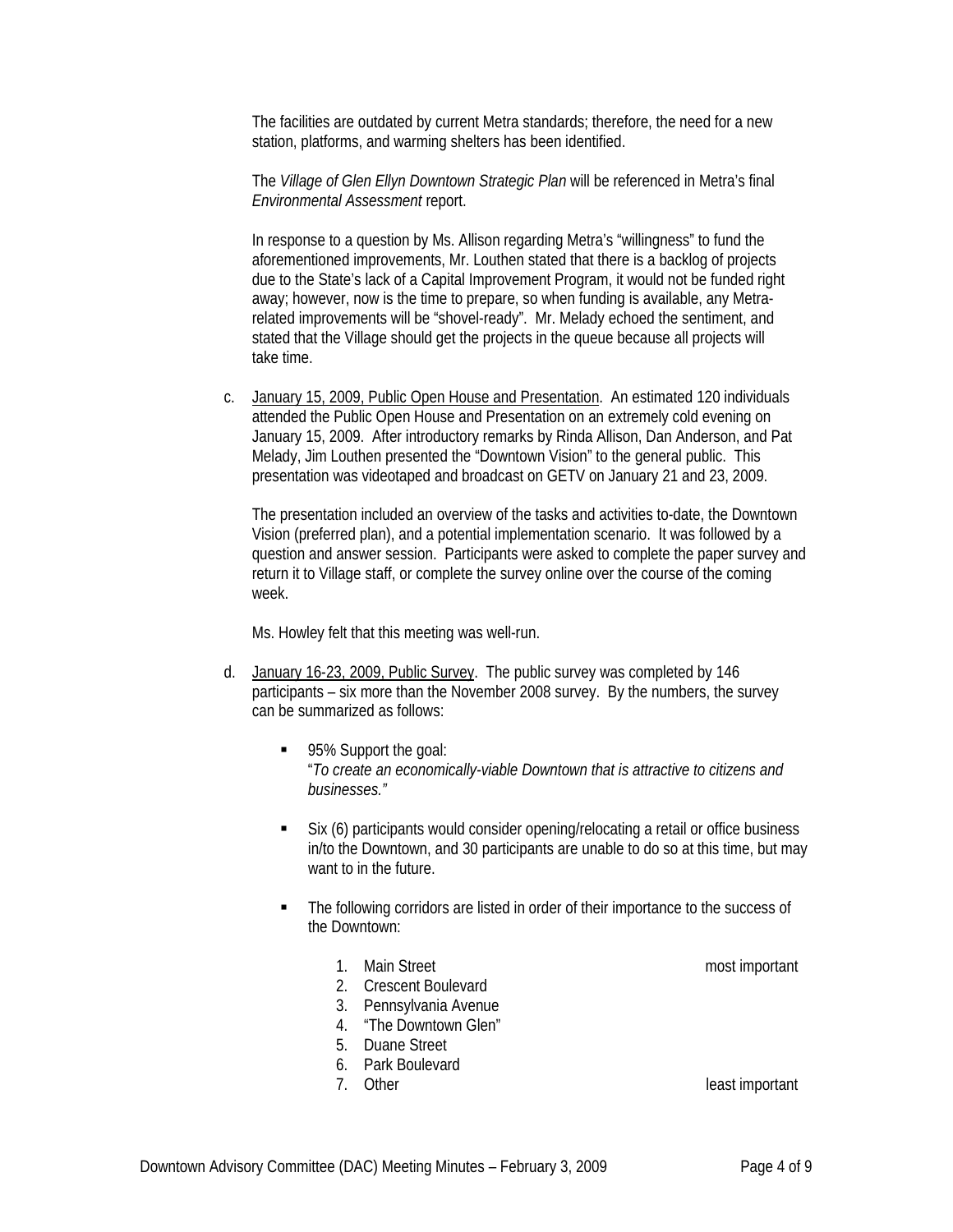The facilities are outdated by current Metra standards; therefore, the need for a new station, platforms, and warming shelters has been identified.

The *Village of Glen Ellyn Downtown Strategic Plan* will be referenced in Metra's final *Environmental Assessment* report.

In response to a question by Ms. Allison regarding Metra's "willingness" to fund the aforementioned improvements, Mr. Louthen stated that there is a backlog of projects due to the State's lack of a Capital Improvement Program, it would not be funded right away; however, now is the time to prepare, so when funding is available, any Metra-related improvements will be "shovel-ready". Mr. Melady echoed the sentiment, and stated that the Village should get the projects in the queue because all projects will take time.

c. January 15, 2009, Public Open House and Presentation. An estimated 120 individuals attended the Public Open House and Presentation on an extremely cold evening on January 15, 2009. After introductory remarks by Rinda Allison, Dan Anderson, and Pat Melady, Jim Louthen presented the "Downtown Vision" to the general public. This presentation was videotaped and broadcast on GETV on January 21 and 23, 2009.

   The presentation included an overview of the tasks and activities to-date, the Downtown Vision (preferred plan), and a potential implementation scenario. It was followed by a question and answer session. Participants were asked to complete the paper survey and return it to Village staff, or complete the survey online over the course of the coming week.

   Ms. Howley felt that this meeting was well-run.

d. January 16-23, 2009, Public Survey. The public survey was completed by 146 participants – six more than the November 2008 survey. By the numbers, the survey can be summarized as follows:

   - 95% Support the goal:
     "*To create an economically-viable Downtown that is attractive to citizens and businesses."*

   - Six (6) participants would consider opening/relocating a retail or office business in/to the Downtown, and 30 participants are unable to do so at this time, but may want to in the future.

   - The following corridors are listed in order of their importance to the success of the Downtown:

     1. Main Street — most important
     2. Crescent Boulevard
     3. Pennsylvania Avenue
     4. "The Downtown Glen"
     5. Duane Street
     6. Park Boulevard
     7. Other — least important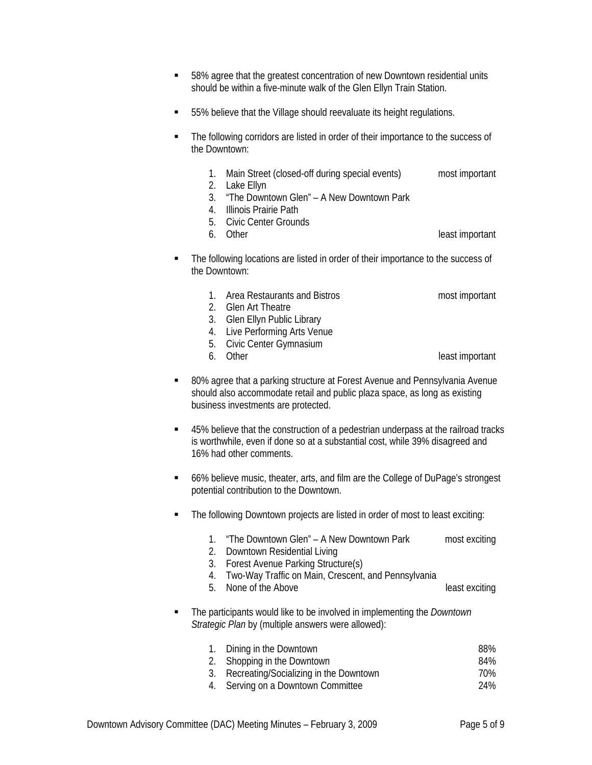- 58% agree that the greatest concentration of new Downtown residential units should be within a five-minute walk of the Glen Ellyn Train Station.

- 55% believe that the Village should reevaluate its height regulations.

- The following corridors are listed in order of their importance to the success of the Downtown:

  1. Main Street (closed-off during special events) most important
  2. Lake Ellyn
  3. "The Downtown Glen" – A New Downtown Park
  4. Illinois Prairie Path
  5. Civic Center Grounds
  6. Other least important

- The following locations are listed in order of their importance to the success of the Downtown:

  1. Area Restaurants and Bistros most important
  2. Glen Art Theatre
  3. Glen Ellyn Public Library
  4. Live Performing Arts Venue
  5. Civic Center Gymnasium
  6. Other least important

- 80% agree that a parking structure at Forest Avenue and Pennsylvania Avenue should also accommodate retail and public plaza space, as long as existing business investments are protected.

- 45% believe that the construction of a pedestrian underpass at the railroad tracks is worthwhile, even if done so at a substantial cost, while 39% disagreed and 16% had other comments.

- 66% believe music, theater, arts, and film are the College of DuPage's strongest potential contribution to the Downtown.

- The following Downtown projects are listed in order of most to least exciting:

  1. "The Downtown Glen" – A New Downtown Park most exciting
  2. Downtown Residential Living
  3. Forest Avenue Parking Structure(s)
  4. Two-Way Traffic on Main, Crescent, and Pennsylvania
  5. None of the Above least exciting

- The participants would like to be involved in implementing the *Downtown Strategic Plan* by (multiple answers were allowed):

  1. Dining in the Downtown 88%
  2. Shopping in the Downtown 84%
  3. Recreating/Socializing in the Downtown 70%
  4. Serving on a Downtown Committee 24%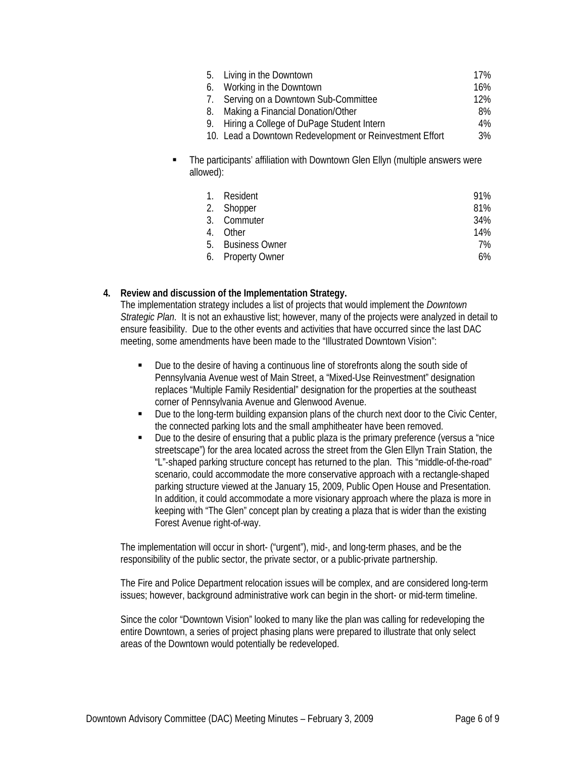5. Living in the Downtown 17%
6. Working in the Downtown 16%
7. Serving on a Downtown Sub-Committee 12%
8. Making a Financial Donation/Other 8%
9. Hiring a College of DuPage Student Intern 4%
10. Lead a Downtown Redevelopment or Reinvestment Effort 3%

- The participants' affiliation with Downtown Glen Ellyn (multiple answers were allowed):

   1. Resident 91%
   2. Shopper 81%
   3. Commuter 34%
   4. Other 14%
   5. Business Owner 7%
   6. Property Owner 6%

**4. Review and discussion of the Implementation Strategy.**

The implementation strategy includes a list of projects that would implement the *Downtown Strategic Plan*. It is not an exhaustive list; however, many of the projects were analyzed in detail to ensure feasibility. Due to the other events and activities that have occurred since the last DAC meeting, some amendments have been made to the "Illustrated Downtown Vision":

- Due to the desire of having a continuous line of storefronts along the south side of Pennsylvania Avenue west of Main Street, a "Mixed-Use Reinvestment" designation replaces "Multiple Family Residential" designation for the properties at the southeast corner of Pennsylvania Avenue and Glenwood Avenue.
- Due to the long-term building expansion plans of the church next door to the Civic Center, the connected parking lots and the small amphitheater have been removed.
- Due to the desire of ensuring that a public plaza is the primary preference (versus a "nice streetscape") for the area located across the street from the Glen Ellyn Train Station, the "L"-shaped parking structure concept has returned to the plan. This "middle-of-the-road" scenario, could accommodate the more conservative approach with a rectangle-shaped parking structure viewed at the January 15, 2009, Public Open House and Presentation. In addition, it could accommodate a more visionary approach where the plaza is more in keeping with "The Glen" concept plan by creating a plaza that is wider than the existing Forest Avenue right-of-way.

The implementation will occur in short- ("urgent"), mid-, and long-term phases, and be the responsibility of the public sector, the private sector, or a public-private partnership.

The Fire and Police Department relocation issues will be complex, and are considered long-term issues; however, background administrative work can begin in the short- or mid-term timeline.

Since the color "Downtown Vision" looked to many like the plan was calling for redeveloping the entire Downtown, a series of project phasing plans were prepared to illustrate that only select areas of the Downtown would potentially be redeveloped.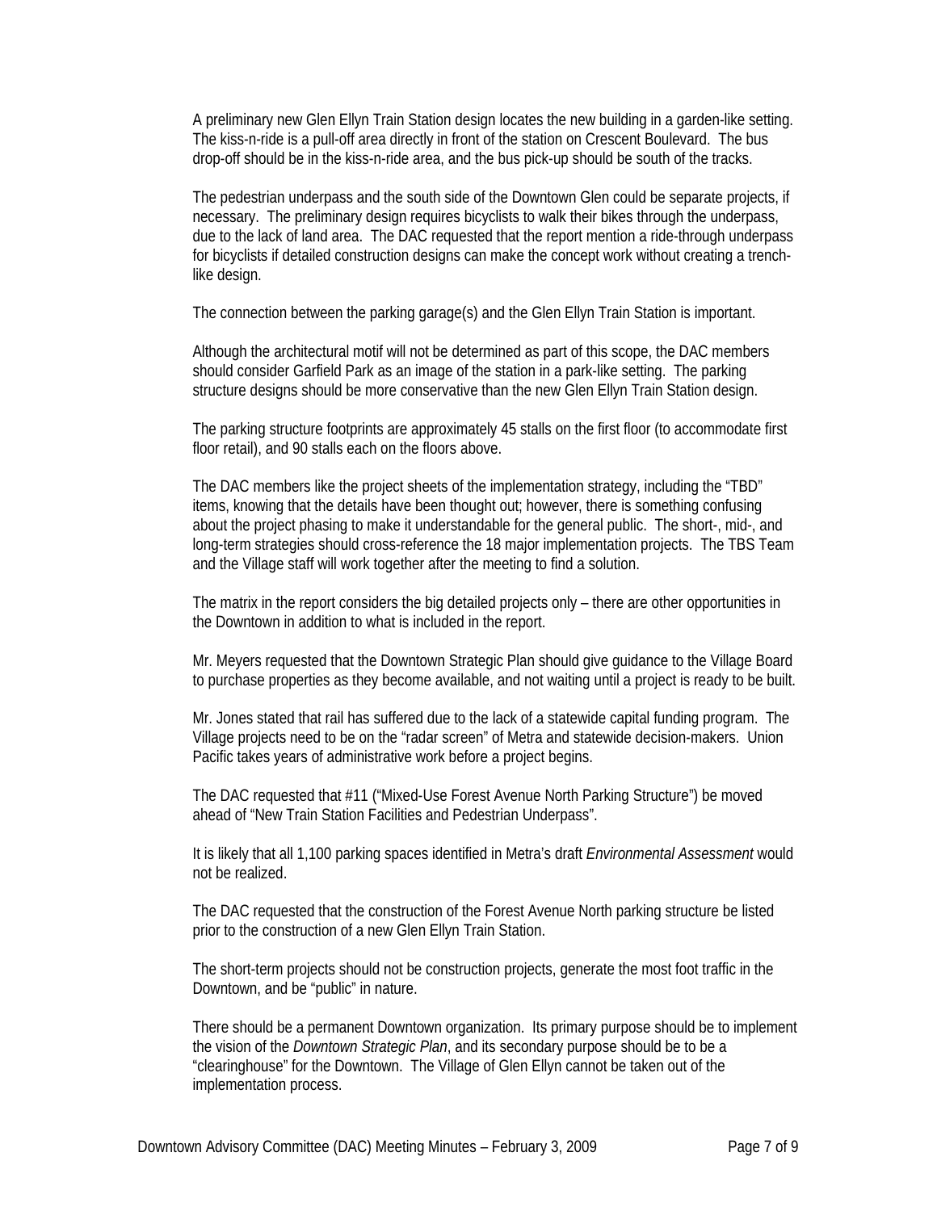A preliminary new Glen Ellyn Train Station design locates the new building in a garden-like setting. The kiss-n-ride is a pull-off area directly in front of the station on Crescent Boulevard. The bus drop-off should be in the kiss-n-ride area, and the bus pick-up should be south of the tracks.

The pedestrian underpass and the south side of the Downtown Glen could be separate projects, if necessary. The preliminary design requires bicyclists to walk their bikes through the underpass, due to the lack of land area. The DAC requested that the report mention a ride-through underpass for bicyclists if detailed construction designs can make the concept work without creating a trench-like design.

The connection between the parking garage(s) and the Glen Ellyn Train Station is important.

Although the architectural motif will not be determined as part of this scope, the DAC members should consider Garfield Park as an image of the station in a park-like setting. The parking structure designs should be more conservative than the new Glen Ellyn Train Station design.

The parking structure footprints are approximately 45 stalls on the first floor (to accommodate first floor retail), and 90 stalls each on the floors above.

The DAC members like the project sheets of the implementation strategy, including the "TBD" items, knowing that the details have been thought out; however, there is something confusing about the project phasing to make it understandable for the general public. The short-, mid-, and long-term strategies should cross-reference the 18 major implementation projects. The TBS Team and the Village staff will work together after the meeting to find a solution.

The matrix in the report considers the big detailed projects only – there are other opportunities in the Downtown in addition to what is included in the report.

Mr. Meyers requested that the Downtown Strategic Plan should give guidance to the Village Board to purchase properties as they become available, and not waiting until a project is ready to be built.

Mr. Jones stated that rail has suffered due to the lack of a statewide capital funding program. The Village projects need to be on the "radar screen" of Metra and statewide decision-makers. Union Pacific takes years of administrative work before a project begins.

The DAC requested that #11 ("Mixed-Use Forest Avenue North Parking Structure") be moved ahead of "New Train Station Facilities and Pedestrian Underpass".

It is likely that all 1,100 parking spaces identified in Metra's draft *Environmental Assessment* would not be realized.

The DAC requested that the construction of the Forest Avenue North parking structure be listed prior to the construction of a new Glen Ellyn Train Station.

The short-term projects should not be construction projects, generate the most foot traffic in the Downtown, and be "public" in nature.

There should be a permanent Downtown organization. Its primary purpose should be to implement the vision of the *Downtown Strategic Plan*, and its secondary purpose should be to be a "clearinghouse" for the Downtown. The Village of Glen Ellyn cannot be taken out of the implementation process.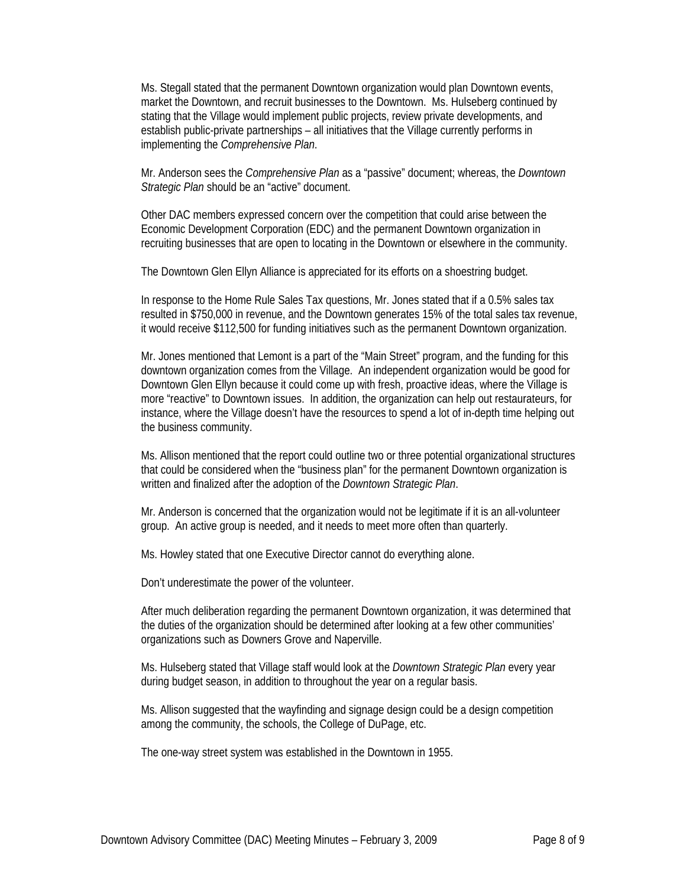Ms. Stegall stated that the permanent Downtown organization would plan Downtown events, market the Downtown, and recruit businesses to the Downtown. Ms. Hulseberg continued by stating that the Village would implement public projects, review private developments, and establish public-private partnerships – all initiatives that the Village currently performs in implementing the *Comprehensive Plan*.

Mr. Anderson sees the *Comprehensive Plan* as a "passive" document; whereas, the *Downtown Strategic Plan* should be an "active" document.

Other DAC members expressed concern over the competition that could arise between the Economic Development Corporation (EDC) and the permanent Downtown organization in recruiting businesses that are open to locating in the Downtown or elsewhere in the community.

The Downtown Glen Ellyn Alliance is appreciated for its efforts on a shoestring budget.

In response to the Home Rule Sales Tax questions, Mr. Jones stated that if a 0.5% sales tax resulted in $750,000 in revenue, and the Downtown generates 15% of the total sales tax revenue, it would receive $112,500 for funding initiatives such as the permanent Downtown organization.

Mr. Jones mentioned that Lemont is a part of the "Main Street" program, and the funding for this downtown organization comes from the Village. An independent organization would be good for Downtown Glen Ellyn because it could come up with fresh, proactive ideas, where the Village is more "reactive" to Downtown issues. In addition, the organization can help out restaurateurs, for instance, where the Village doesn't have the resources to spend a lot of in-depth time helping out the business community.

Ms. Allison mentioned that the report could outline two or three potential organizational structures that could be considered when the "business plan" for the permanent Downtown organization is written and finalized after the adoption of the *Downtown Strategic Plan*.

Mr. Anderson is concerned that the organization would not be legitimate if it is an all-volunteer group. An active group is needed, and it needs to meet more often than quarterly.

Ms. Howley stated that one Executive Director cannot do everything alone.

Don't underestimate the power of the volunteer.

After much deliberation regarding the permanent Downtown organization, it was determined that the duties of the organization should be determined after looking at a few other communities' organizations such as Downers Grove and Naperville.

Ms. Hulseberg stated that Village staff would look at the *Downtown Strategic Plan* every year during budget season, in addition to throughout the year on a regular basis.

Ms. Allison suggested that the wayfinding and signage design could be a design competition among the community, the schools, the College of DuPage, etc.

The one-way street system was established in the Downtown in 1955.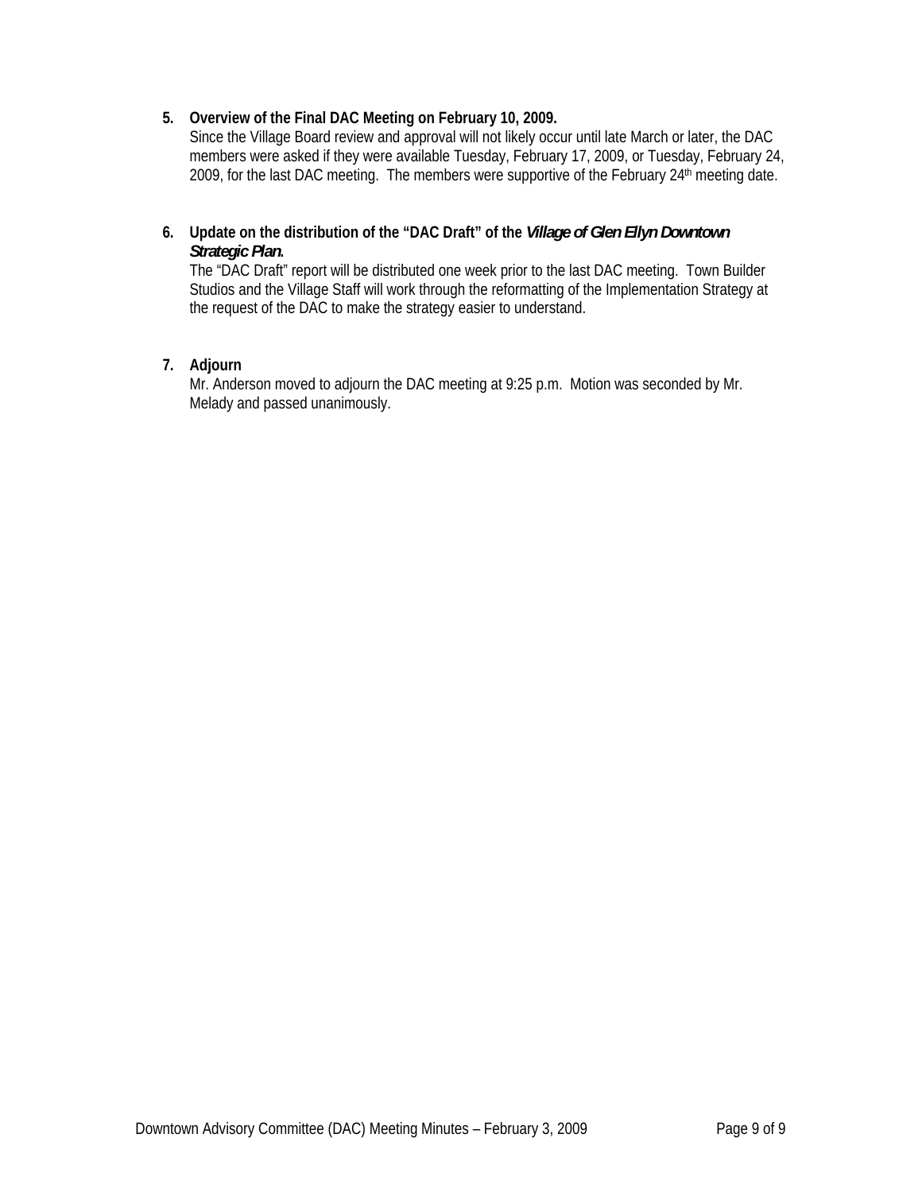5. **Overview of the Final DAC Meeting on February 10, 2009.**
   Since the Village Board review and approval will not likely occur until late March or later, the DAC members were asked if they were available Tuesday, February 17, 2009, or Tuesday, February 24, 2009, for the last DAC meeting. The members were supportive of the February 24th meeting date.

6. **Update on the distribution of the "DAC Draft" of the *Village of Glen Ellyn Downtown Strategic Plan*.**
   The "DAC Draft" report will be distributed one week prior to the last DAC meeting. Town Builder Studios and the Village Staff will work through the reformatting of the Implementation Strategy at the request of the DAC to make the strategy easier to understand.

7. **Adjourn**
   Mr. Anderson moved to adjourn the DAC meeting at 9:25 p.m. Motion was seconded by Mr. Melady and passed unanimously.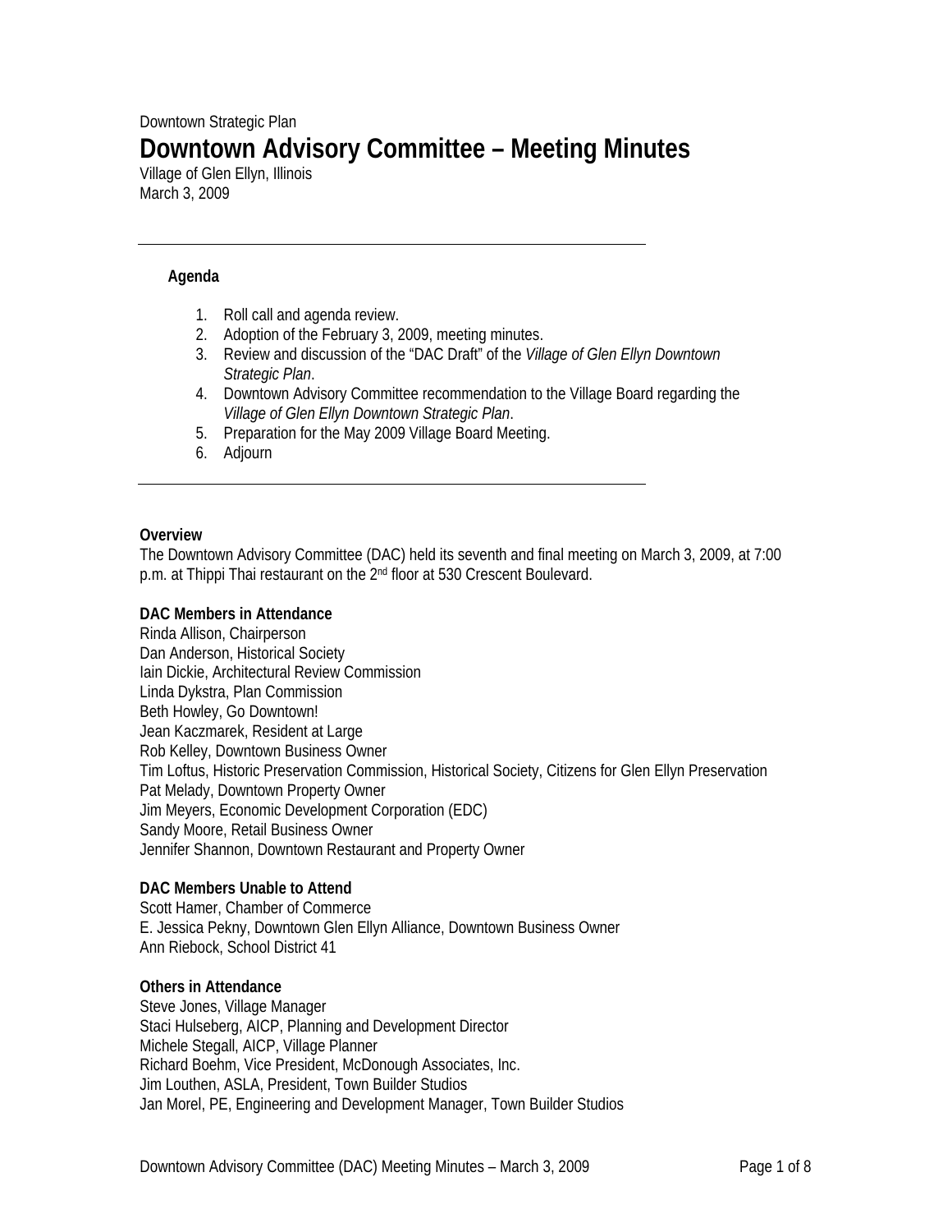Downtown Strategic Plan

# Downtown Advisory Committee – Meeting Minutes

Village of Glen Ellyn, Illinois
March 3, 2009

---

**Agenda**

1. Roll call and agenda review.
2. Adoption of the February 3, 2009, meeting minutes.
3. Review and discussion of the "DAC Draft" of the *Village of Glen Ellyn Downtown Strategic Plan*.
4. Downtown Advisory Committee recommendation to the Village Board regarding the *Village of Glen Ellyn Downtown Strategic Plan*.
5. Preparation for the May 2009 Village Board Meeting.
6. Adjourn

---

**Overview**

The Downtown Advisory Committee (DAC) held its seventh and final meeting on March 3, 2009, at 7:00 p.m. at Thippi Thai restaurant on the 2nd floor at 530 Crescent Boulevard.

**DAC Members in Attendance**

Rinda Allison, Chairperson
Dan Anderson, Historical Society
Iain Dickie, Architectural Review Commission
Linda Dykstra, Plan Commission
Beth Howley, Go Downtown!
Jean Kaczmarek, Resident at Large
Rob Kelley, Downtown Business Owner
Tim Loftus, Historic Preservation Commission, Historical Society, Citizens for Glen Ellyn Preservation
Pat Melady, Downtown Property Owner
Jim Meyers, Economic Development Corporation (EDC)
Sandy Moore, Retail Business Owner
Jennifer Shannon, Downtown Restaurant and Property Owner

**DAC Members Unable to Attend**

Scott Hamer, Chamber of Commerce
E. Jessica Pekny, Downtown Glen Ellyn Alliance, Downtown Business Owner
Ann Riebock, School District 41

**Others in Attendance**

Steve Jones, Village Manager
Staci Hulseberg, AICP, Planning and Development Director
Michele Stegall, AICP, Village Planner
Richard Boehm, Vice President, McDonough Associates, Inc.
Jim Louthen, ASLA, President, Town Builder Studios
Jan Morel, PE, Engineering and Development Manager, Town Builder Studios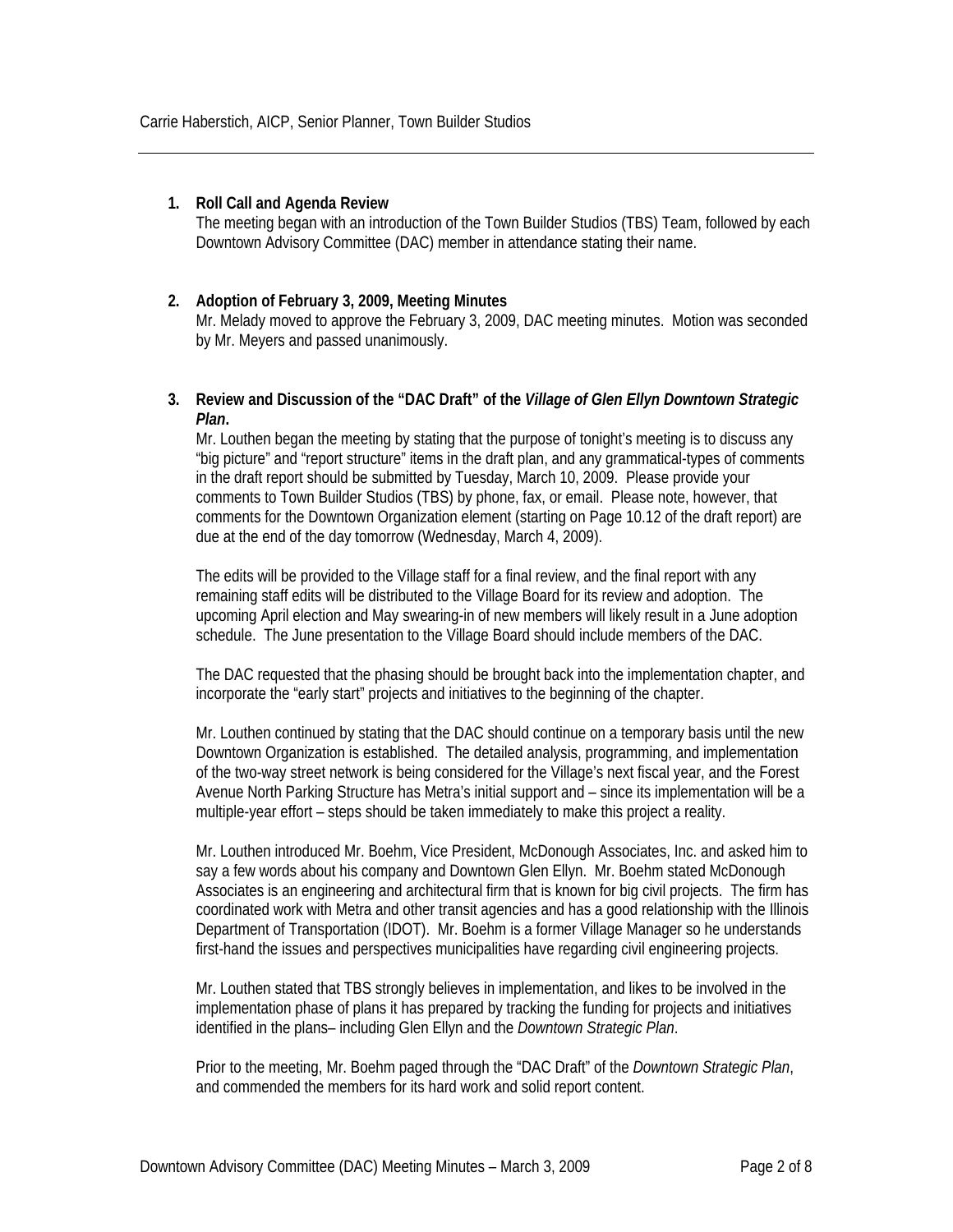Carrie Haberstich, AICP, Senior Planner, Town Builder Studios

---

1. **Roll Call and Agenda Review**
   The meeting began with an introduction of the Town Builder Studios (TBS) Team, followed by each Downtown Advisory Committee (DAC) member in attendance stating their name.

2. **Adoption of February 3, 2009, Meeting Minutes**
   Mr. Melady moved to approve the February 3, 2009, DAC meeting minutes. Motion was seconded by Mr. Meyers and passed unanimously.

3. **Review and Discussion of the "DAC Draft" of the *Village of Glen Ellyn Downtown Strategic Plan*.**
   Mr. Louthen began the meeting by stating that the purpose of tonight's meeting is to discuss any "big picture" and "report structure" items in the draft plan, and any grammatical-types of comments in the draft report should be submitted by Tuesday, March 10, 2009. Please provide your comments to Town Builder Studios (TBS) by phone, fax, or email. Please note, however, that comments for the Downtown Organization element (starting on Page 10.12 of the draft report) are due at the end of the day tomorrow (Wednesday, March 4, 2009).

   The edits will be provided to the Village staff for a final review, and the final report with any remaining staff edits will be distributed to the Village Board for its review and adoption. The upcoming April election and May swearing-in of new members will likely result in a June adoption schedule. The June presentation to the Village Board should include members of the DAC.

   The DAC requested that the phasing should be brought back into the implementation chapter, and incorporate the "early start" projects and initiatives to the beginning of the chapter.

   Mr. Louthen continued by stating that the DAC should continue on a temporary basis until the new Downtown Organization is established. The detailed analysis, programming, and implementation of the two-way street network is being considered for the Village's next fiscal year, and the Forest Avenue North Parking Structure has Metra's initial support and – since its implementation will be a multiple-year effort – steps should be taken immediately to make this project a reality.

   Mr. Louthen introduced Mr. Boehm, Vice President, McDonough Associates, Inc. and asked him to say a few words about his company and Downtown Glen Ellyn. Mr. Boehm stated McDonough Associates is an engineering and architectural firm that is known for big civil projects. The firm has coordinated work with Metra and other transit agencies and has a good relationship with the Illinois Department of Transportation (IDOT). Mr. Boehm is a former Village Manager so he understands first-hand the issues and perspectives municipalities have regarding civil engineering projects.

   Mr. Louthen stated that TBS strongly believes in implementation, and likes to be involved in the implementation phase of plans it has prepared by tracking the funding for projects and initiatives identified in the plans– including Glen Ellyn and the *Downtown Strategic Plan*.

   Prior to the meeting, Mr. Boehm paged through the "DAC Draft" of the *Downtown Strategic Plan*, and commended the members for its hard work and solid report content.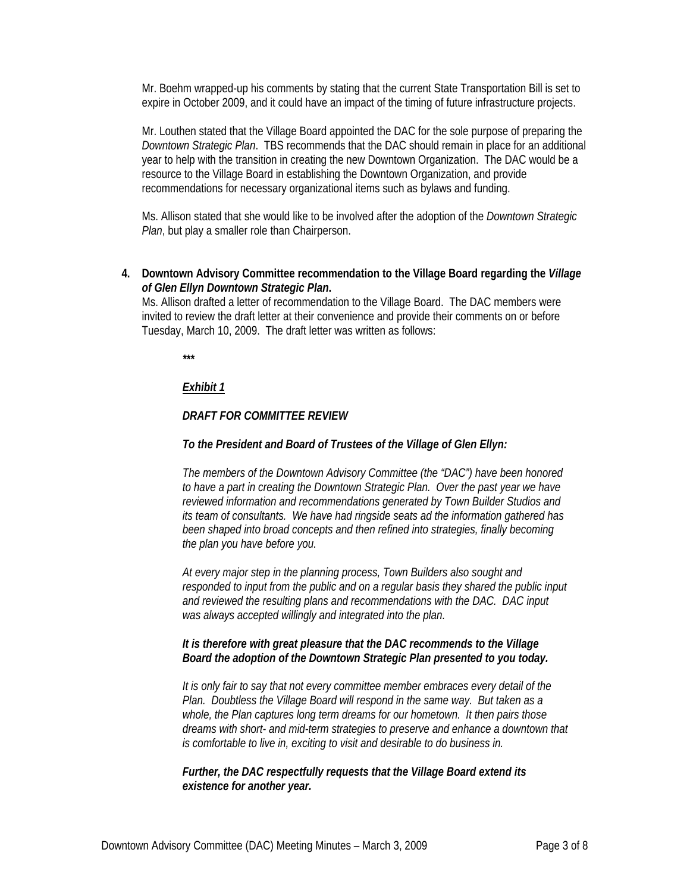Mr. Boehm wrapped-up his comments by stating that the current State Transportation Bill is set to expire in October 2009, and it could have an impact of the timing of future infrastructure projects.

Mr. Louthen stated that the Village Board appointed the DAC for the sole purpose of preparing the *Downtown Strategic Plan*. TBS recommends that the DAC should remain in place for an additional year to help with the transition in creating the new Downtown Organization. The DAC would be a resource to the Village Board in establishing the Downtown Organization, and provide recommendations for necessary organizational items such as bylaws and funding.

Ms. Allison stated that she would like to be involved after the adoption of the *Downtown Strategic Plan*, but play a smaller role than Chairperson.

**4. Downtown Advisory Committee recommendation to the Village Board regarding the *Village of Glen Ellyn Downtown Strategic Plan*.**

Ms. Allison drafted a letter of recommendation to the Village Board. The DAC members were invited to review the draft letter at their convenience and provide their comments on or before Tuesday, March 10, 2009. The draft letter was written as follows:

**\*\*\***

***<u>Exhibit 1</u>***

***DRAFT FOR COMMITTEE REVIEW***

***To the President and Board of Trustees of the Village of Glen Ellyn:***

*The members of the Downtown Advisory Committee (the "DAC") have been honored to have a part in creating the Downtown Strategic Plan. Over the past year we have reviewed information and recommendations generated by Town Builder Studios and its team of consultants. We have had ringside seats ad the information gathered has been shaped into broad concepts and then refined into strategies, finally becoming the plan you have before you.*

*At every major step in the planning process, Town Builders also sought and responded to input from the public and on a regular basis they shared the public input and reviewed the resulting plans and recommendations with the DAC. DAC input was always accepted willingly and integrated into the plan.*

***It is therefore with great pleasure that the DAC recommends to the Village Board the adoption of the Downtown Strategic Plan presented to you today.***

*It is only fair to say that not every committee member embraces every detail of the Plan. Doubtless the Village Board will respond in the same way. But taken as a whole, the Plan captures long term dreams for our hometown. It then pairs those dreams with short- and mid-term strategies to preserve and enhance a downtown that is comfortable to live in, exciting to visit and desirable to do business in.*

***Further, the DAC respectfully requests that the Village Board extend its existence for another year.***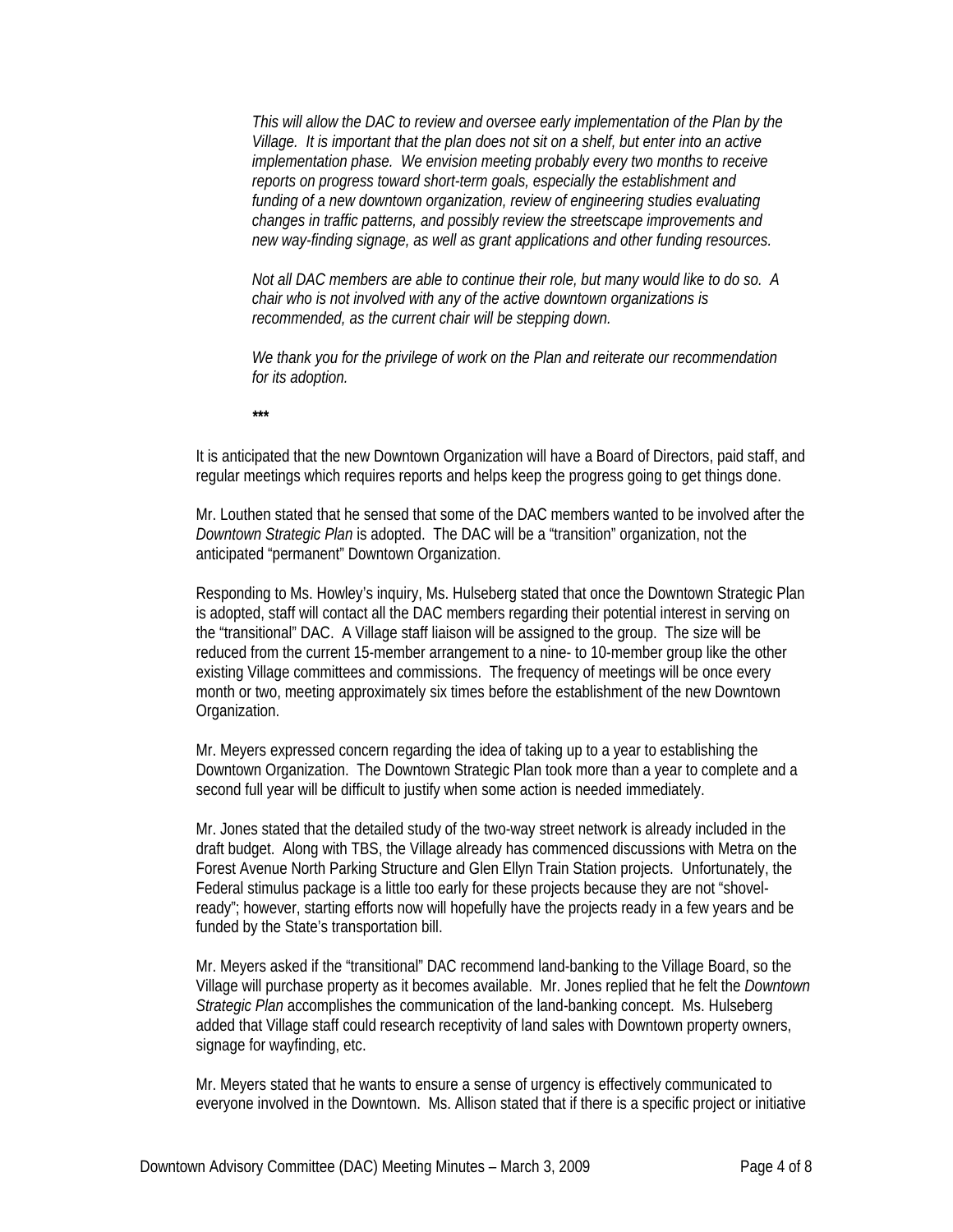*This will allow the DAC to review and oversee early implementation of the Plan by the Village. It is important that the plan does not sit on a shelf, but enter into an active implementation phase. We envision meeting probably every two months to receive reports on progress toward short-term goals, especially the establishment and funding of a new downtown organization, review of engineering studies evaluating changes in traffic patterns, and possibly review the streetscape improvements and new way-finding signage, as well as grant applications and other funding resources.*

*Not all DAC members are able to continue their role, but many would like to do so. A chair who is not involved with any of the active downtown organizations is recommended, as the current chair will be stepping down.*

*We thank you for the privilege of work on the Plan and reiterate our recommendation for its adoption.*

**\*\*\***

It is anticipated that the new Downtown Organization will have a Board of Directors, paid staff, and regular meetings which requires reports and helps keep the progress going to get things done.

Mr. Louthen stated that he sensed that some of the DAC members wanted to be involved after the *Downtown Strategic Plan* is adopted. The DAC will be a "transition" organization, not the anticipated "permanent" Downtown Organization.

Responding to Ms. Howley's inquiry, Ms. Hulseberg stated that once the Downtown Strategic Plan is adopted, staff will contact all the DAC members regarding their potential interest in serving on the "transitional" DAC. A Village staff liaison will be assigned to the group. The size will be reduced from the current 15-member arrangement to a nine- to 10-member group like the other existing Village committees and commissions. The frequency of meetings will be once every month or two, meeting approximately six times before the establishment of the new Downtown Organization.

Mr. Meyers expressed concern regarding the idea of taking up to a year to establishing the Downtown Organization. The Downtown Strategic Plan took more than a year to complete and a second full year will be difficult to justify when some action is needed immediately.

Mr. Jones stated that the detailed study of the two-way street network is already included in the draft budget. Along with TBS, the Village already has commenced discussions with Metra on the Forest Avenue North Parking Structure and Glen Ellyn Train Station projects. Unfortunately, the Federal stimulus package is a little too early for these projects because they are not "shovel-ready"; however, starting efforts now will hopefully have the projects ready in a few years and be funded by the State's transportation bill.

Mr. Meyers asked if the "transitional" DAC recommend land-banking to the Village Board, so the Village will purchase property as it becomes available. Mr. Jones replied that he felt the *Downtown Strategic Plan* accomplishes the communication of the land-banking concept. Ms. Hulseberg added that Village staff could research receptivity of land sales with Downtown property owners, signage for wayfinding, etc.

Mr. Meyers stated that he wants to ensure a sense of urgency is effectively communicated to everyone involved in the Downtown. Ms. Allison stated that if there is a specific project or initiative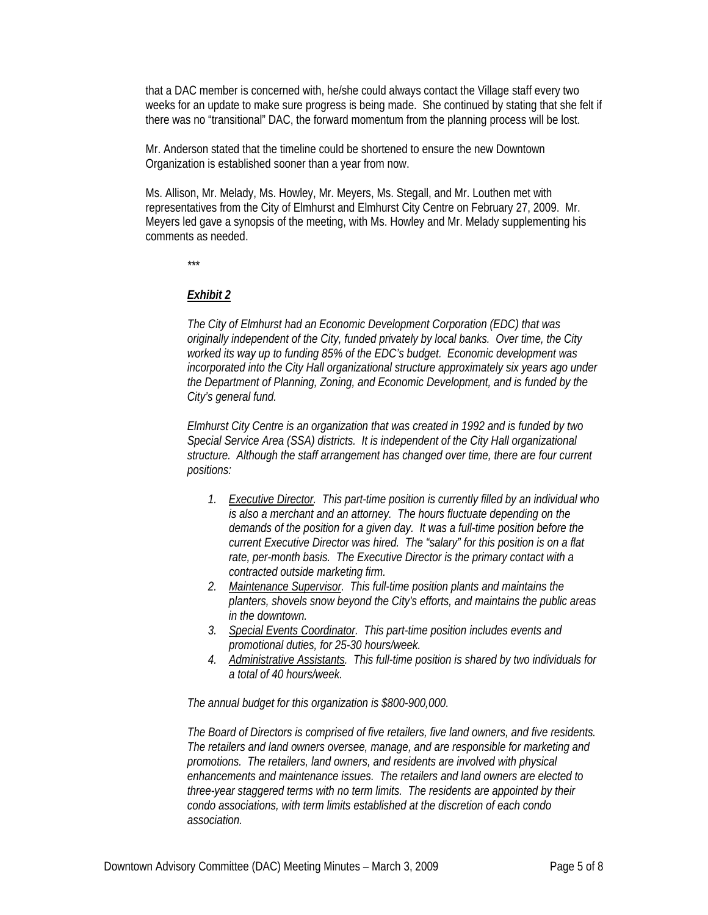that a DAC member is concerned with, he/she could always contact the Village staff every two weeks for an update to make sure progress is being made. She continued by stating that she felt if there was no "transitional" DAC, the forward momentum from the planning process will be lost.

Mr. Anderson stated that the timeline could be shortened to ensure the new Downtown Organization is established sooner than a year from now.

Ms. Allison, Mr. Melady, Ms. Howley, Mr. Meyers, Ms. Stegall, and Mr. Louthen met with representatives from the City of Elmhurst and Elmhurst City Centre on February 27, 2009. Mr. Meyers led gave a synopsis of the meeting, with Ms. Howley and Mr. Melady supplementing his comments as needed.

\*\*\*

***Exhibit 2***

*The City of Elmhurst had an Economic Development Corporation (EDC) that was originally independent of the City, funded privately by local banks. Over time, the City worked its way up to funding 85% of the EDC's budget. Economic development was incorporated into the City Hall organizational structure approximately six years ago under the Department of Planning, Zoning, and Economic Development, and is funded by the City's general fund.*

*Elmhurst City Centre is an organization that was created in 1992 and is funded by two Special Service Area (SSA) districts. It is independent of the City Hall organizational structure. Although the staff arrangement has changed over time, there are four current positions:*

1. *Executive Director. This part-time position is currently filled by an individual who is also a merchant and an attorney. The hours fluctuate depending on the demands of the position for a given day. It was a full-time position before the current Executive Director was hired. The "salary" for this position is on a flat rate, per-month basis. The Executive Director is the primary contact with a contracted outside marketing firm.*
2. *Maintenance Supervisor. This full-time position plants and maintains the planters, shovels snow beyond the City's efforts, and maintains the public areas in the downtown.*
3. *Special Events Coordinator. This part-time position includes events and promotional duties, for 25-30 hours/week.*
4. *Administrative Assistants. This full-time position is shared by two individuals for a total of 40 hours/week.*

*The annual budget for this organization is $800-900,000.*

*The Board of Directors is comprised of five retailers, five land owners, and five residents. The retailers and land owners oversee, manage, and are responsible for marketing and promotions. The retailers, land owners, and residents are involved with physical enhancements and maintenance issues. The retailers and land owners are elected to three-year staggered terms with no term limits. The residents are appointed by their condo associations, with term limits established at the discretion of each condo association.*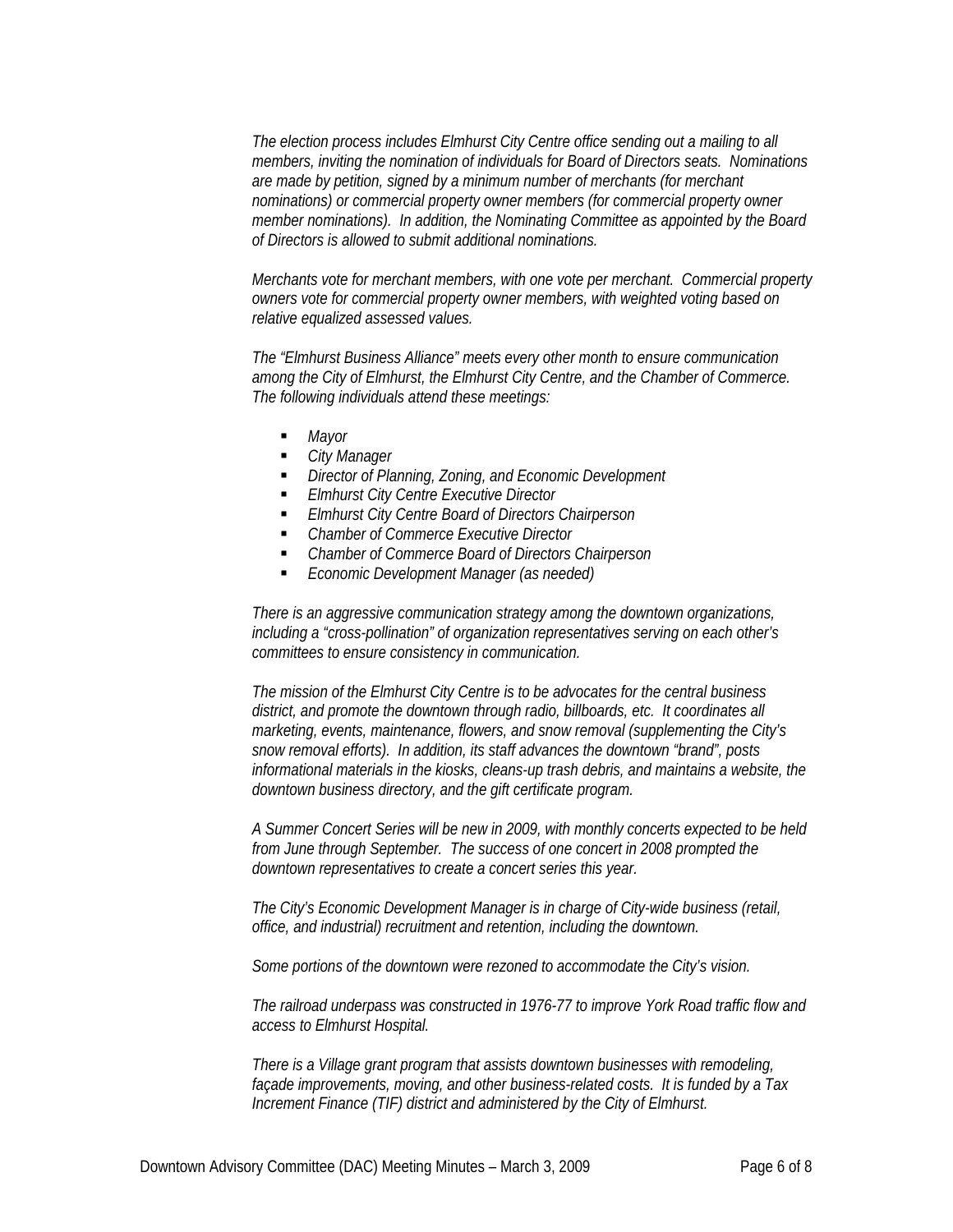*The election process includes Elmhurst City Centre office sending out a mailing to all members, inviting the nomination of individuals for Board of Directors seats. Nominations are made by petition, signed by a minimum number of merchants (for merchant nominations) or commercial property owner members (for commercial property owner member nominations). In addition, the Nominating Committee as appointed by the Board of Directors is allowed to submit additional nominations.*

*Merchants vote for merchant members, with one vote per merchant. Commercial property owners vote for commercial property owner members, with weighted voting based on relative equalized assessed values.*

*The "Elmhurst Business Alliance" meets every other month to ensure communication among the City of Elmhurst, the Elmhurst City Centre, and the Chamber of Commerce. The following individuals attend these meetings:*

- *Mayor*
- *City Manager*
- *Director of Planning, Zoning, and Economic Development*
- *Elmhurst City Centre Executive Director*
- *Elmhurst City Centre Board of Directors Chairperson*
- *Chamber of Commerce Executive Director*
- *Chamber of Commerce Board of Directors Chairperson*
- *Economic Development Manager (as needed)*

*There is an aggressive communication strategy among the downtown organizations, including a "cross-pollination" of organization representatives serving on each other's committees to ensure consistency in communication.*

*The mission of the Elmhurst City Centre is to be advocates for the central business district, and promote the downtown through radio, billboards, etc. It coordinates all marketing, events, maintenance, flowers, and snow removal (supplementing the City's snow removal efforts). In addition, its staff advances the downtown "brand", posts informational materials in the kiosks, cleans-up trash debris, and maintains a website, the downtown business directory, and the gift certificate program.*

*A Summer Concert Series will be new in 2009, with monthly concerts expected to be held from June through September. The success of one concert in 2008 prompted the downtown representatives to create a concert series this year.*

*The City's Economic Development Manager is in charge of City-wide business (retail, office, and industrial) recruitment and retention, including the downtown.*

*Some portions of the downtown were rezoned to accommodate the City's vision.*

*The railroad underpass was constructed in 1976-77 to improve York Road traffic flow and access to Elmhurst Hospital.*

*There is a Village grant program that assists downtown businesses with remodeling, façade improvements, moving, and other business-related costs. It is funded by a Tax Increment Finance (TIF) district and administered by the City of Elmhurst.*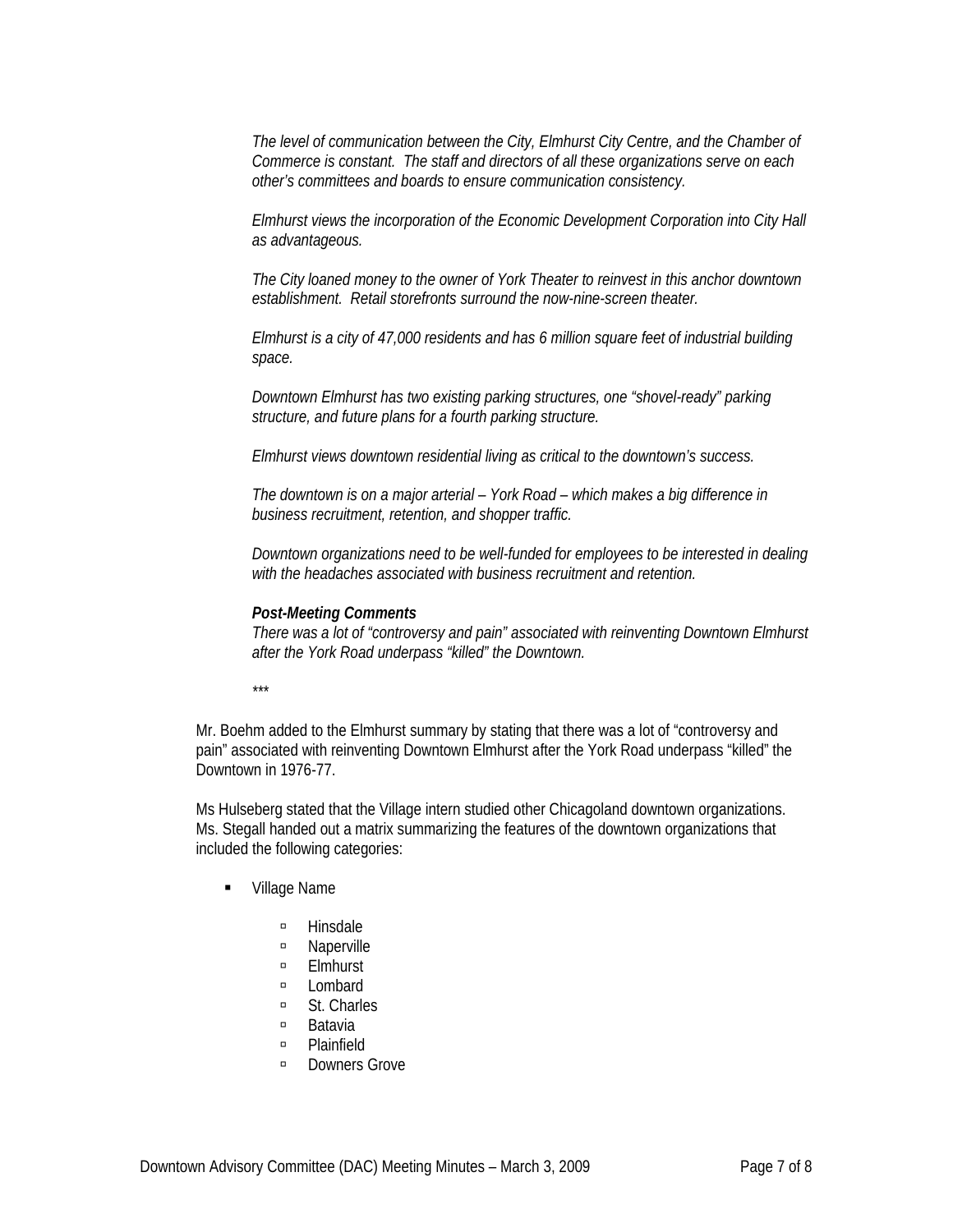*The level of communication between the City, Elmhurst City Centre, and the Chamber of Commerce is constant. The staff and directors of all these organizations serve on each other's committees and boards to ensure communication consistency.*

*Elmhurst views the incorporation of the Economic Development Corporation into City Hall as advantageous.*

*The City loaned money to the owner of York Theater to reinvest in this anchor downtown establishment. Retail storefronts surround the now-nine-screen theater.*

*Elmhurst is a city of 47,000 residents and has 6 million square feet of industrial building space.*

*Downtown Elmhurst has two existing parking structures, one "shovel-ready" parking structure, and future plans for a fourth parking structure.*

*Elmhurst views downtown residential living as critical to the downtown's success.*

*The downtown is on a major arterial – York Road – which makes a big difference in business recruitment, retention, and shopper traffic.*

*Downtown organizations need to be well-funded for employees to be interested in dealing with the headaches associated with business recruitment and retention.*

***Post-Meeting Comments***
*There was a lot of "controversy and pain" associated with reinventing Downtown Elmhurst after the York Road underpass "killed" the Downtown.*

*\*\*\**

Mr. Boehm added to the Elmhurst summary by stating that there was a lot of "controversy and pain" associated with reinventing Downtown Elmhurst after the York Road underpass "killed" the Downtown in 1976-77.

Ms Hulseberg stated that the Village intern studied other Chicagoland downtown organizations. Ms. Stegall handed out a matrix summarizing the features of the downtown organizations that included the following categories:

- Village Name
  - Hinsdale
  - Naperville
  - Elmhurst
  - Lombard
  - St. Charles
  - Batavia
  - Plainfield
  - Downers Grove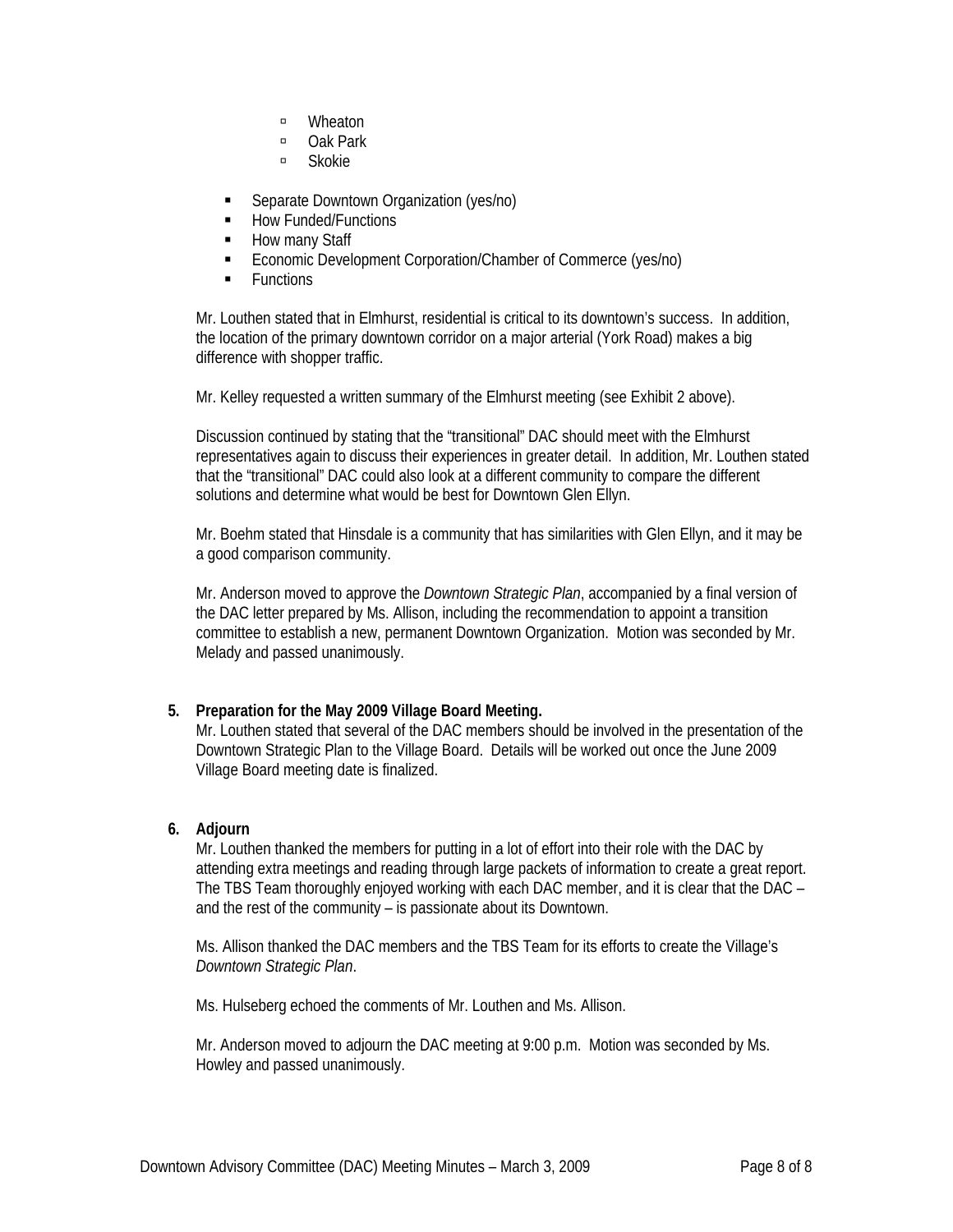- Wheaton
   - Oak Park
   - Skokie

- Separate Downtown Organization (yes/no)
- How Funded/Functions
- How many Staff
- Economic Development Corporation/Chamber of Commerce (yes/no)
- Functions

Mr. Louthen stated that in Elmhurst, residential is critical to its downtown's success. In addition, the location of the primary downtown corridor on a major arterial (York Road) makes a big difference with shopper traffic.

Mr. Kelley requested a written summary of the Elmhurst meeting (see Exhibit 2 above).

Discussion continued by stating that the "transitional" DAC should meet with the Elmhurst representatives again to discuss their experiences in greater detail. In addition, Mr. Louthen stated that the "transitional" DAC could also look at a different community to compare the different solutions and determine what would be best for Downtown Glen Ellyn.

Mr. Boehm stated that Hinsdale is a community that has similarities with Glen Ellyn, and it may be a good comparison community.

Mr. Anderson moved to approve the *Downtown Strategic Plan*, accompanied by a final version of the DAC letter prepared by Ms. Allison, including the recommendation to appoint a transition committee to establish a new, permanent Downtown Organization. Motion was seconded by Mr. Melady and passed unanimously.

**5. Preparation for the May 2009 Village Board Meeting.**

Mr. Louthen stated that several of the DAC members should be involved in the presentation of the Downtown Strategic Plan to the Village Board. Details will be worked out once the June 2009 Village Board meeting date is finalized.

**6. Adjourn**

Mr. Louthen thanked the members for putting in a lot of effort into their role with the DAC by attending extra meetings and reading through large packets of information to create a great report. The TBS Team thoroughly enjoyed working with each DAC member, and it is clear that the DAC – and the rest of the community – is passionate about its Downtown.

Ms. Allison thanked the DAC members and the TBS Team for its efforts to create the Village's *Downtown Strategic Plan*.

Ms. Hulseberg echoed the comments of Mr. Louthen and Ms. Allison.

Mr. Anderson moved to adjourn the DAC meeting at 9:00 p.m. Motion was seconded by Ms. Howley and passed unanimously.